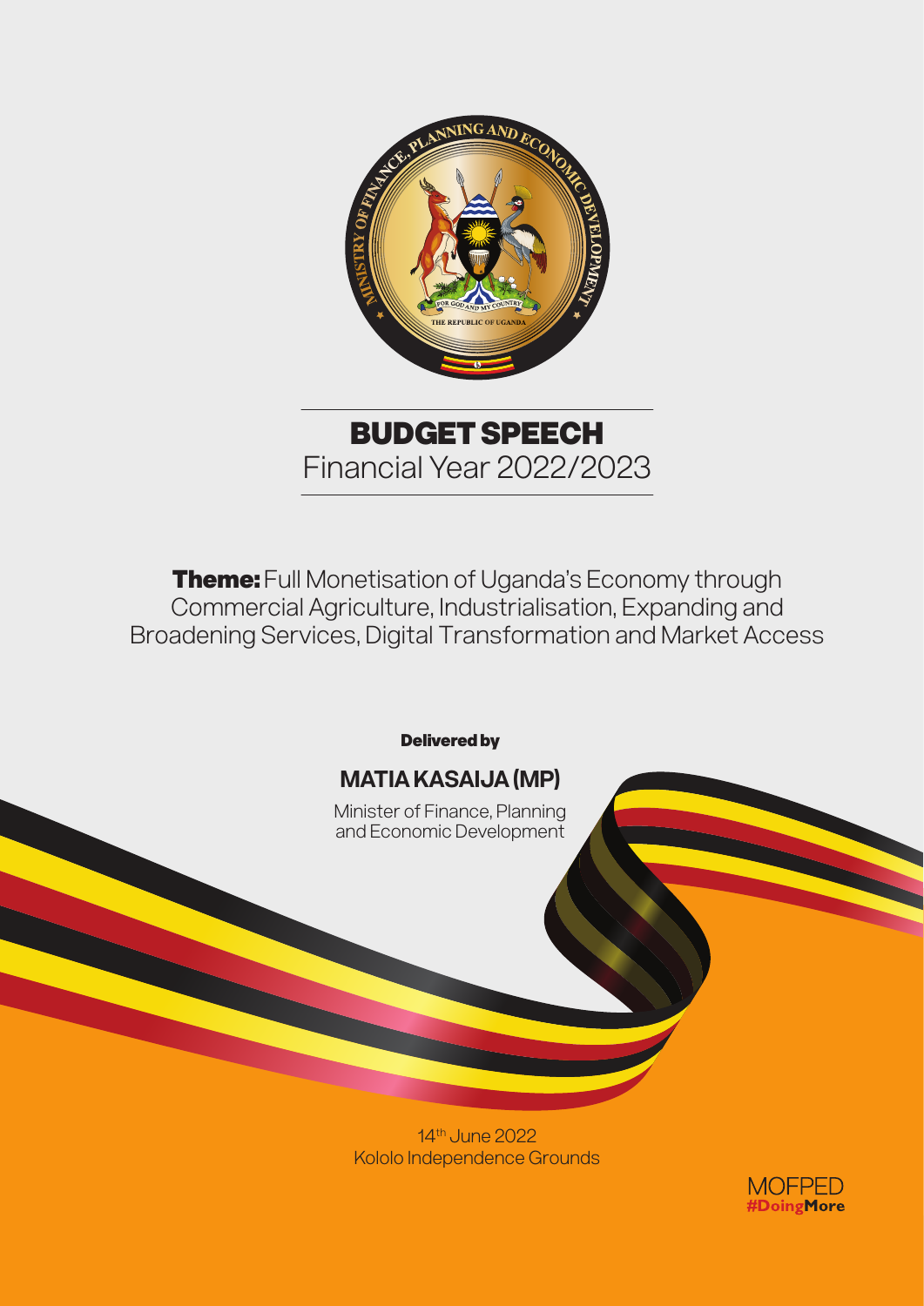# BUDGET SPEECH

Financial Year 2022/2023

**Theme:** Full Monetisation of Uganda's Economy through Commercial Agriculture, Industrialisation, Expanding and Broadening Services, Digital Transformation and Market Access

**Delivered by**

**MATIA KASAIJA (MP)**

Minister of Finance, Planning and Economic Development

14th June 2022

Kololo Independence Grounds

MOFPED
#DoingMore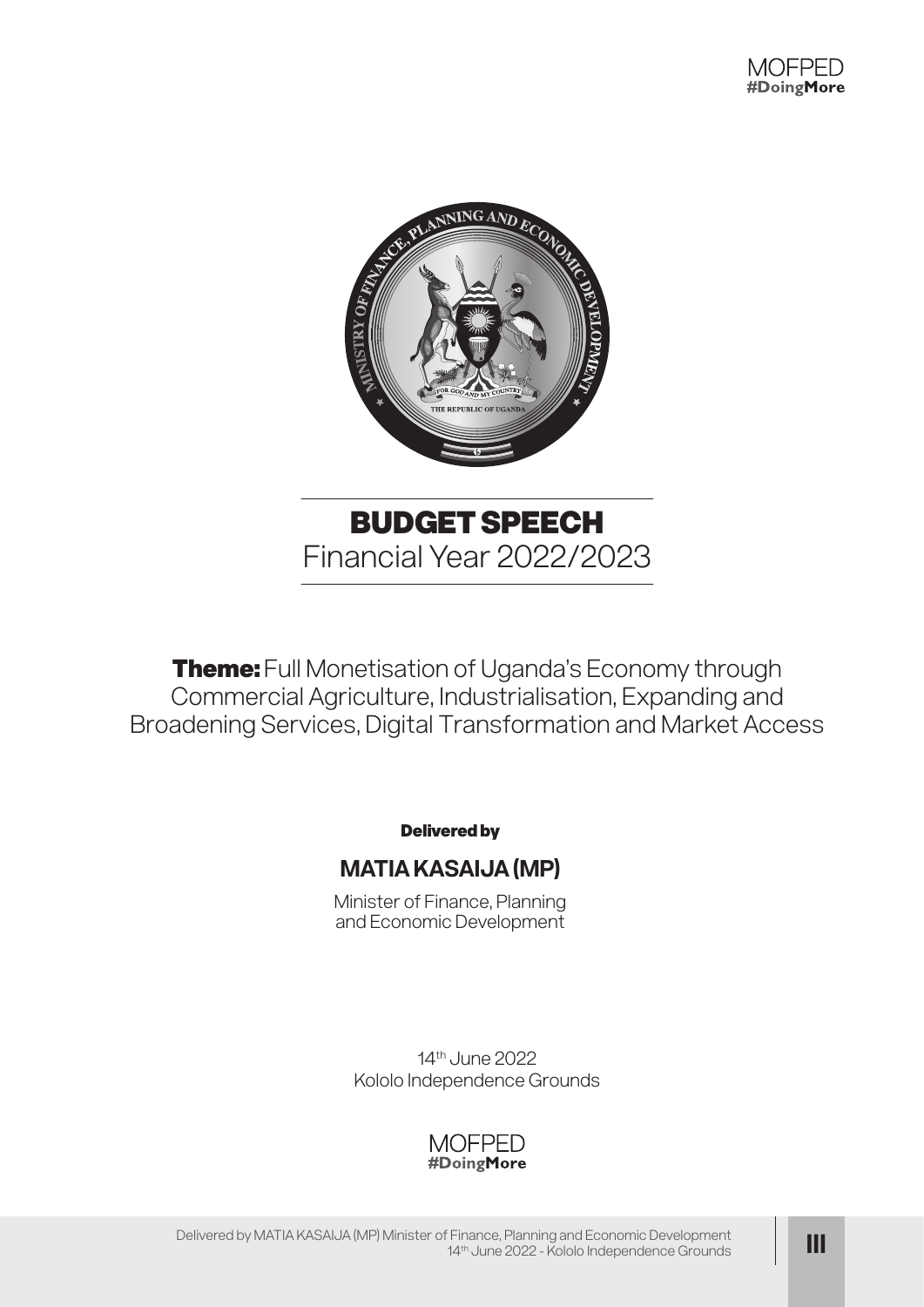MOFPED
#DoingMore

# BUDGET SPEECH
Financial Year 2022/2023

**Theme:** Full Monetisation of Uganda's Economy through Commercial Agriculture, Industrialisation, Expanding and Broadening Services, Digital Transformation and Market Access

**Delivered by**

## MATIA KASAIJA (MP)

Minister of Finance, Planning and Economic Development

14th June 2022
Kololo Independence Grounds

MOFPED
#DoingMore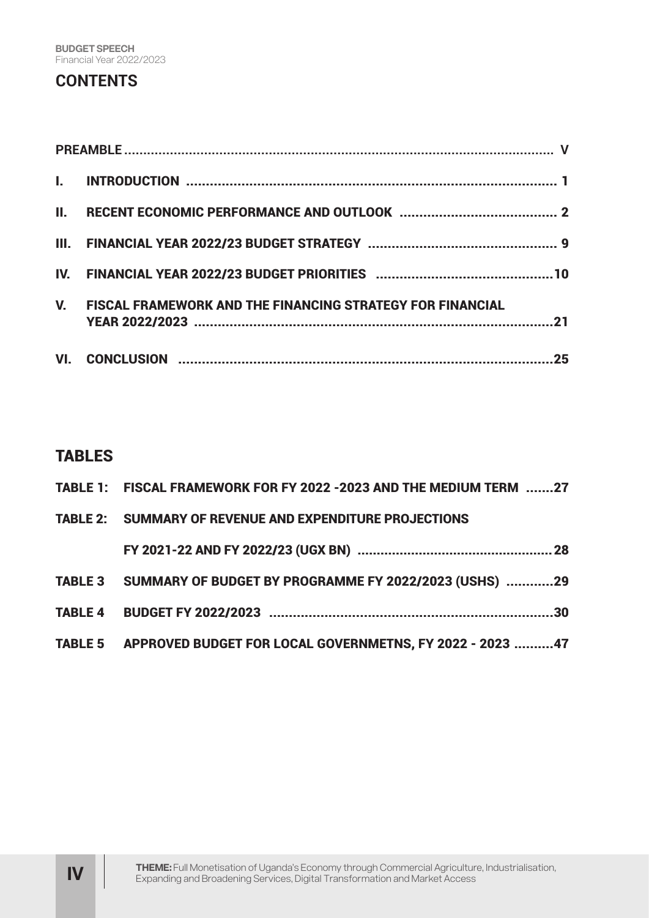## CONTENTS

| | | |
|---|---|---|
| **PREAMBLE** | | **V** |
| **I.** | **INTRODUCTION** | **1** |
| **II.** | **RECENT ECONOMIC PERFORMANCE AND OUTLOOK** | **2** |
| **III.** | **FINANCIAL YEAR 2022/23 BUDGET STRATEGY** | **9** |
| **IV.** | **FINANCIAL YEAR 2022/23 BUDGET PRIORITIES** | **10** |
| **V.** | **FISCAL FRAMEWORK AND THE FINANCING STRATEGY FOR FINANCIAL YEAR 2022/2023** | **21** |
| **VI.** | **CONCLUSION** | **25** |

## TABLES

| | | |
|---|---|---|
| **TABLE 1:** | **FISCAL FRAMEWORK FOR FY 2022 -2023 AND THE MEDIUM TERM** | **27** |
| **TABLE 2:** | **SUMMARY OF REVENUE AND EXPENDITURE PROJECTIONS FY 2021-22 AND FY 2022/23 (UGX BN)** | **28** |
| **TABLE 3** | **SUMMARY OF BUDGET BY PROGRAMME FY 2022/2023 (USHS)** | **29** |
| **TABLE 4** | **BUDGET FY 2022/2023** | **30** |
| **TABLE 5** | **APPROVED BUDGET FOR LOCAL GOVERNMETNS, FY 2022 - 2023** | **47** |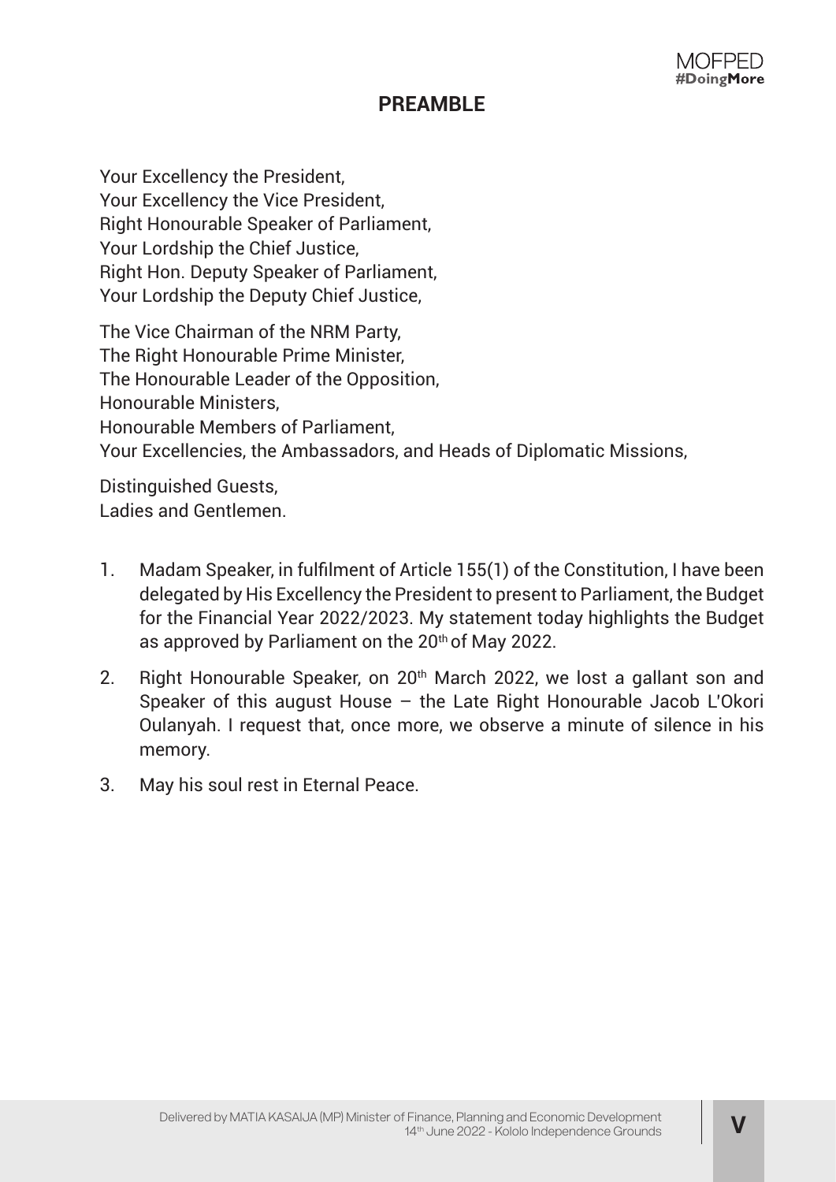## PREAMBLE

Your Excellency the President,
Your Excellency the Vice President,
Right Honourable Speaker of Parliament,
Your Lordship the Chief Justice,
Right Hon. Deputy Speaker of Parliament,
Your Lordship the Deputy Chief Justice,

The Vice Chairman of the NRM Party,
The Right Honourable Prime Minister,
The Honourable Leader of the Opposition,
Honourable Ministers,
Honourable Members of Parliament,
Your Excellencies, the Ambassadors, and Heads of Diplomatic Missions,

Distinguished Guests,
Ladies and Gentlemen.

1. Madam Speaker, in fulfilment of Article 155(1) of the Constitution, I have been delegated by His Excellency the President to present to Parliament, the Budget for the Financial Year 2022/2023. My statement today highlights the Budget as approved by Parliament on the 20th of May 2022.

2. Right Honourable Speaker, on 20th March 2022, we lost a gallant son and Speaker of this august House – the Late Right Honourable Jacob L'Okori Oulanyah. I request that, once more, we observe a minute of silence in his memory.

3. May his soul rest in Eternal Peace.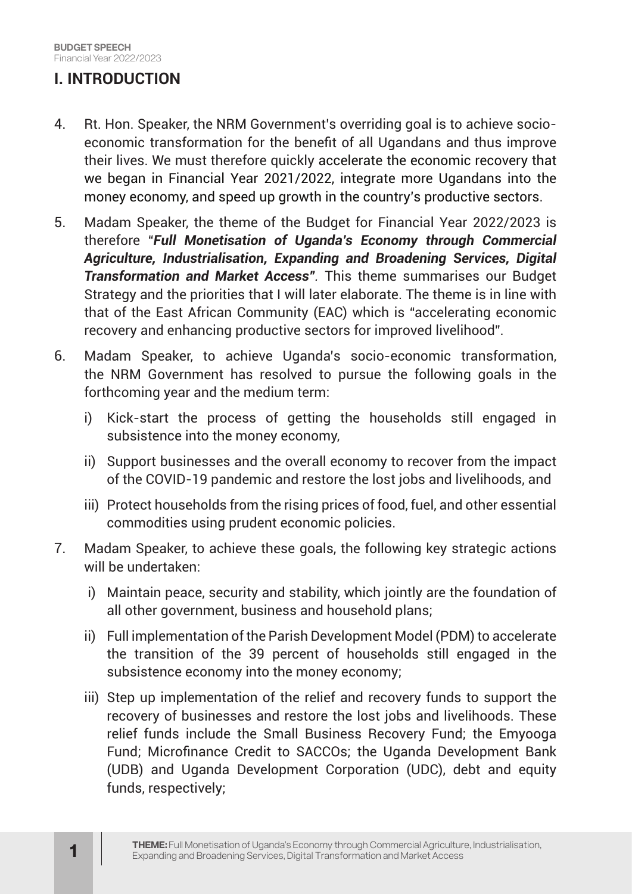# I. INTRODUCTION

4. Rt. Hon. Speaker, the NRM Government's overriding goal is to achieve socio-economic transformation for the benefit of all Ugandans and thus improve their lives. We must therefore quickly accelerate the economic recovery that we began in Financial Year 2021/2022, integrate more Ugandans into the money economy, and speed up growth in the country's productive sectors.

5. Madam Speaker, the theme of the Budget for Financial Year 2022/2023 is therefore "***Full Monetisation of Uganda's Economy through Commercial Agriculture, Industrialisation, Expanding and Broadening Services, Digital Transformation and Market Access"***. This theme summarises our Budget Strategy and the priorities that I will later elaborate. The theme is in line with that of the East African Community (EAC) which is "accelerating economic recovery and enhancing productive sectors for improved livelihood".

6. Madam Speaker, to achieve Uganda's socio-economic transformation, the NRM Government has resolved to pursue the following goals in the forthcoming year and the medium term:

   i) Kick-start the process of getting the households still engaged in subsistence into the money economy,

   ii) Support businesses and the overall economy to recover from the impact of the COVID-19 pandemic and restore the lost jobs and livelihoods, and

   iii) Protect households from the rising prices of food, fuel, and other essential commodities using prudent economic policies.

7. Madam Speaker, to achieve these goals, the following key strategic actions will be undertaken:

   i) Maintain peace, security and stability, which jointly are the foundation of all other government, business and household plans;

   ii) Full implementation of the Parish Development Model (PDM) to accelerate the transition of the 39 percent of households still engaged in the subsistence economy into the money economy;

   iii) Step up implementation of the relief and recovery funds to support the recovery of businesses and restore the lost jobs and livelihoods. These relief funds include the Small Business Recovery Fund; the Emyooga Fund; Microfinance Credit to SACCOs; the Uganda Development Bank (UDB) and Uganda Development Corporation (UDC), debt and equity funds, respectively;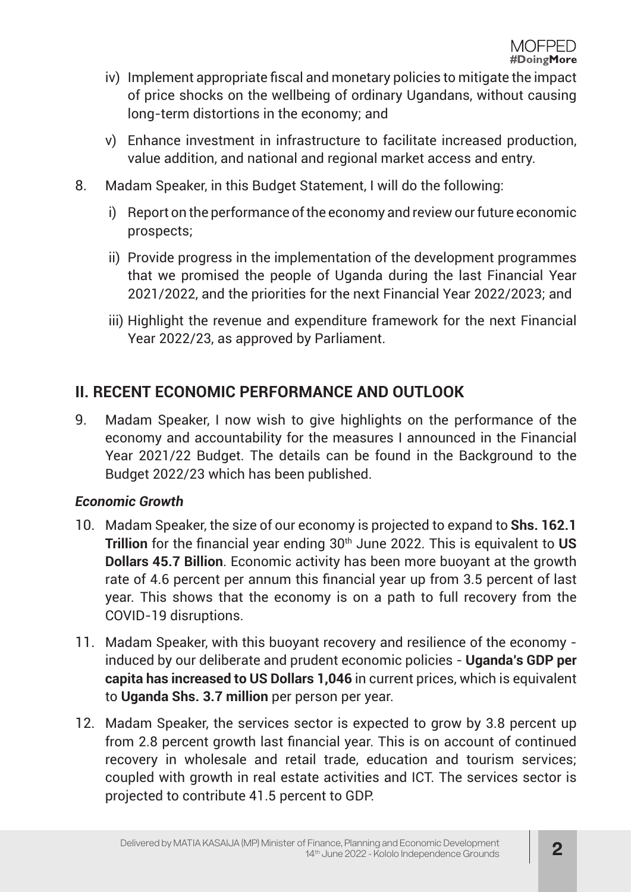iv) Implement appropriate fiscal and monetary policies to mitigate the impact of price shocks on the wellbeing of ordinary Ugandans, without causing long-term distortions in the economy; and

v) Enhance investment in infrastructure to facilitate increased production, value addition, and national and regional market access and entry.

8. Madam Speaker, in this Budget Statement, I will do the following:

   i) Report on the performance of the economy and review our future economic prospects;

   ii) Provide progress in the implementation of the development programmes that we promised the people of Uganda during the last Financial Year 2021/2022, and the priorities for the next Financial Year 2022/2023; and

   iii) Highlight the revenue and expenditure framework for the next Financial Year 2022/23, as approved by Parliament.

## II. RECENT ECONOMIC PERFORMANCE AND OUTLOOK

9. Madam Speaker, I now wish to give highlights on the performance of the economy and accountability for the measures I announced in the Financial Year 2021/22 Budget. The details can be found in the Background to the Budget 2022/23 which has been published.

### *Economic Growth*

10. Madam Speaker, the size of our economy is projected to expand to **Shs. 162.1 Trillion** for the financial year ending 30th June 2022. This is equivalent to **US Dollars 45.7 Billion**. Economic activity has been more buoyant at the growth rate of 4.6 percent per annum this financial year up from 3.5 percent of last year. This shows that the economy is on a path to full recovery from the COVID-19 disruptions.

11. Madam Speaker, with this buoyant recovery and resilience of the economy - induced by our deliberate and prudent economic policies - **Uganda's GDP per capita has increased to US Dollars 1,046** in current prices, which is equivalent to **Uganda Shs. 3.7 million** per person per year.

12. Madam Speaker, the services sector is expected to grow by 3.8 percent up from 2.8 percent growth last financial year. This is on account of continued recovery in wholesale and retail trade, education and tourism services; coupled with growth in real estate activities and ICT. The services sector is projected to contribute 41.5 percent to GDP.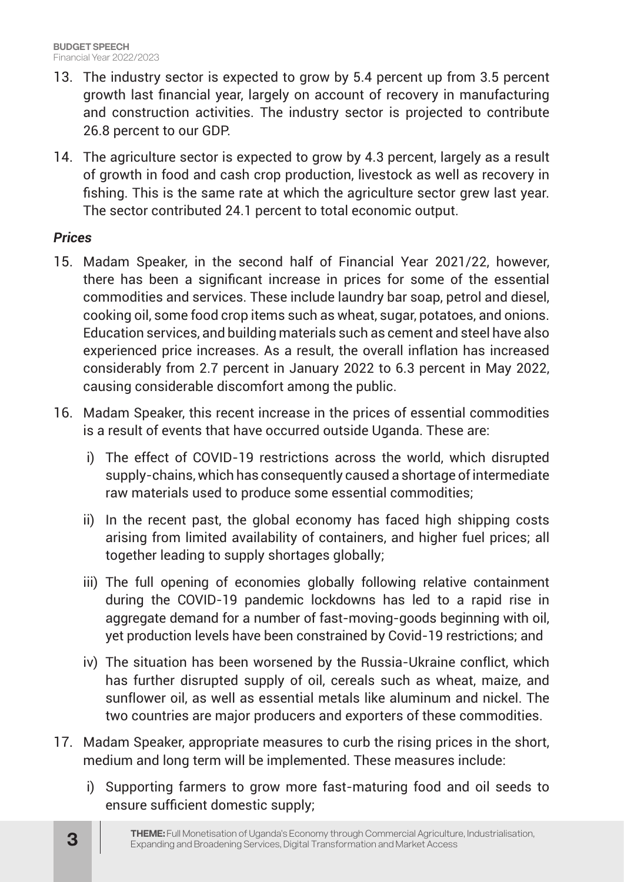13. The industry sector is expected to grow by 5.4 percent up from 3.5 percent growth last financial year, largely on account of recovery in manufacturing and construction activities. The industry sector is projected to contribute 26.8 percent to our GDP.

14. The agriculture sector is expected to grow by 4.3 percent, largely as a result of growth in food and cash crop production, livestock as well as recovery in fishing. This is the same rate at which the agriculture sector grew last year. The sector contributed 24.1 percent to total economic output.

### *Prices*

15. Madam Speaker, in the second half of Financial Year 2021/22, however, there has been a significant increase in prices for some of the essential commodities and services. These include laundry bar soap, petrol and diesel, cooking oil, some food crop items such as wheat, sugar, potatoes, and onions. Education services, and building materials such as cement and steel have also experienced price increases. As a result, the overall inflation has increased considerably from 2.7 percent in January 2022 to 6.3 percent in May 2022, causing considerable discomfort among the public.

16. Madam Speaker, this recent increase in the prices of essential commodities is a result of events that have occurred outside Uganda. These are:

    i) The effect of COVID-19 restrictions across the world, which disrupted supply-chains, which has consequently caused a shortage of intermediate raw materials used to produce some essential commodities;

    ii) In the recent past, the global economy has faced high shipping costs arising from limited availability of containers, and higher fuel prices; all together leading to supply shortages globally;

    iii) The full opening of economies globally following relative containment during the COVID-19 pandemic lockdowns has led to a rapid rise in aggregate demand for a number of fast-moving-goods beginning with oil, yet production levels have been constrained by Covid-19 restrictions; and

    iv) The situation has been worsened by the Russia-Ukraine conflict, which has further disrupted supply of oil, cereals such as wheat, maize, and sunflower oil, as well as essential metals like aluminum and nickel. The two countries are major producers and exporters of these commodities.

17. Madam Speaker, appropriate measures to curb the rising prices in the short, medium and long term will be implemented. These measures include:

    i) Supporting farmers to grow more fast-maturing food and oil seeds to ensure sufficient domestic supply;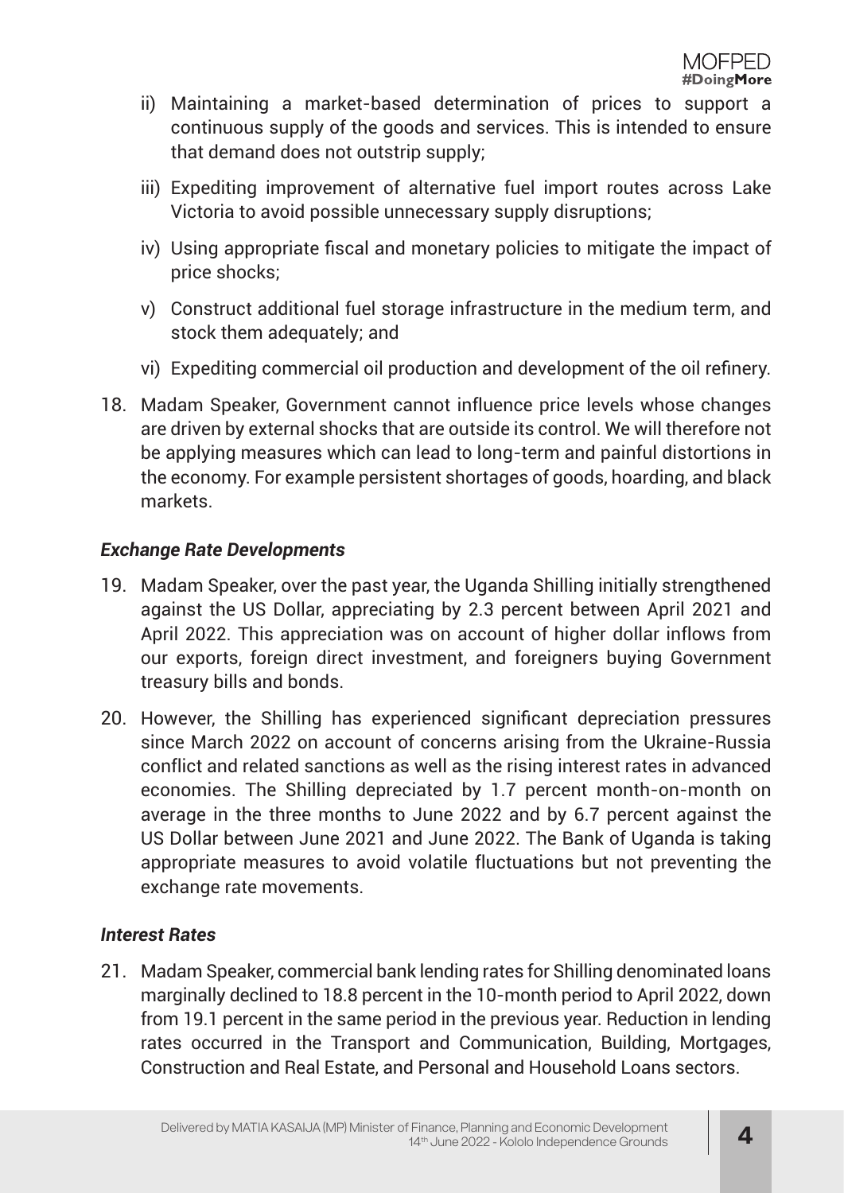ii) Maintaining a market-based determination of prices to support a continuous supply of the goods and services. This is intended to ensure that demand does not outstrip supply;

iii) Expediting improvement of alternative fuel import routes across Lake Victoria to avoid possible unnecessary supply disruptions;

iv) Using appropriate fiscal and monetary policies to mitigate the impact of price shocks;

v) Construct additional fuel storage infrastructure in the medium term, and stock them adequately; and

vi) Expediting commercial oil production and development of the oil refinery.

18. Madam Speaker, Government cannot influence price levels whose changes are driven by external shocks that are outside its control. We will therefore not be applying measures which can lead to long-term and painful distortions in the economy. For example persistent shortages of goods, hoarding, and black markets.

### *Exchange Rate Developments*

19. Madam Speaker, over the past year, the Uganda Shilling initially strengthened against the US Dollar, appreciating by 2.3 percent between April 2021 and April 2022. This appreciation was on account of higher dollar inflows from our exports, foreign direct investment, and foreigners buying Government treasury bills and bonds.

20. However, the Shilling has experienced significant depreciation pressures since March 2022 on account of concerns arising from the Ukraine-Russia conflict and related sanctions as well as the rising interest rates in advanced economies. The Shilling depreciated by 1.7 percent month-on-month on average in the three months to June 2022 and by 6.7 percent against the US Dollar between June 2021 and June 2022. The Bank of Uganda is taking appropriate measures to avoid volatile fluctuations but not preventing the exchange rate movements.

### *Interest Rates*

21. Madam Speaker, commercial bank lending rates for Shilling denominated loans marginally declined to 18.8 percent in the 10-month period to April 2022, down from 19.1 percent in the same period in the previous year. Reduction in lending rates occurred in the Transport and Communication, Building, Mortgages, Construction and Real Estate, and Personal and Household Loans sectors.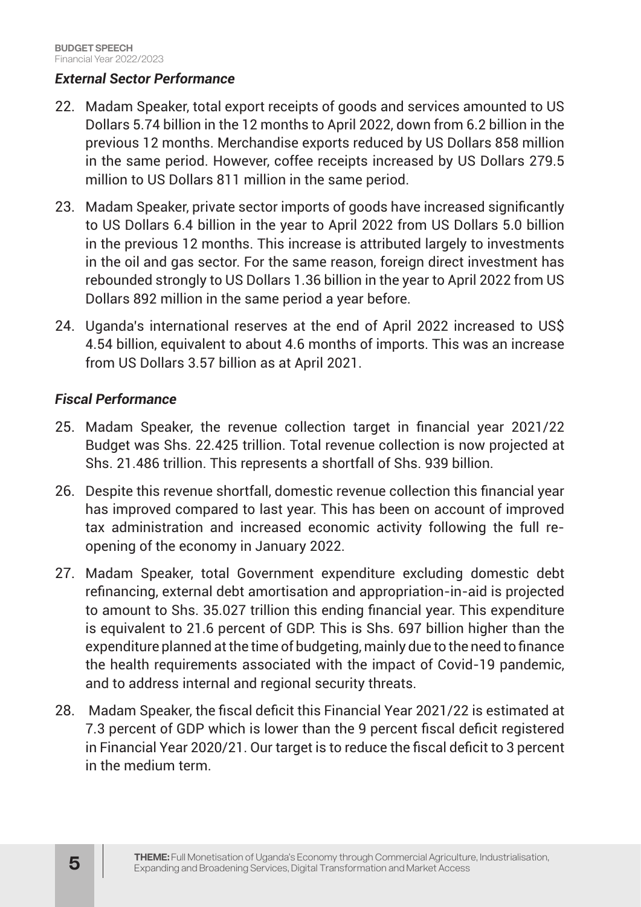### *External Sector Performance*

22. Madam Speaker, total export receipts of goods and services amounted to US Dollars 5.74 billion in the 12 months to April 2022, down from 6.2 billion in the previous 12 months. Merchandise exports reduced by US Dollars 858 million in the same period. However, coffee receipts increased by US Dollars 279.5 million to US Dollars 811 million in the same period.

23. Madam Speaker, private sector imports of goods have increased significantly to US Dollars 6.4 billion in the year to April 2022 from US Dollars 5.0 billion in the previous 12 months. This increase is attributed largely to investments in the oil and gas sector. For the same reason, foreign direct investment has rebounded strongly to US Dollars 1.36 billion in the year to April 2022 from US Dollars 892 million in the same period a year before.

24. Uganda's international reserves at the end of April 2022 increased to US$ 4.54 billion, equivalent to about 4.6 months of imports. This was an increase from US Dollars 3.57 billion as at April 2021.

### *Fiscal Performance*

25. Madam Speaker, the revenue collection target in financial year 2021/22 Budget was Shs. 22.425 trillion. Total revenue collection is now projected at Shs. 21.486 trillion. This represents a shortfall of Shs. 939 billion.

26. Despite this revenue shortfall, domestic revenue collection this financial year has improved compared to last year. This has been on account of improved tax administration and increased economic activity following the full re-opening of the economy in January 2022.

27. Madam Speaker, total Government expenditure excluding domestic debt refinancing, external debt amortisation and appropriation-in-aid is projected to amount to Shs. 35.027 trillion this ending financial year. This expenditure is equivalent to 21.6 percent of GDP. This is Shs. 697 billion higher than the expenditure planned at the time of budgeting, mainly due to the need to finance the health requirements associated with the impact of Covid-19 pandemic, and to address internal and regional security threats.

28. Madam Speaker, the fiscal deficit this Financial Year 2021/22 is estimated at 7.3 percent of GDP which is lower than the 9 percent fiscal deficit registered in Financial Year 2020/21. Our target is to reduce the fiscal deficit to 3 percent in the medium term.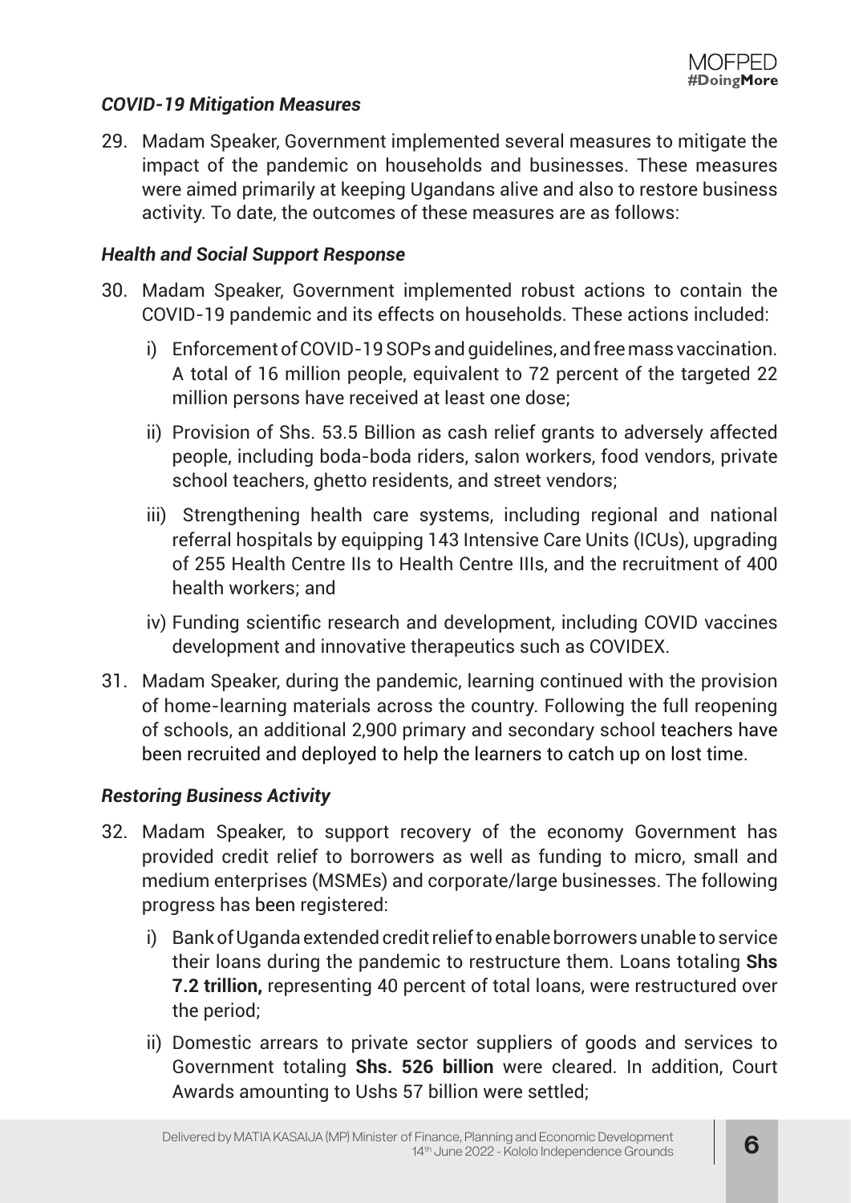***COVID-19 Mitigation Measures***

29. Madam Speaker, Government implemented several measures to mitigate the impact of the pandemic on households and businesses. These measures were aimed primarily at keeping Ugandans alive and also to restore business activity. To date, the outcomes of these measures are as follows:

***Health and Social Support Response***

30. Madam Speaker, Government implemented robust actions to contain the COVID-19 pandemic and its effects on households. These actions included:

    i) Enforcement of COVID-19 SOPs and guidelines, and free mass vaccination. A total of 16 million people, equivalent to 72 percent of the targeted 22 million persons have received at least one dose;

    ii) Provision of Shs. 53.5 Billion as cash relief grants to adversely affected people, including boda-boda riders, salon workers, food vendors, private school teachers, ghetto residents, and street vendors;

    iii) Strengthening health care systems, including regional and national referral hospitals by equipping 143 Intensive Care Units (ICUs), upgrading of 255 Health Centre IIs to Health Centre IIIs, and the recruitment of 400 health workers; and

    iv) Funding scientific research and development, including COVID vaccines development and innovative therapeutics such as COVIDEX.

31. Madam Speaker, during the pandemic, learning continued with the provision of home-learning materials across the country. Following the full reopening of schools, an additional 2,900 primary and secondary school teachers have been recruited and deployed to help the learners to catch up on lost time.

***Restoring Business Activity***

32. Madam Speaker, to support recovery of the economy Government has provided credit relief to borrowers as well as funding to micro, small and medium enterprises (MSMEs) and corporate/large businesses. The following progress has been registered:

    i) Bank of Uganda extended credit relief to enable borrowers unable to service their loans during the pandemic to restructure them. Loans totaling **Shs 7.2 trillion,** representing 40 percent of total loans, were restructured over the period;

    ii) Domestic arrears to private sector suppliers of goods and services to Government totaling **Shs. 526 billion** were cleared. In addition, Court Awards amounting to Ushs 57 billion were settled;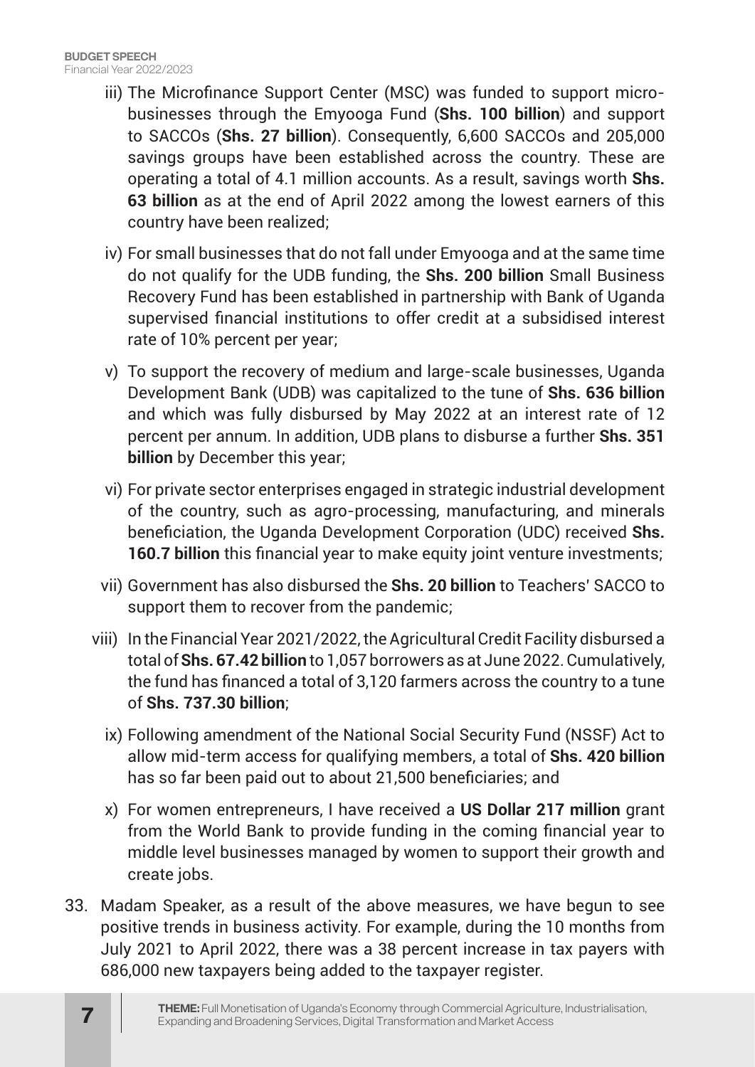iii) The Microfinance Support Center (MSC) was funded to support micro-businesses through the Emyooga Fund (**Shs. 100 billion**) and support to SACCOs (**Shs. 27 billion**). Consequently, 6,600 SACCOs and 205,000 savings groups have been established across the country. These are operating a total of 4.1 million accounts. As a result, savings worth **Shs. 63 billion** as at the end of April 2022 among the lowest earners of this country have been realized;

iv) For small businesses that do not fall under Emyooga and at the same time do not qualify for the UDB funding, the **Shs. 200 billion** Small Business Recovery Fund has been established in partnership with Bank of Uganda supervised financial institutions to offer credit at a subsidised interest rate of 10% percent per year;

v) To support the recovery of medium and large-scale businesses, Uganda Development Bank (UDB) was capitalized to the tune of **Shs. 636 billion** and which was fully disbursed by May 2022 at an interest rate of 12 percent per annum. In addition, UDB plans to disburse a further **Shs. 351 billion** by December this year;

vi) For private sector enterprises engaged in strategic industrial development of the country, such as agro-processing, manufacturing, and minerals beneficiation, the Uganda Development Corporation (UDC) received **Shs. 160.7 billion** this financial year to make equity joint venture investments;

vii) Government has also disbursed the **Shs. 20 billion** to Teachers' SACCO to support them to recover from the pandemic;

viii) In the Financial Year 2021/2022, the Agricultural Credit Facility disbursed a total of **Shs. 67.42 billion** to 1,057 borrowers as at June 2022. Cumulatively, the fund has financed a total of 3,120 farmers across the country to a tune of **Shs. 737.30 billion**;

ix) Following amendment of the National Social Security Fund (NSSF) Act to allow mid-term access for qualifying members, a total of **Shs. 420 billion** has so far been paid out to about 21,500 beneficiaries; and

x) For women entrepreneurs, I have received a **US Dollar 217 million** grant from the World Bank to provide funding in the coming financial year to middle level businesses managed by women to support their growth and create jobs.

33. Madam Speaker, as a result of the above measures, we have begun to see positive trends in business activity. For example, during the 10 months from July 2021 to April 2022, there was a 38 percent increase in tax payers with 686,000 new taxpayers being added to the taxpayer register.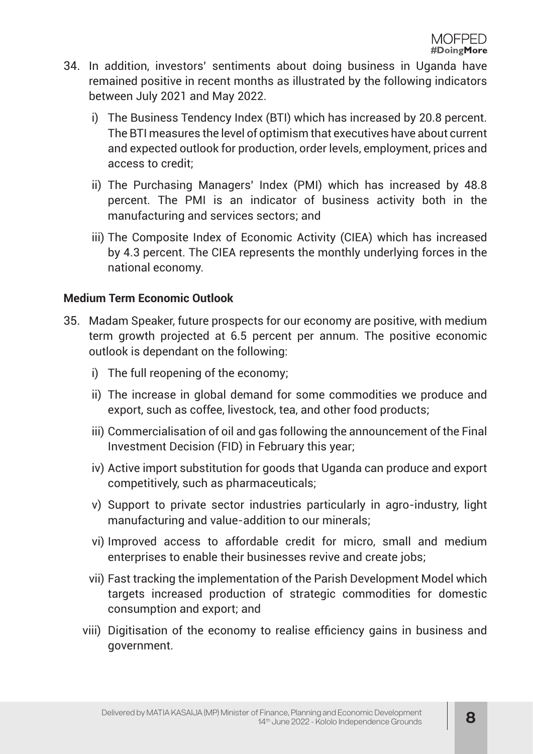34. In addition, investors' sentiments about doing business in Uganda have remained positive in recent months as illustrated by the following indicators between July 2021 and May 2022.

    i) The Business Tendency Index (BTI) which has increased by 20.8 percent. The BTI measures the level of optimism that executives have about current and expected outlook for production, order levels, employment, prices and access to credit;

    ii) The Purchasing Managers' Index (PMI) which has increased by 48.8 percent. The PMI is an indicator of business activity both in the manufacturing and services sectors; and

    iii) The Composite Index of Economic Activity (CIEA) which has increased by 4.3 percent. The CIEA represents the monthly underlying forces in the national economy.

**Medium Term Economic Outlook**

35. Madam Speaker, future prospects for our economy are positive, with medium term growth projected at 6.5 percent per annum. The positive economic outlook is dependant on the following:

    i) The full reopening of the economy;

    ii) The increase in global demand for some commodities we produce and export, such as coffee, livestock, tea, and other food products;

    iii) Commercialisation of oil and gas following the announcement of the Final Investment Decision (FID) in February this year;

    iv) Active import substitution for goods that Uganda can produce and export competitively, such as pharmaceuticals;

    v) Support to private sector industries particularly in agro-industry, light manufacturing and value-addition to our minerals;

    vi) Improved access to affordable credit for micro, small and medium enterprises to enable their businesses revive and create jobs;

    vii) Fast tracking the implementation of the Parish Development Model which targets increased production of strategic commodities for domestic consumption and export; and

    viii) Digitisation of the economy to realise efficiency gains in business and government.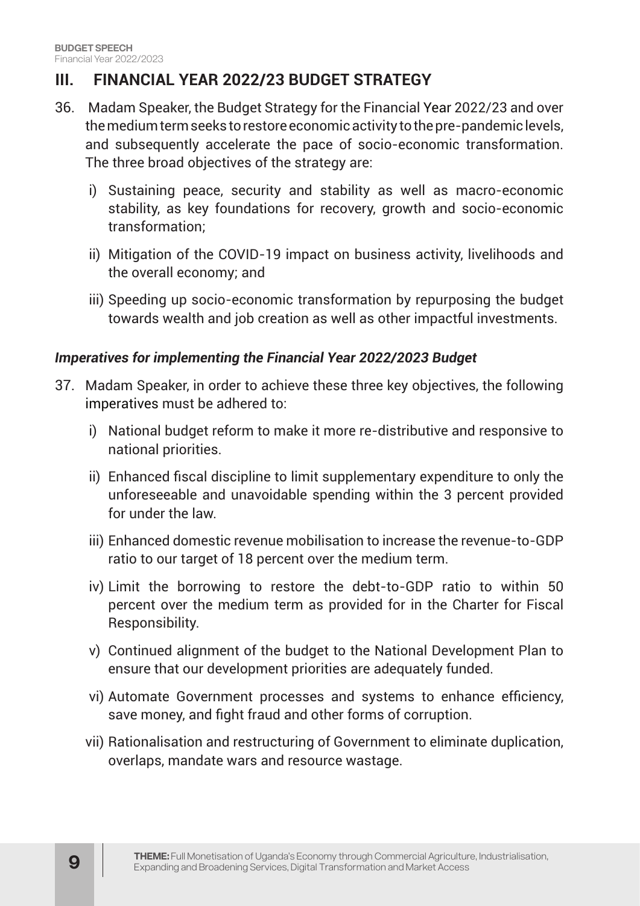## III. FINANCIAL YEAR 2022/23 BUDGET STRATEGY

36. Madam Speaker, the Budget Strategy for the Financial Year 2022/23 and over the medium term seeks to restore economic activity to the pre-pandemic levels, and subsequently accelerate the pace of socio-economic transformation. The three broad objectives of the strategy are:

    i) Sustaining peace, security and stability as well as macro-economic stability, as key foundations for recovery, growth and socio-economic transformation;

    ii) Mitigation of the COVID-19 impact on business activity, livelihoods and the overall economy; and

    iii) Speeding up socio-economic transformation by repurposing the budget towards wealth and job creation as well as other impactful investments.

### *Imperatives for implementing the Financial Year 2022/2023 Budget*

37. Madam Speaker, in order to achieve these three key objectives, the following imperatives must be adhered to:

    i) National budget reform to make it more re-distributive and responsive to national priorities.

    ii) Enhanced fiscal discipline to limit supplementary expenditure to only the unforeseeable and unavoidable spending within the 3 percent provided for under the law.

    iii) Enhanced domestic revenue mobilisation to increase the revenue-to-GDP ratio to our target of 18 percent over the medium term.

    iv) Limit the borrowing to restore the debt-to-GDP ratio to within 50 percent over the medium term as provided for in the Charter for Fiscal Responsibility.

    v) Continued alignment of the budget to the National Development Plan to ensure that our development priorities are adequately funded.

    vi) Automate Government processes and systems to enhance efficiency, save money, and fight fraud and other forms of corruption.

    vii) Rationalisation and restructuring of Government to eliminate duplication, overlaps, mandate wars and resource wastage.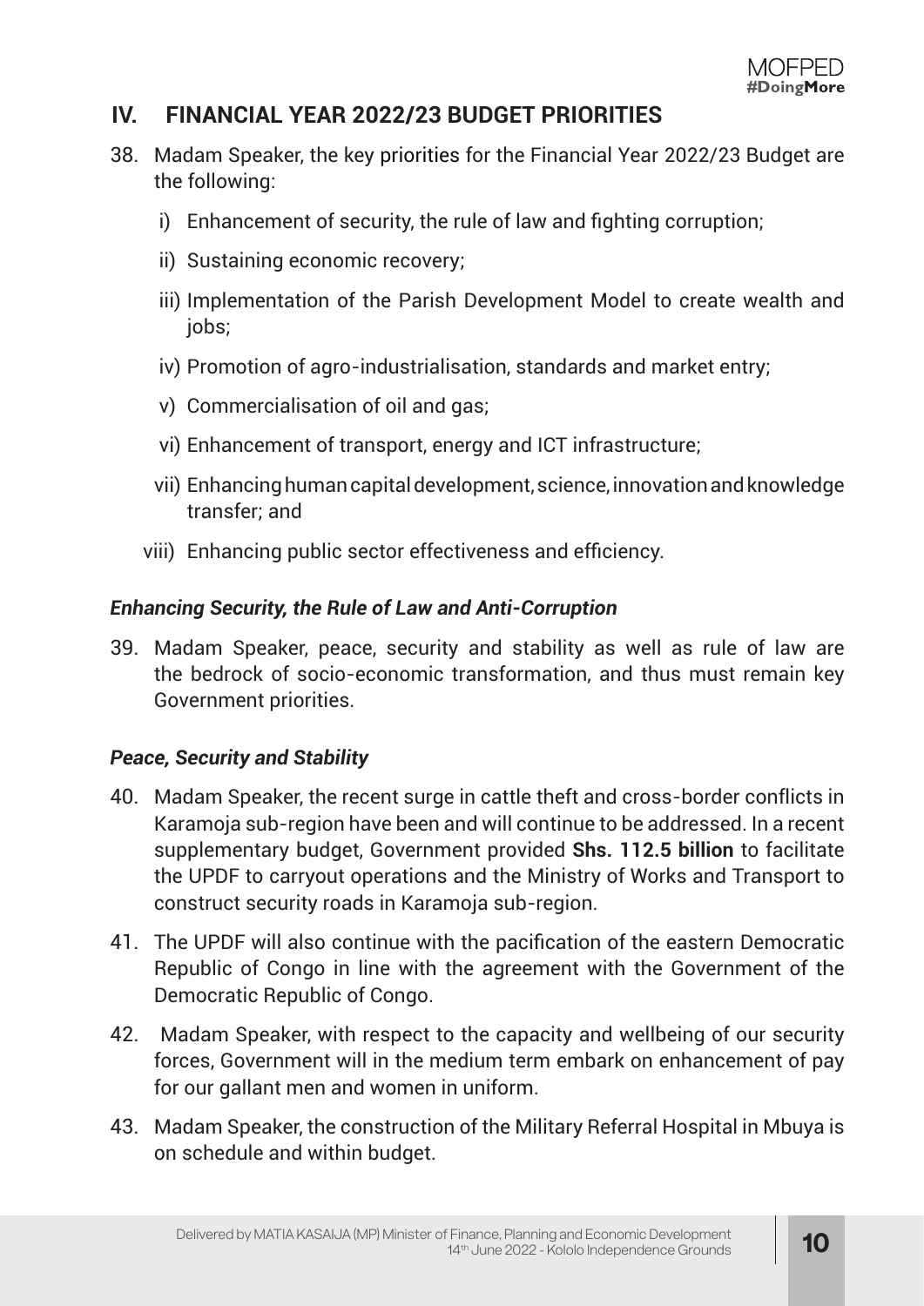## IV. FINANCIAL YEAR 2022/23 BUDGET PRIORITIES

38. Madam Speaker, the key priorities for the Financial Year 2022/23 Budget are the following:

    i) Enhancement of security, the rule of law and fighting corruption;

    ii) Sustaining economic recovery;

    iii) Implementation of the Parish Development Model to create wealth and jobs;

    iv) Promotion of agro-industrialisation, standards and market entry;

    v) Commercialisation of oil and gas;

    vi) Enhancement of transport, energy and ICT infrastructure;

    vii) Enhancing human capital development, science, innovation and knowledge transfer; and

    viii) Enhancing public sector effectiveness and efficiency.

### *Enhancing Security, the Rule of Law and Anti-Corruption*

39. Madam Speaker, peace, security and stability as well as rule of law are the bedrock of socio-economic transformation, and thus must remain key Government priorities.

### *Peace, Security and Stability*

40. Madam Speaker, the recent surge in cattle theft and cross-border conflicts in Karamoja sub-region have been and will continue to be addressed. In a recent supplementary budget, Government provided **Shs. 112.5 billion** to facilitate the UPDF to carryout operations and the Ministry of Works and Transport to construct security roads in Karamoja sub-region.

41. The UPDF will also continue with the pacification of the eastern Democratic Republic of Congo in line with the agreement with the Government of the Democratic Republic of Congo.

42. Madam Speaker, with respect to the capacity and wellbeing of our security forces, Government will in the medium term embark on enhancement of pay for our gallant men and women in uniform.

43. Madam Speaker, the construction of the Military Referral Hospital in Mbuya is on schedule and within budget.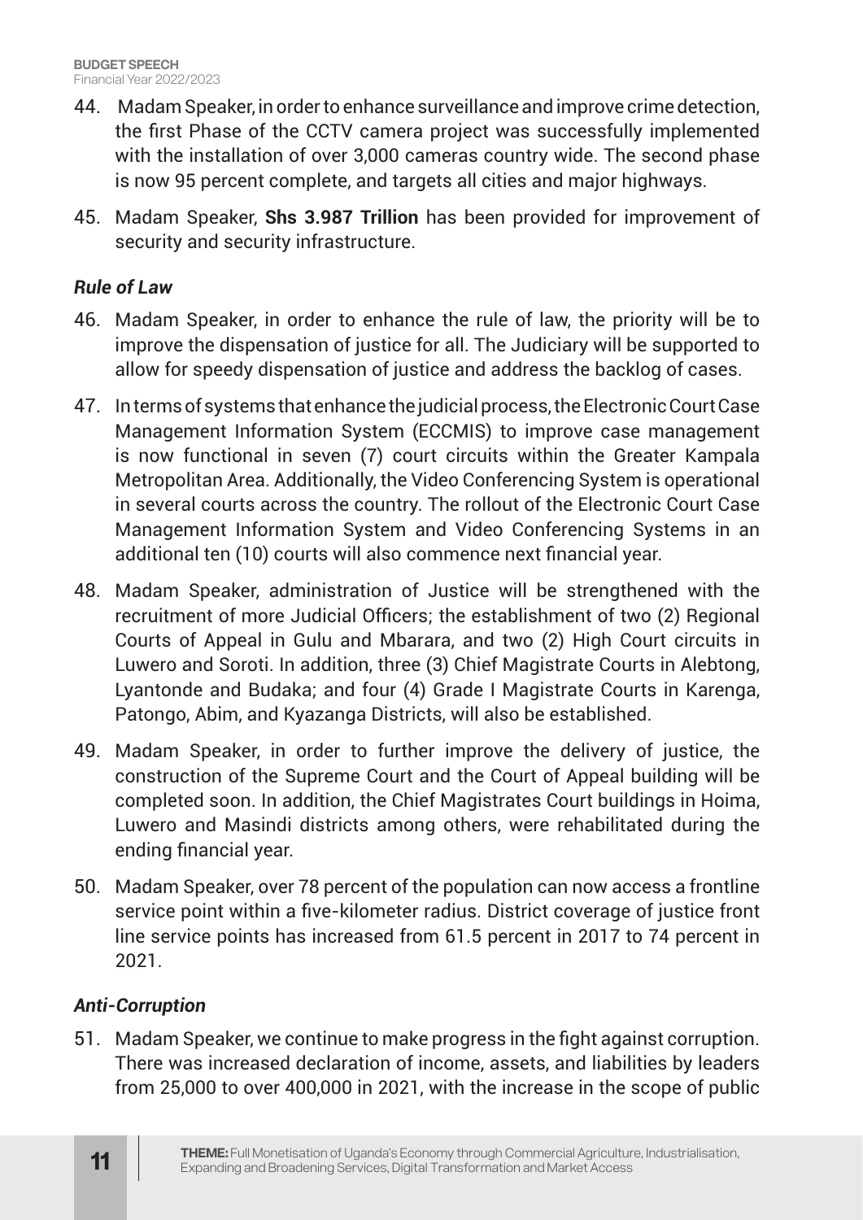44. Madam Speaker, in order to enhance surveillance and improve crime detection, the first Phase of the CCTV camera project was successfully implemented with the installation of over 3,000 cameras country wide. The second phase is now 95 percent complete, and targets all cities and major highways.

45. Madam Speaker, **Shs 3.987 Trillion** has been provided for improvement of security and security infrastructure.

### *Rule of Law*

46. Madam Speaker, in order to enhance the rule of law, the priority will be to improve the dispensation of justice for all. The Judiciary will be supported to allow for speedy dispensation of justice and address the backlog of cases.

47. In terms of systems that enhance the judicial process, the Electronic Court Case Management Information System (ECCMIS) to improve case management is now functional in seven (7) court circuits within the Greater Kampala Metropolitan Area. Additionally, the Video Conferencing System is operational in several courts across the country. The rollout of the Electronic Court Case Management Information System and Video Conferencing Systems in an additional ten (10) courts will also commence next financial year.

48. Madam Speaker, administration of Justice will be strengthened with the recruitment of more Judicial Officers; the establishment of two (2) Regional Courts of Appeal in Gulu and Mbarara, and two (2) High Court circuits in Luwero and Soroti. In addition, three (3) Chief Magistrate Courts in Alebtong, Lyantonde and Budaka; and four (4) Grade I Magistrate Courts in Karenga, Patongo, Abim, and Kyazanga Districts, will also be established.

49. Madam Speaker, in order to further improve the delivery of justice, the construction of the Supreme Court and the Court of Appeal building will be completed soon. In addition, the Chief Magistrates Court buildings in Hoima, Luwero and Masindi districts among others, were rehabilitated during the ending financial year.

50. Madam Speaker, over 78 percent of the population can now access a frontline service point within a five-kilometer radius. District coverage of justice front line service points has increased from 61.5 percent in 2017 to 74 percent in 2021.

### *Anti-Corruption*

51. Madam Speaker, we continue to make progress in the fight against corruption. There was increased declaration of income, assets, and liabilities by leaders from 25,000 to over 400,000 in 2021, with the increase in the scope of public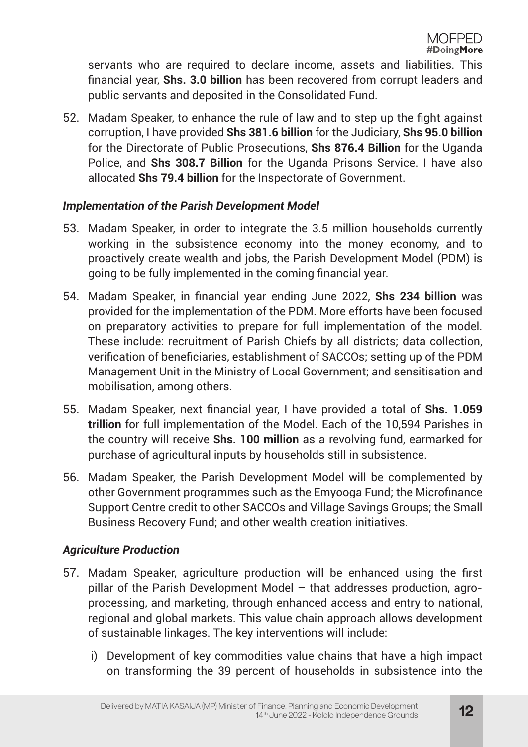servants who are required to declare income, assets and liabilities. This financial year, **Shs. 3.0 billion** has been recovered from corrupt leaders and public servants and deposited in the Consolidated Fund.

52. Madam Speaker, to enhance the rule of law and to step up the fight against corruption, I have provided **Shs 381.6 billion** for the Judiciary, **Shs 95.0 billion** for the Directorate of Public Prosecutions, **Shs 876.4 Billion** for the Uganda Police, and **Shs 308.7 Billion** for the Uganda Prisons Service. I have also allocated **Shs 79.4 billion** for the Inspectorate of Government.

### *Implementation of the Parish Development Model*

53. Madam Speaker, in order to integrate the 3.5 million households currently working in the subsistence economy into the money economy, and to proactively create wealth and jobs, the Parish Development Model (PDM) is going to be fully implemented in the coming financial year.

54. Madam Speaker, in financial year ending June 2022, **Shs 234 billion** was provided for the implementation of the PDM. More efforts have been focused on preparatory activities to prepare for full implementation of the model. These include: recruitment of Parish Chiefs by all districts; data collection, verification of beneficiaries, establishment of SACCOs; setting up of the PDM Management Unit in the Ministry of Local Government; and sensitisation and mobilisation, among others.

55. Madam Speaker, next financial year, I have provided a total of **Shs. 1.059 trillion** for full implementation of the Model. Each of the 10,594 Parishes in the country will receive **Shs. 100 million** as a revolving fund, earmarked for purchase of agricultural inputs by households still in subsistence.

56. Madam Speaker, the Parish Development Model will be complemented by other Government programmes such as the Emyooga Fund; the Microfinance Support Centre credit to other SACCOs and Village Savings Groups; the Small Business Recovery Fund; and other wealth creation initiatives.

### *Agriculture Production*

57. Madam Speaker, agriculture production will be enhanced using the first pillar of the Parish Development Model – that addresses production, agro-processing, and marketing, through enhanced access and entry to national, regional and global markets. This value chain approach allows development of sustainable linkages. The key interventions will include:

    i) Development of key commodities value chains that have a high impact on transforming the 39 percent of households in subsistence into the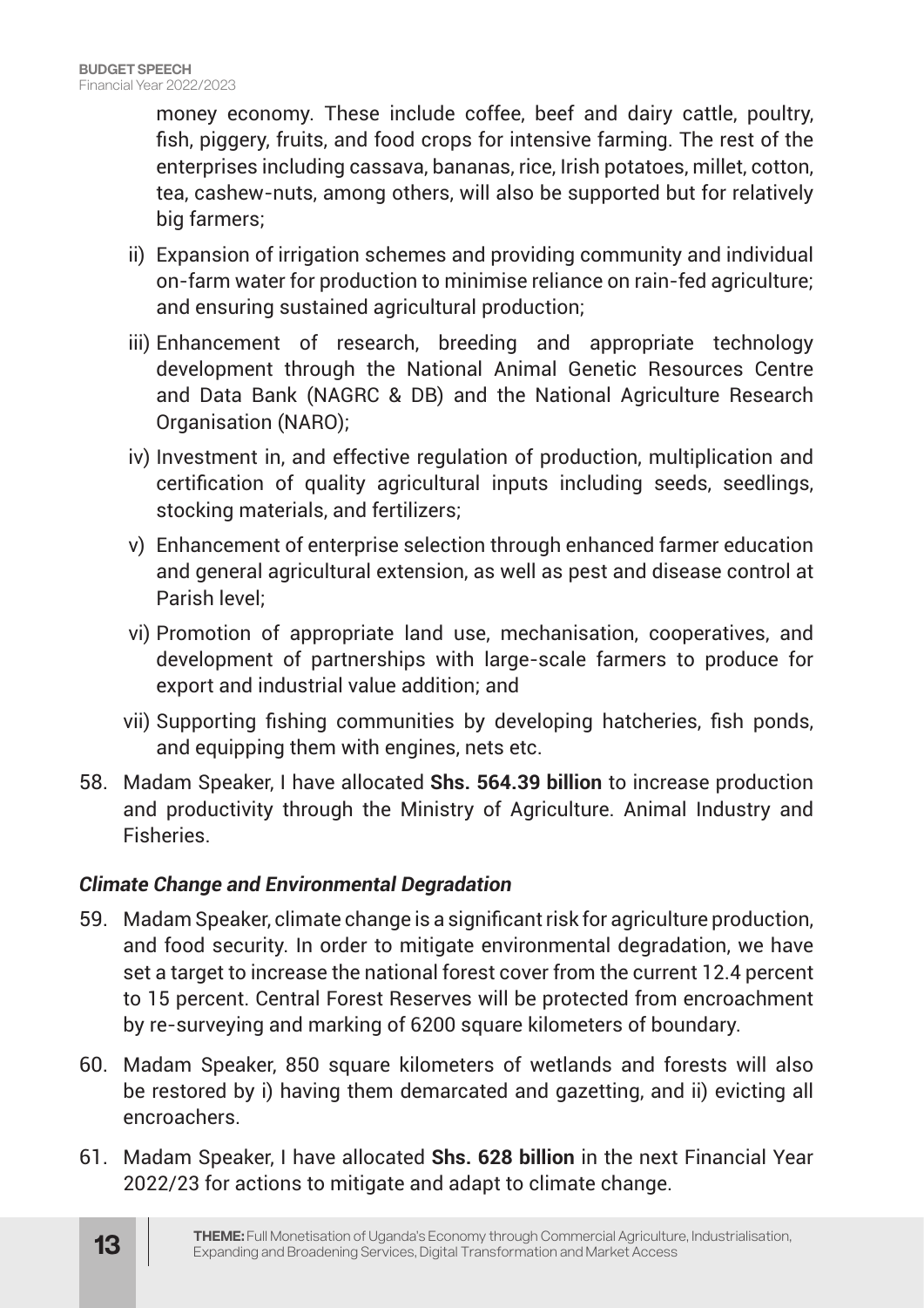money economy. These include coffee, beef and dairy cattle, poultry, fish, piggery, fruits, and food crops for intensive farming. The rest of the enterprises including cassava, bananas, rice, Irish potatoes, millet, cotton, tea, cashew-nuts, among others, will also be supported but for relatively big farmers;

ii) Expansion of irrigation schemes and providing community and individual on-farm water for production to minimise reliance on rain-fed agriculture; and ensuring sustained agricultural production;

iii) Enhancement of research, breeding and appropriate technology development through the National Animal Genetic Resources Centre and Data Bank (NAGRC & DB) and the National Agriculture Research Organisation (NARO);

iv) Investment in, and effective regulation of production, multiplication and certification of quality agricultural inputs including seeds, seedlings, stocking materials, and fertilizers;

v) Enhancement of enterprise selection through enhanced farmer education and general agricultural extension, as well as pest and disease control at Parish level;

vi) Promotion of appropriate land use, mechanisation, cooperatives, and development of partnerships with large-scale farmers to produce for export and industrial value addition; and

vii) Supporting fishing communities by developing hatcheries, fish ponds, and equipping them with engines, nets etc.

58. Madam Speaker, I have allocated **Shs. 564.39 billion** to increase production and productivity through the Ministry of Agriculture. Animal Industry and Fisheries.

***Climate Change and Environmental Degradation***

59. Madam Speaker, climate change is a significant risk for agriculture production, and food security. In order to mitigate environmental degradation, we have set a target to increase the national forest cover from the current 12.4 percent to 15 percent. Central Forest Reserves will be protected from encroachment by re-surveying and marking of 6200 square kilometers of boundary.

60. Madam Speaker, 850 square kilometers of wetlands and forests will also be restored by i) having them demarcated and gazetting, and ii) evicting all encroachers.

61. Madam Speaker, I have allocated **Shs. 628 billion** in the next Financial Year 2022/23 for actions to mitigate and adapt to climate change.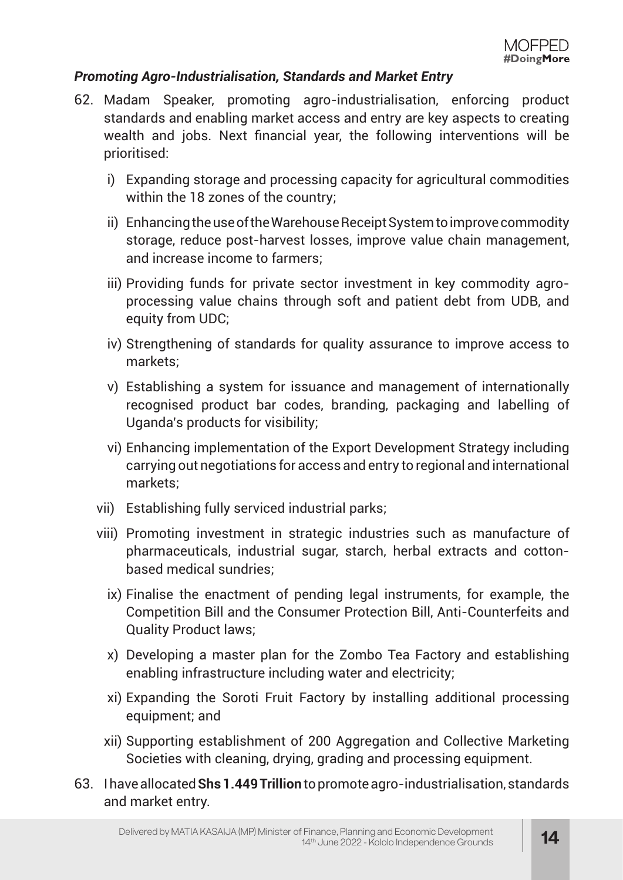### *Promoting Agro-Industrialisation, Standards and Market Entry*

62. Madam Speaker, promoting agro-industrialisation, enforcing product standards and enabling market access and entry are key aspects to creating wealth and jobs. Next financial year, the following interventions will be prioritised:

    i) Expanding storage and processing capacity for agricultural commodities within the 18 zones of the country;

    ii) Enhancing the use of the Warehouse Receipt System to improve commodity storage, reduce post-harvest losses, improve value chain management, and increase income to farmers;

    iii) Providing funds for private sector investment in key commodity agro-processing value chains through soft and patient debt from UDB, and equity from UDC;

    iv) Strengthening of standards for quality assurance to improve access to markets;

    v) Establishing a system for issuance and management of internationally recognised product bar codes, branding, packaging and labelling of Uganda's products for visibility;

    vi) Enhancing implementation of the Export Development Strategy including carrying out negotiations for access and entry to regional and international markets;

    vii) Establishing fully serviced industrial parks;

    viii) Promoting investment in strategic industries such as manufacture of pharmaceuticals, industrial sugar, starch, herbal extracts and cotton-based medical sundries;

    ix) Finalise the enactment of pending legal instruments, for example, the Competition Bill and the Consumer Protection Bill, Anti-Counterfeits and Quality Product laws;

    x) Developing a master plan for the Zombo Tea Factory and establishing enabling infrastructure including water and electricity;

    xi) Expanding the Soroti Fruit Factory by installing additional processing equipment; and

    xii) Supporting establishment of 200 Aggregation and Collective Marketing Societies with cleaning, drying, grading and processing equipment.

63. I have allocated **Shs 1.449 Trillion** to promote agro-industrialisation, standards and market entry.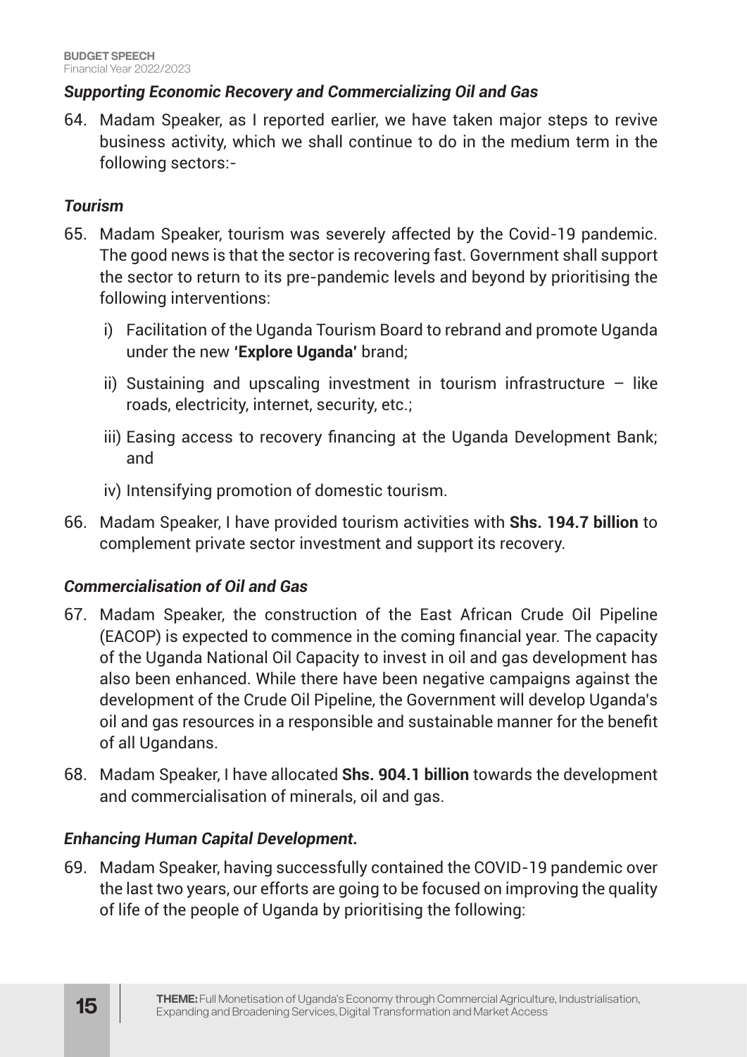### *Supporting Economic Recovery and Commercializing Oil and Gas*

64. Madam Speaker, as I reported earlier, we have taken major steps to revive business activity, which we shall continue to do in the medium term in the following sectors:-

### *Tourism*

65. Madam Speaker, tourism was severely affected by the Covid-19 pandemic. The good news is that the sector is recovering fast. Government shall support the sector to return to its pre-pandemic levels and beyond by prioritising the following interventions:

    i) Facilitation of the Uganda Tourism Board to rebrand and promote Uganda under the new **'Explore Uganda'** brand;

    ii) Sustaining and upscaling investment in tourism infrastructure – like roads, electricity, internet, security, etc.;

    iii) Easing access to recovery financing at the Uganda Development Bank; and

    iv) Intensifying promotion of domestic tourism.

66. Madam Speaker, I have provided tourism activities with **Shs. 194.7 billion** to complement private sector investment and support its recovery.

### *Commercialisation of Oil and Gas*

67. Madam Speaker, the construction of the East African Crude Oil Pipeline (EACOP) is expected to commence in the coming financial year. The capacity of the Uganda National Oil Capacity to invest in oil and gas development has also been enhanced. While there have been negative campaigns against the development of the Crude Oil Pipeline, the Government will develop Uganda's oil and gas resources in a responsible and sustainable manner for the benefit of all Ugandans.

68. Madam Speaker, I have allocated **Shs. 904.1 billion** towards the development and commercialisation of minerals, oil and gas.

### *Enhancing Human Capital Development.*

69. Madam Speaker, having successfully contained the COVID-19 pandemic over the last two years, our efforts are going to be focused on improving the quality of life of the people of Uganda by prioritising the following: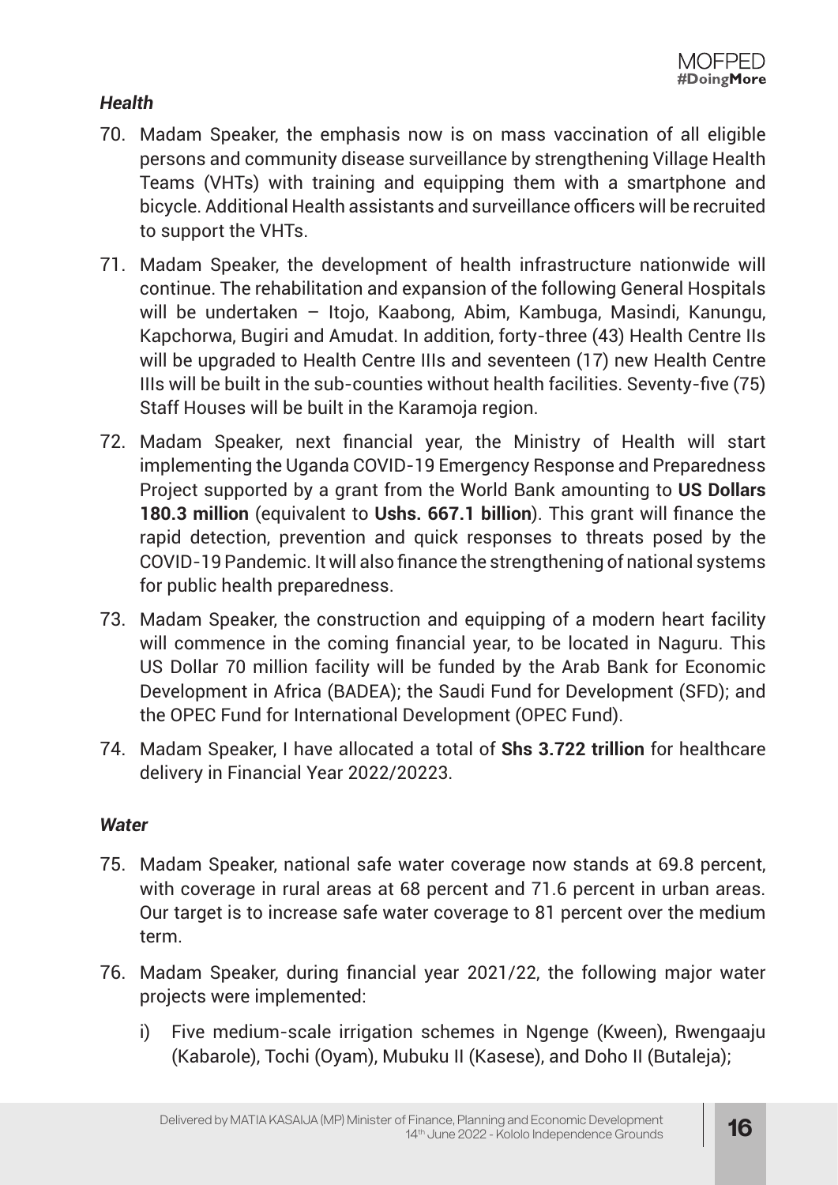### *Health*

70. Madam Speaker, the emphasis now is on mass vaccination of all eligible persons and community disease surveillance by strengthening Village Health Teams (VHTs) with training and equipping them with a smartphone and bicycle. Additional Health assistants and surveillance officers will be recruited to support the VHTs.

71. Madam Speaker, the development of health infrastructure nationwide will continue. The rehabilitation and expansion of the following General Hospitals will be undertaken – Itojo, Kaabong, Abim, Kambuga, Masindi, Kanungu, Kapchorwa, Bugiri and Amudat. In addition, forty-three (43) Health Centre IIs will be upgraded to Health Centre IIIs and seventeen (17) new Health Centre IIIs will be built in the sub-counties without health facilities. Seventy-five (75) Staff Houses will be built in the Karamoja region.

72. Madam Speaker, next financial year, the Ministry of Health will start implementing the Uganda COVID-19 Emergency Response and Preparedness Project supported by a grant from the World Bank amounting to **US Dollars 180.3 million** (equivalent to **Ushs. 667.1 billion**). This grant will finance the rapid detection, prevention and quick responses to threats posed by the COVID-19 Pandemic. It will also finance the strengthening of national systems for public health preparedness.

73. Madam Speaker, the construction and equipping of a modern heart facility will commence in the coming financial year, to be located in Naguru. This US Dollar 70 million facility will be funded by the Arab Bank for Economic Development in Africa (BADEA); the Saudi Fund for Development (SFD); and the OPEC Fund for International Development (OPEC Fund).

74. Madam Speaker, I have allocated a total of **Shs 3.722 trillion** for healthcare delivery in Financial Year 2022/20223.

### *Water*

75. Madam Speaker, national safe water coverage now stands at 69.8 percent, with coverage in rural areas at 68 percent and 71.6 percent in urban areas. Our target is to increase safe water coverage to 81 percent over the medium term.

76. Madam Speaker, during financial year 2021/22, the following major water projects were implemented:

    i) Five medium-scale irrigation schemes in Ngenge (Kween), Rwengaaju (Kabarole), Tochi (Oyam), Mubuku II (Kasese), and Doho II (Butaleja);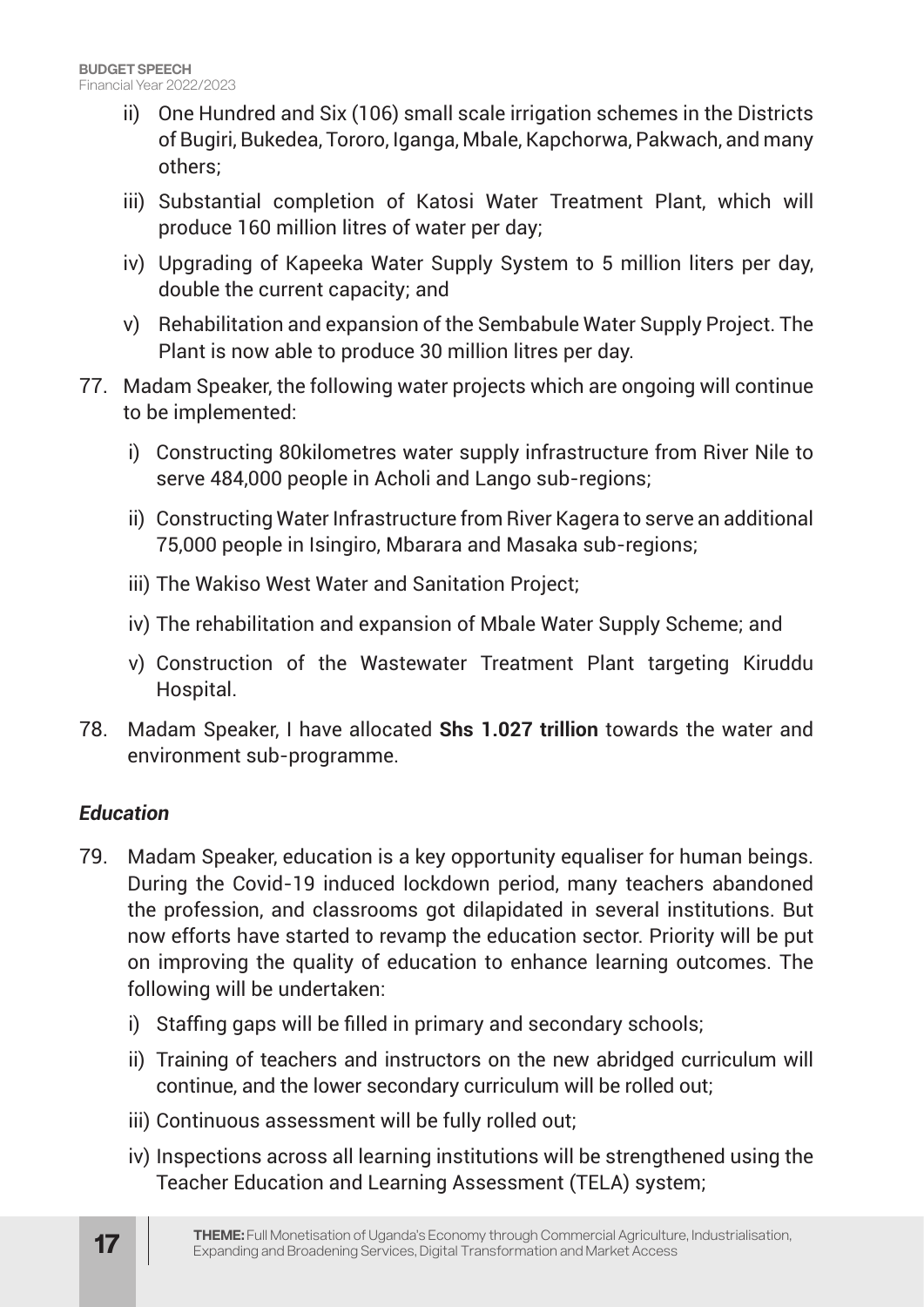ii) One Hundred and Six (106) small scale irrigation schemes in the Districts of Bugiri, Bukedea, Tororo, Iganga, Mbale, Kapchorwa, Pakwach, and many others;

iii) Substantial completion of Katosi Water Treatment Plant, which will produce 160 million litres of water per day;

iv) Upgrading of Kapeeka Water Supply System to 5 million liters per day, double the current capacity; and

v) Rehabilitation and expansion of the Sembabule Water Supply Project. The Plant is now able to produce 30 million litres per day.

77. Madam Speaker, the following water projects which are ongoing will continue to be implemented:

   i) Constructing 80kilometres water supply infrastructure from River Nile to serve 484,000 people in Acholi and Lango sub-regions;

   ii) Constructing Water Infrastructure from River Kagera to serve an additional 75,000 people in Isingiro, Mbarara and Masaka sub-regions;

   iii) The Wakiso West Water and Sanitation Project;

   iv) The rehabilitation and expansion of Mbale Water Supply Scheme; and

   v) Construction of the Wastewater Treatment Plant targeting Kiruddu Hospital.

78. Madam Speaker, I have allocated **Shs 1.027 trillion** towards the water and environment sub-programme.

### *Education*

79. Madam Speaker, education is a key opportunity equaliser for human beings. During the Covid-19 induced lockdown period, many teachers abandoned the profession, and classrooms got dilapidated in several institutions. But now efforts have started to revamp the education sector. Priority will be put on improving the quality of education to enhance learning outcomes. The following will be undertaken:

   i) Staffing gaps will be filled in primary and secondary schools;

   ii) Training of teachers and instructors on the new abridged curriculum will continue, and the lower secondary curriculum will be rolled out;

   iii) Continuous assessment will be fully rolled out;

   iv) Inspections across all learning institutions will be strengthened using the Teacher Education and Learning Assessment (TELA) system;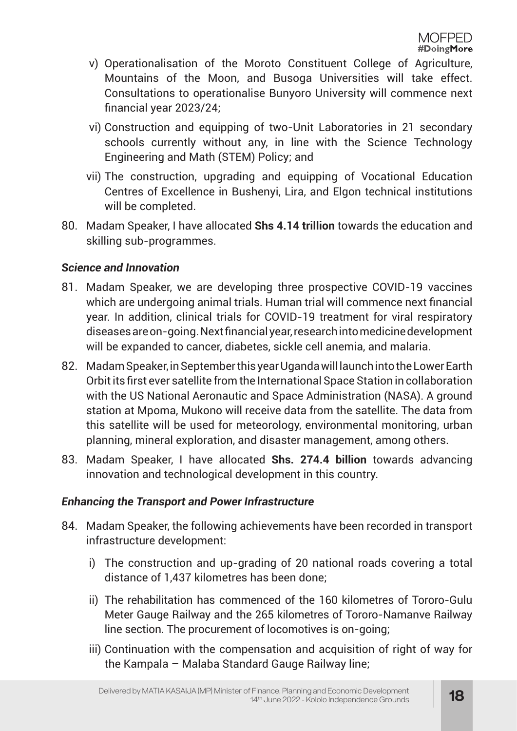v) Operationalisation of the Moroto Constituent College of Agriculture, Mountains of the Moon, and Busoga Universities will take effect. Consultations to operationalise Bunyoro University will commence next financial year 2023/24;

vi) Construction and equipping of two-Unit Laboratories in 21 secondary schools currently without any, in line with the Science Technology Engineering and Math (STEM) Policy; and

vii) The construction, upgrading and equipping of Vocational Education Centres of Excellence in Bushenyi, Lira, and Elgon technical institutions will be completed.

80. Madam Speaker, I have allocated **Shs 4.14 trillion** towards the education and skilling sub-programmes.

***Science and Innovation***

81. Madam Speaker, we are developing three prospective COVID-19 vaccines which are undergoing animal trials. Human trial will commence next financial year. In addition, clinical trials for COVID-19 treatment for viral respiratory diseases are on-going. Next financial year, research into medicine development will be expanded to cancer, diabetes, sickle cell anemia, and malaria.

82. Madam Speaker, in September this year Uganda will launch into the Lower Earth Orbit its first ever satellite from the International Space Station in collaboration with the US National Aeronautic and Space Administration (NASA). A ground station at Mpoma, Mukono will receive data from the satellite. The data from this satellite will be used for meteorology, environmental monitoring, urban planning, mineral exploration, and disaster management, among others.

83. Madam Speaker, I have allocated **Shs. 274.4 billion** towards advancing innovation and technological development in this country.

***Enhancing the Transport and Power Infrastructure***

84. Madam Speaker, the following achievements have been recorded in transport infrastructure development:

    i) The construction and up-grading of 20 national roads covering a total distance of 1,437 kilometres has been done;

    ii) The rehabilitation has commenced of the 160 kilometres of Tororo-Gulu Meter Gauge Railway and the 265 kilometres of Tororo-Namanve Railway line section. The procurement of locomotives is on-going;

    iii) Continuation with the compensation and acquisition of right of way for the Kampala – Malaba Standard Gauge Railway line;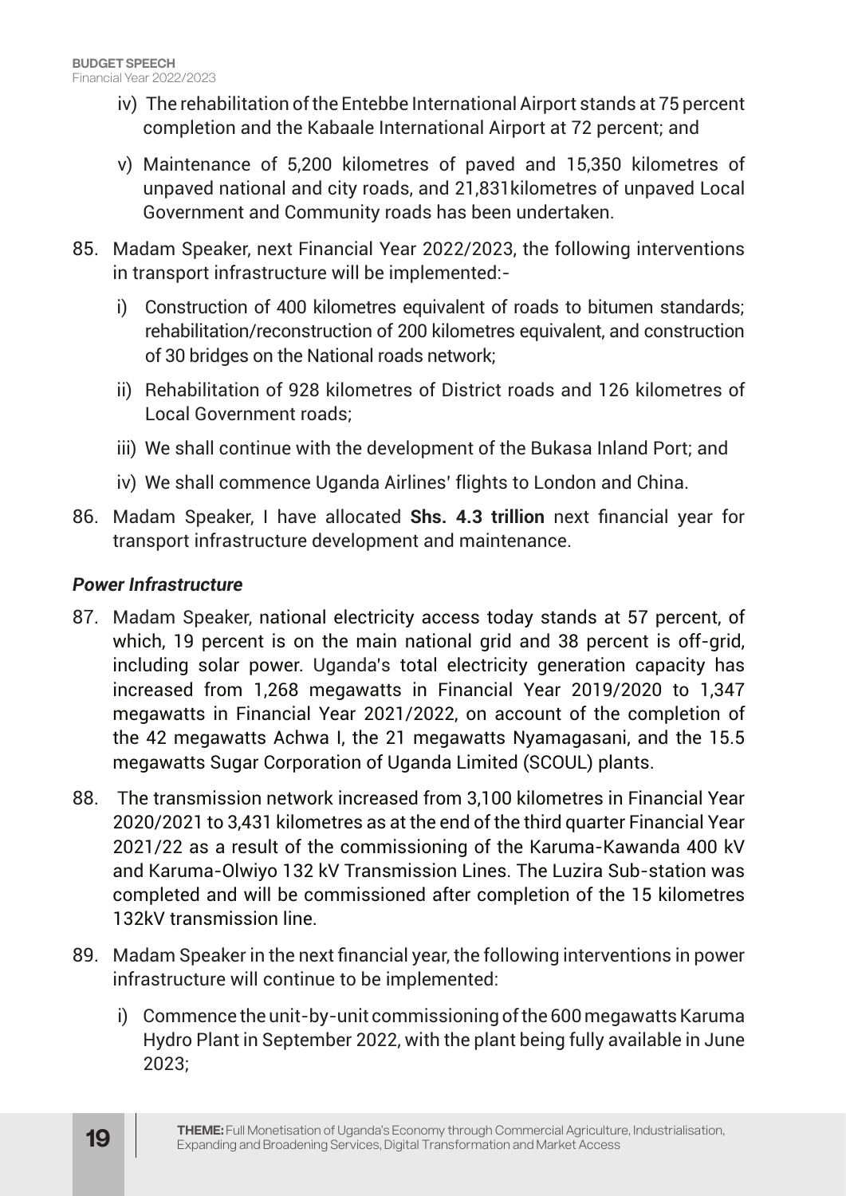iv) The rehabilitation of the Entebbe International Airport stands at 75 percent completion and the Kabaale International Airport at 72 percent; and

v) Maintenance of 5,200 kilometres of paved and 15,350 kilometres of unpaved national and city roads, and 21,831kilometres of unpaved Local Government and Community roads has been undertaken.

85. Madam Speaker, next Financial Year 2022/2023, the following interventions in transport infrastructure will be implemented:-

   i) Construction of 400 kilometres equivalent of roads to bitumen standards; rehabilitation/reconstruction of 200 kilometres equivalent, and construction of 30 bridges on the National roads network;

   ii) Rehabilitation of 928 kilometres of District roads and 126 kilometres of Local Government roads;

   iii) We shall continue with the development of the Bukasa Inland Port; and

   iv) We shall commence Uganda Airlines' flights to London and China.

86. Madam Speaker, I have allocated **Shs. 4.3 trillion** next financial year for transport infrastructure development and maintenance.

***Power Infrastructure***

87. Madam Speaker, national electricity access today stands at 57 percent, of which, 19 percent is on the main national grid and 38 percent is off-grid, including solar power. Uganda's total electricity generation capacity has increased from 1,268 megawatts in Financial Year 2019/2020 to 1,347 megawatts in Financial Year 2021/2022, on account of the completion of the 42 megawatts Achwa I, the 21 megawatts Nyamagasani, and the 15.5 megawatts Sugar Corporation of Uganda Limited (SCOUL) plants.

88. The transmission network increased from 3,100 kilometres in Financial Year 2020/2021 to 3,431 kilometres as at the end of the third quarter Financial Year 2021/22 as a result of the commissioning of the Karuma-Kawanda 400 kV and Karuma-Olwiyo 132 kV Transmission Lines. The Luzira Sub-station was completed and will be commissioned after completion of the 15 kilometres 132kV transmission line.

89. Madam Speaker in the next financial year, the following interventions in power infrastructure will continue to be implemented:

   i) Commence the unit-by-unit commissioning of the 600 megawatts Karuma Hydro Plant in September 2022, with the plant being fully available in June 2023;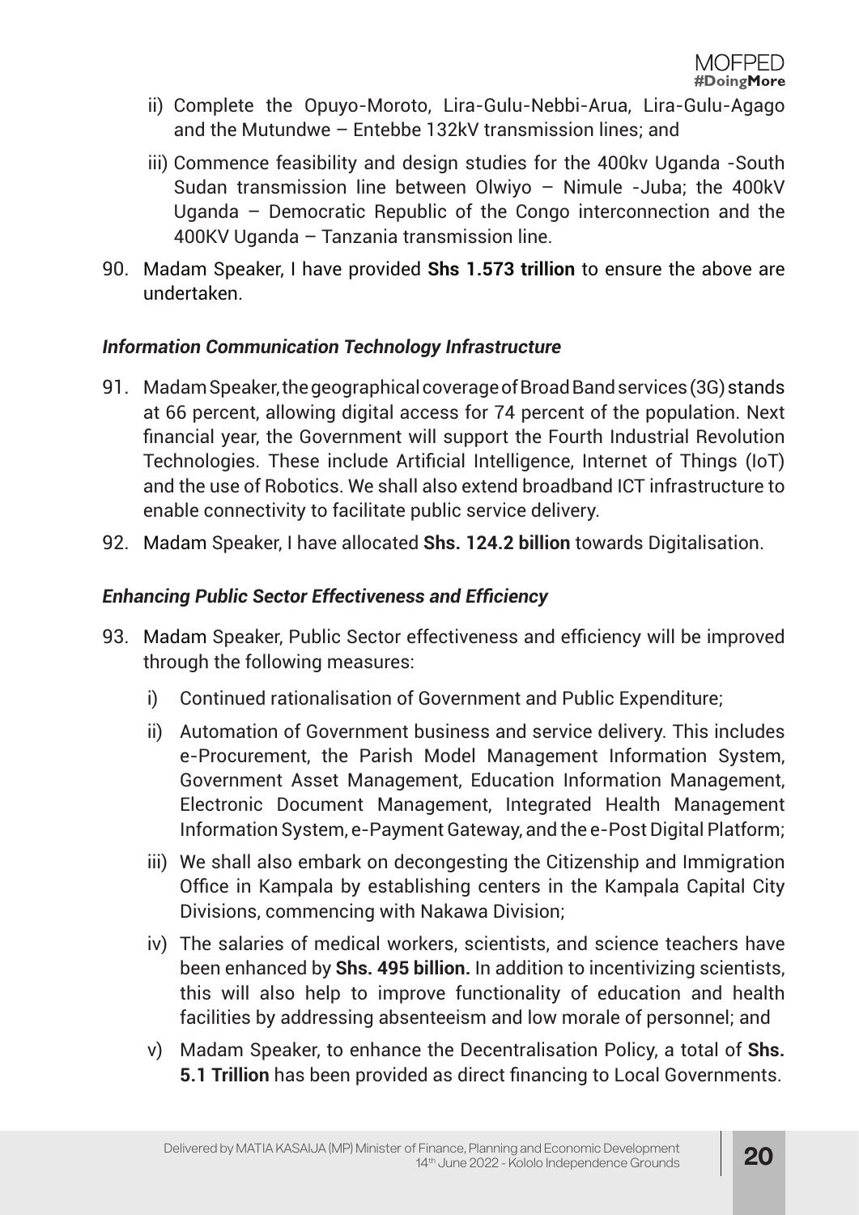ii) Complete the Opuyo-Moroto, Lira-Gulu-Nebbi-Arua, Lira-Gulu-Agago and the Mutundwe – Entebbe 132kV transmission lines; and

iii) Commence feasibility and design studies for the 400kv Uganda -South Sudan transmission line between Olwiyo – Nimule -Juba; the 400kV Uganda – Democratic Republic of the Congo interconnection and the 400KV Uganda – Tanzania transmission line.

90. Madam Speaker, I have provided **Shs 1.573 trillion** to ensure the above are undertaken.

***Information Communication Technology Infrastructure***

91. Madam Speaker, the geographical coverage of Broad Band services (3G) stands at 66 percent, allowing digital access for 74 percent of the population. Next financial year, the Government will support the Fourth Industrial Revolution Technologies. These include Artificial Intelligence, Internet of Things (IoT) and the use of Robotics. We shall also extend broadband ICT infrastructure to enable connectivity to facilitate public service delivery.

92. Madam Speaker, I have allocated **Shs. 124.2 billion** towards Digitalisation.

***Enhancing Public Sector Effectiveness and Efficiency***

93. Madam Speaker, Public Sector effectiveness and efficiency will be improved through the following measures:

    i) Continued rationalisation of Government and Public Expenditure;

    ii) Automation of Government business and service delivery. This includes e-Procurement, the Parish Model Management Information System, Government Asset Management, Education Information Management, Electronic Document Management, Integrated Health Management Information System, e-Payment Gateway, and the e-Post Digital Platform;

    iii) We shall also embark on decongesting the Citizenship and Immigration Office in Kampala by establishing centers in the Kampala Capital City Divisions, commencing with Nakawa Division;

    iv) The salaries of medical workers, scientists, and science teachers have been enhanced by **Shs. 495 billion.** In addition to incentivizing scientists, this will also help to improve functionality of education and health facilities by addressing absenteeism and low morale of personnel; and

    v) Madam Speaker, to enhance the Decentralisation Policy, a total of **Shs. 5.1 Trillion** has been provided as direct financing to Local Governments.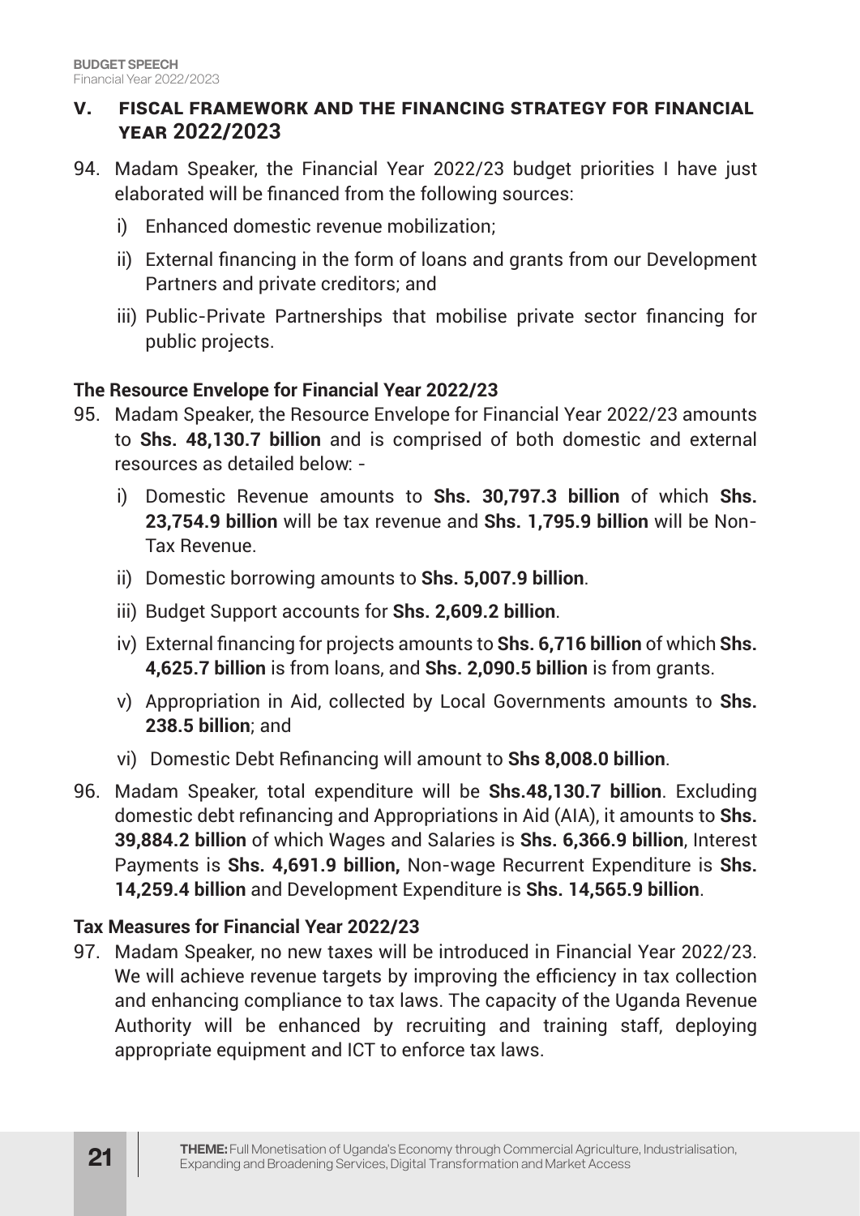## V. FISCAL FRAMEWORK AND THE FINANCING STRATEGY FOR FINANCIAL YEAR 2022/2023

94. Madam Speaker, the Financial Year 2022/23 budget priorities I have just elaborated will be financed from the following sources:

    i) Enhanced domestic revenue mobilization;

    ii) External financing in the form of loans and grants from our Development Partners and private creditors; and

    iii) Public-Private Partnerships that mobilise private sector financing for public projects.

### The Resource Envelope for Financial Year 2022/23

95. Madam Speaker, the Resource Envelope for Financial Year 2022/23 amounts to **Shs. 48,130.7 billion** and is comprised of both domestic and external resources as detailed below: -

    i) Domestic Revenue amounts to **Shs. 30,797.3 billion** of which **Shs. 23,754.9 billion** will be tax revenue and **Shs. 1,795.9 billion** will be Non-Tax Revenue.

    ii) Domestic borrowing amounts to **Shs. 5,007.9 billion**.

    iii) Budget Support accounts for **Shs. 2,609.2 billion**.

    iv) External financing for projects amounts to **Shs. 6,716 billion** of which **Shs. 4,625.7 billion** is from loans, and **Shs. 2,090.5 billion** is from grants.

    v) Appropriation in Aid, collected by Local Governments amounts to **Shs. 238.5 billion**; and

    vi) Domestic Debt Refinancing will amount to **Shs 8,008.0 billion**.

96. Madam Speaker, total expenditure will be **Shs.48,130.7 billion**. Excluding domestic debt refinancing and Appropriations in Aid (AIA), it amounts to **Shs. 39,884.2 billion** of which Wages and Salaries is **Shs. 6,366.9 billion**, Interest Payments is **Shs. 4,691.9 billion,** Non-wage Recurrent Expenditure is **Shs. 14,259.4 billion** and Development Expenditure is **Shs. 14,565.9 billion**.

### Tax Measures for Financial Year 2022/23

97. Madam Speaker, no new taxes will be introduced in Financial Year 2022/23. We will achieve revenue targets by improving the efficiency in tax collection and enhancing compliance to tax laws. The capacity of the Uganda Revenue Authority will be enhanced by recruiting and training staff, deploying appropriate equipment and ICT to enforce tax laws.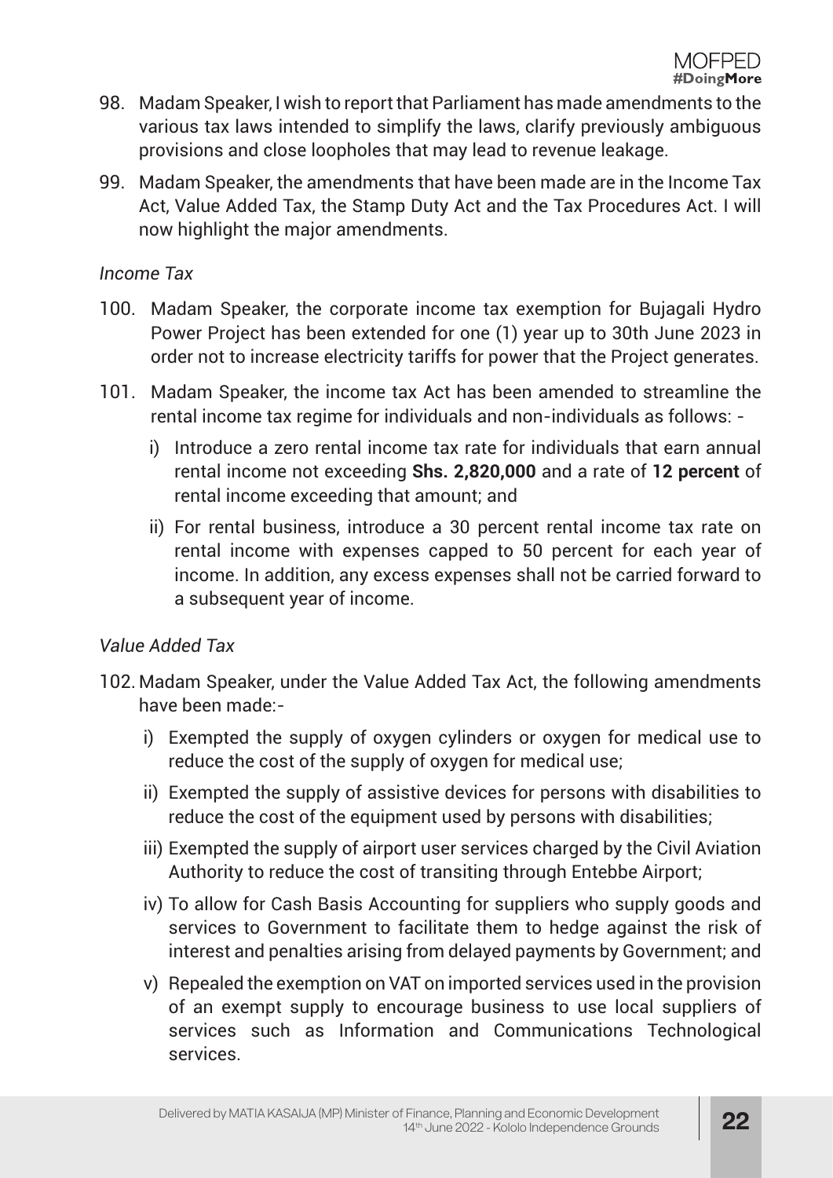98. Madam Speaker, I wish to report that Parliament has made amendments to the various tax laws intended to simplify the laws, clarify previously ambiguous provisions and close loopholes that may lead to revenue leakage.

99. Madam Speaker, the amendments that have been made are in the Income Tax Act, Value Added Tax, the Stamp Duty Act and the Tax Procedures Act. I will now highlight the major amendments.

*Income Tax*

100. Madam Speaker, the corporate income tax exemption for Bujagali Hydro Power Project has been extended for one (1) year up to 30th June 2023 in order not to increase electricity tariffs for power that the Project generates.

101. Madam Speaker, the income tax Act has been amended to streamline the rental income tax regime for individuals and non-individuals as follows: -

    i) Introduce a zero rental income tax rate for individuals that earn annual rental income not exceeding **Shs. 2,820,000** and a rate of **12 percent** of rental income exceeding that amount; and

    ii) For rental business, introduce a 30 percent rental income tax rate on rental income with expenses capped to 50 percent for each year of income. In addition, any excess expenses shall not be carried forward to a subsequent year of income.

*Value Added Tax*

102. Madam Speaker, under the Value Added Tax Act, the following amendments have been made:-

    i) Exempted the supply of oxygen cylinders or oxygen for medical use to reduce the cost of the supply of oxygen for medical use;

    ii) Exempted the supply of assistive devices for persons with disabilities to reduce the cost of the equipment used by persons with disabilities;

    iii) Exempted the supply of airport user services charged by the Civil Aviation Authority to reduce the cost of transiting through Entebbe Airport;

    iv) To allow for Cash Basis Accounting for suppliers who supply goods and services to Government to facilitate them to hedge against the risk of interest and penalties arising from delayed payments by Government; and

    v) Repealed the exemption on VAT on imported services used in the provision of an exempt supply to encourage business to use local suppliers of services such as Information and Communications Technological services.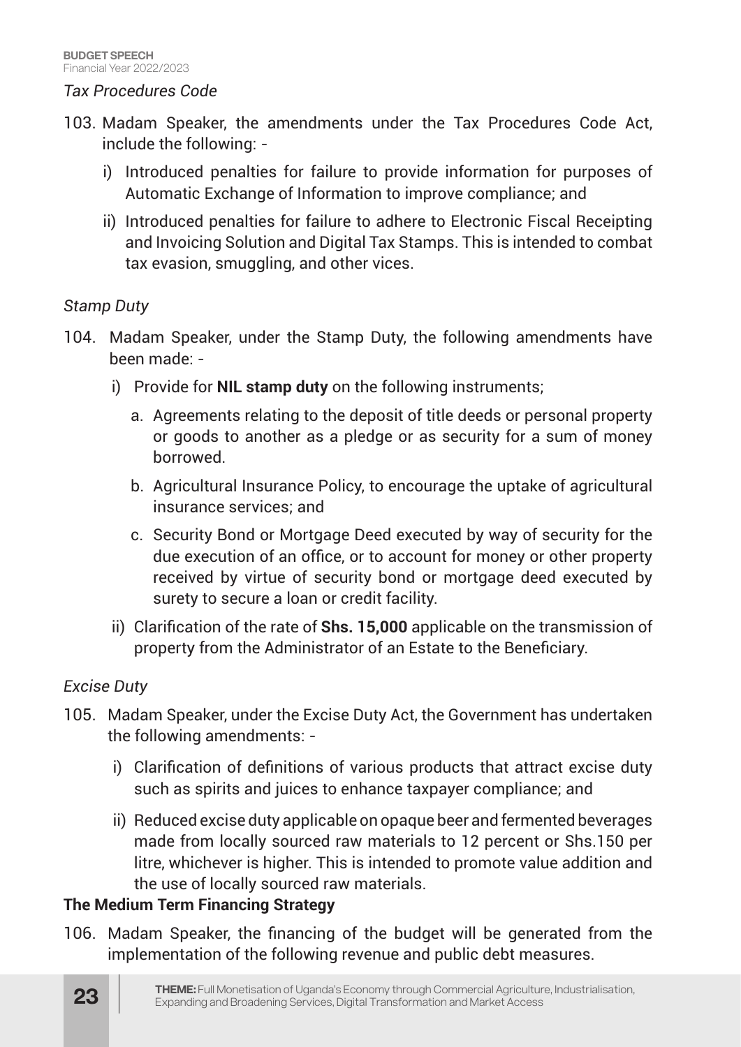*Tax Procedures Code*

103. Madam Speaker, the amendments under the Tax Procedures Code Act, include the following: -

    i) Introduced penalties for failure to provide information for purposes of Automatic Exchange of Information to improve compliance; and

    ii) Introduced penalties for failure to adhere to Electronic Fiscal Receipting and Invoicing Solution and Digital Tax Stamps. This is intended to combat tax evasion, smuggling, and other vices.

*Stamp Duty*

104. Madam Speaker, under the Stamp Duty, the following amendments have been made: -

    i) Provide for **NIL stamp duty** on the following instruments;

        a. Agreements relating to the deposit of title deeds or personal property or goods to another as a pledge or as security for a sum of money borrowed.

        b. Agricultural Insurance Policy, to encourage the uptake of agricultural insurance services; and

        c. Security Bond or Mortgage Deed executed by way of security for the due execution of an office, or to account for money or other property received by virtue of security bond or mortgage deed executed by surety to secure a loan or credit facility.

    ii) Clarification of the rate of **Shs. 15,000** applicable on the transmission of property from the Administrator of an Estate to the Beneficiary.

*Excise Duty*

105. Madam Speaker, under the Excise Duty Act, the Government has undertaken the following amendments: -

    i) Clarification of definitions of various products that attract excise duty such as spirits and juices to enhance taxpayer compliance; and

    ii) Reduced excise duty applicable on opaque beer and fermented beverages made from locally sourced raw materials to 12 percent or Shs.150 per litre, whichever is higher. This is intended to promote value addition and the use of locally sourced raw materials.

**The Medium Term Financing Strategy**

106. Madam Speaker, the financing of the budget will be generated from the implementation of the following revenue and public debt measures.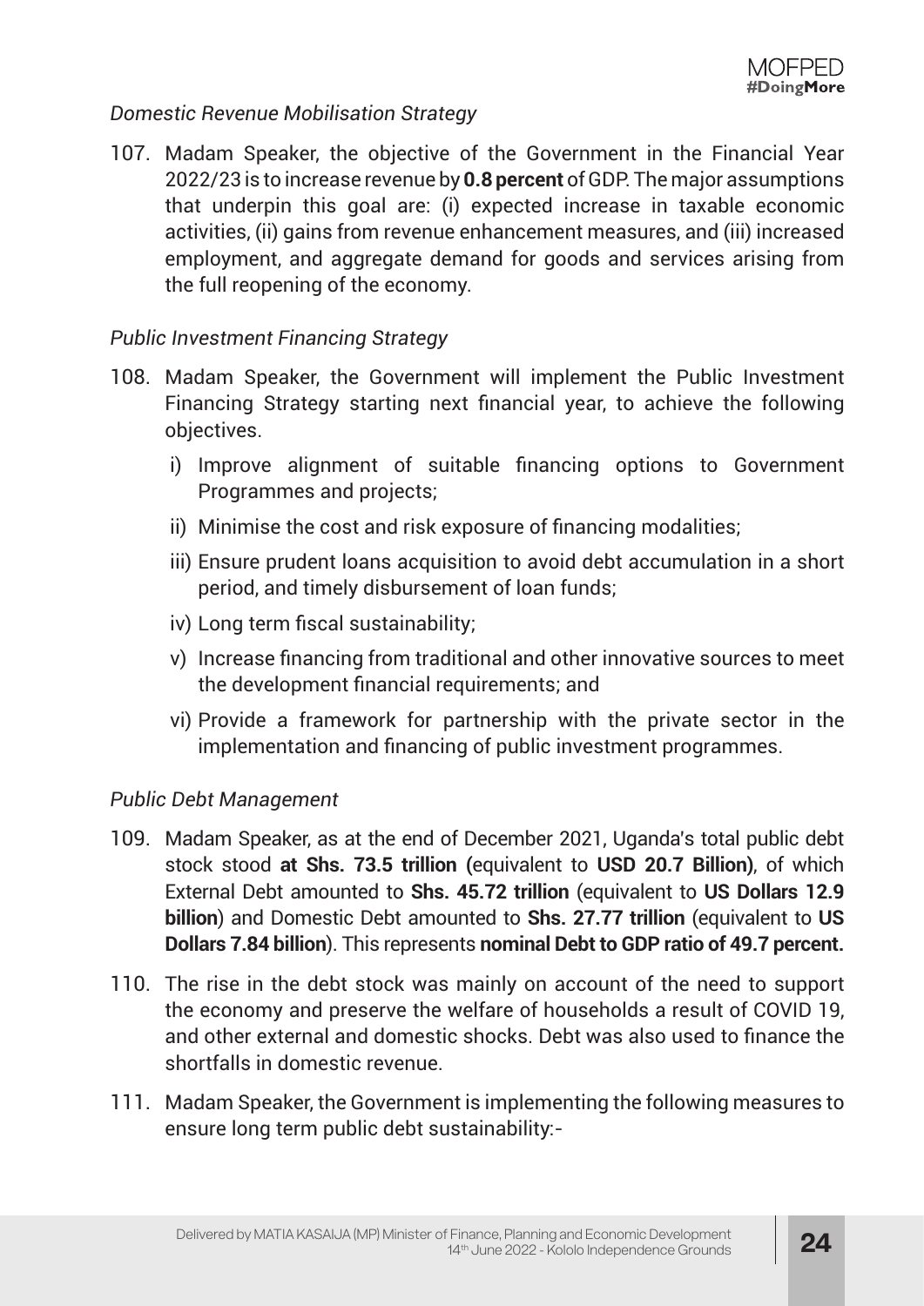*Domestic Revenue Mobilisation Strategy*

107. Madam Speaker, the objective of the Government in the Financial Year 2022/23 is to increase revenue by **0.8 percent** of GDP. The major assumptions that underpin this goal are: (i) expected increase in taxable economic activities, (ii) gains from revenue enhancement measures, and (iii) increased employment, and aggregate demand for goods and services arising from the full reopening of the economy.

*Public Investment Financing Strategy*

108. Madam Speaker, the Government will implement the Public Investment Financing Strategy starting next financial year, to achieve the following objectives.

    i) Improve alignment of suitable financing options to Government Programmes and projects;

    ii) Minimise the cost and risk exposure of financing modalities;

    iii) Ensure prudent loans acquisition to avoid debt accumulation in a short period, and timely disbursement of loan funds;

    iv) Long term fiscal sustainability;

    v) Increase financing from traditional and other innovative sources to meet the development financial requirements; and

    vi) Provide a framework for partnership with the private sector in the implementation and financing of public investment programmes.

*Public Debt Management*

109. Madam Speaker, as at the end of December 2021, Uganda's total public debt stock stood **at Shs. 73.5 trillion (**equivalent to **USD 20.7 Billion)**, of which External Debt amounted to **Shs. 45.72 trillion** (equivalent to **US Dollars 12.9 billion**) and Domestic Debt amounted to **Shs. 27.77 trillion** (equivalent to **US Dollars 7.84 billion**). This represents **nominal Debt to GDP ratio of 49.7 percent.**

110. The rise in the debt stock was mainly on account of the need to support the economy and preserve the welfare of households a result of COVID 19, and other external and domestic shocks. Debt was also used to finance the shortfalls in domestic revenue.

111. Madam Speaker, the Government is implementing the following measures to ensure long term public debt sustainability:-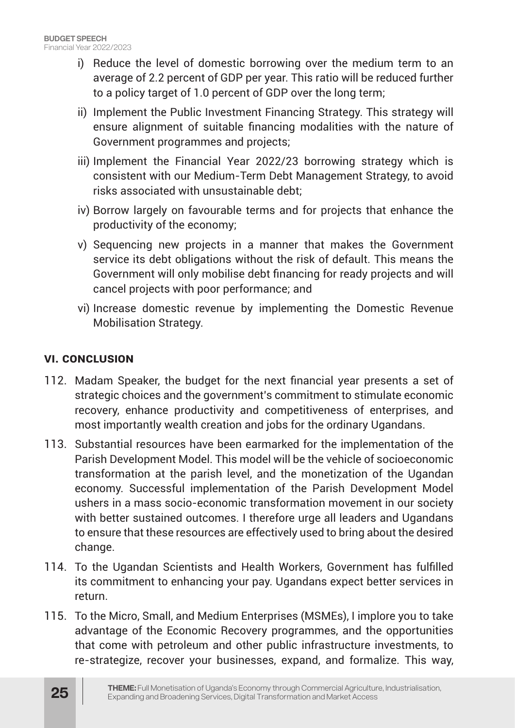i) Reduce the level of domestic borrowing over the medium term to an average of 2.2 percent of GDP per year. This ratio will be reduced further to a policy target of 1.0 percent of GDP over the long term;

ii) Implement the Public Investment Financing Strategy. This strategy will ensure alignment of suitable financing modalities with the nature of Government programmes and projects;

iii) Implement the Financial Year 2022/23 borrowing strategy which is consistent with our Medium-Term Debt Management Strategy, to avoid risks associated with unsustainable debt;

iv) Borrow largely on favourable terms and for projects that enhance the productivity of the economy;

v) Sequencing new projects in a manner that makes the Government service its debt obligations without the risk of default. This means the Government will only mobilise debt financing for ready projects and will cancel projects with poor performance; and

vi) Increase domestic revenue by implementing the Domestic Revenue Mobilisation Strategy.

## VI. CONCLUSION

112. Madam Speaker, the budget for the next financial year presents a set of strategic choices and the government's commitment to stimulate economic recovery, enhance productivity and competitiveness of enterprises, and most importantly wealth creation and jobs for the ordinary Ugandans.

113. Substantial resources have been earmarked for the implementation of the Parish Development Model. This model will be the vehicle of socioeconomic transformation at the parish level, and the monetization of the Ugandan economy. Successful implementation of the Parish Development Model ushers in a mass socio-economic transformation movement in our society with better sustained outcomes. I therefore urge all leaders and Ugandans to ensure that these resources are effectively used to bring about the desired change.

114. To the Ugandan Scientists and Health Workers, Government has fulfilled its commitment to enhancing your pay. Ugandans expect better services in return.

115. To the Micro, Small, and Medium Enterprises (MSMEs), I implore you to take advantage of the Economic Recovery programmes, and the opportunities that come with petroleum and other public infrastructure investments, to re-strategize, recover your businesses, expand, and formalize. This way,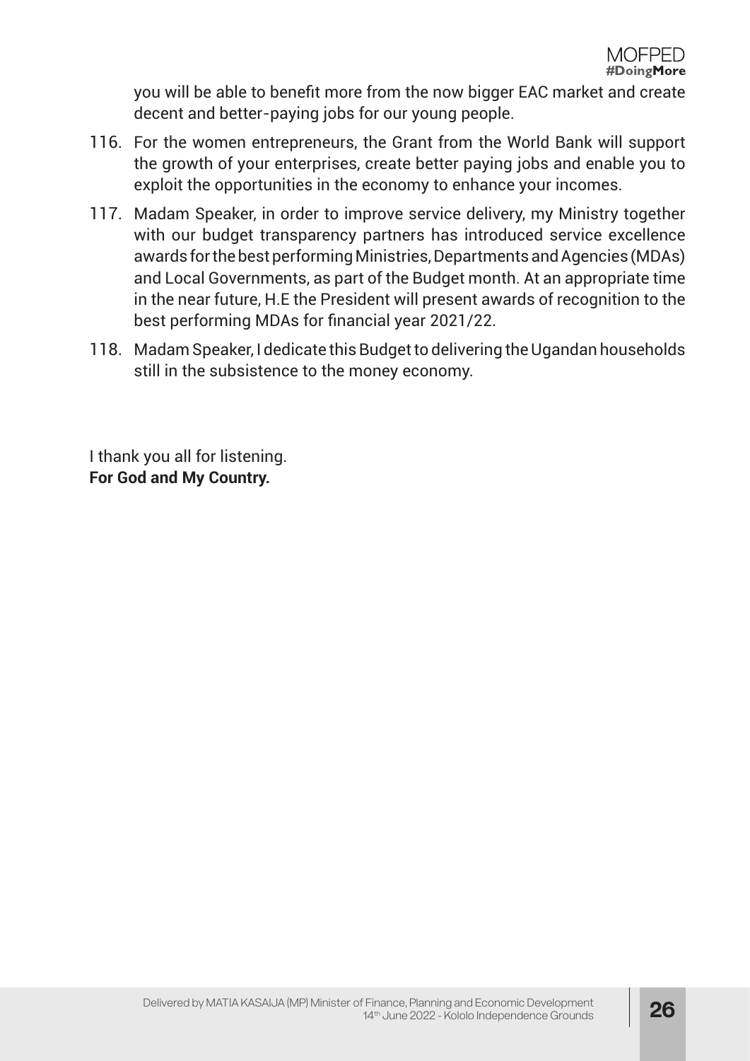you will be able to benefit more from the now bigger EAC market and create decent and better-paying jobs for our young people.

116. For the women entrepreneurs, the Grant from the World Bank will support the growth of your enterprises, create better paying jobs and enable you to exploit the opportunities in the economy to enhance your incomes.

117. Madam Speaker, in order to improve service delivery, my Ministry together with our budget transparency partners has introduced service excellence awards for the best performing Ministries, Departments and Agencies (MDAs) and Local Governments, as part of the Budget month. At an appropriate time in the near future, H.E the President will present awards of recognition to the best performing MDAs for financial year 2021/22.

118. Madam Speaker, I dedicate this Budget to delivering the Ugandan households still in the subsistence to the money economy.

I thank you all for listening.
**For God and My Country.**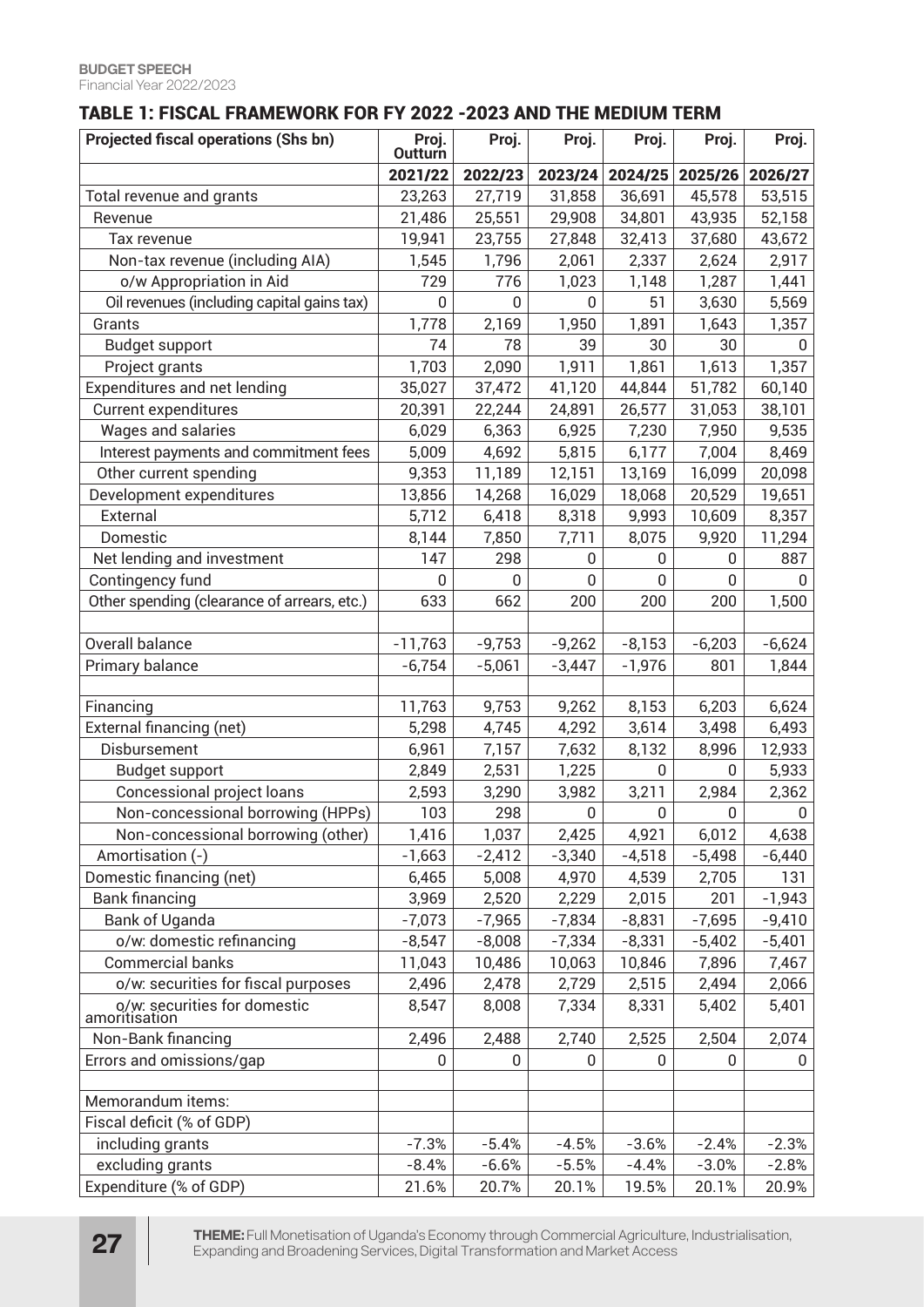## TABLE 1: FISCAL FRAMEWORK FOR FY 2022 -2023 AND THE MEDIUM TERM

| Projected fiscal operations (Shs bn) | Proj. Outturn | Proj. | Proj. | Proj. | Proj. | Proj. |
|---|---|---|---|---|---|---|
| | 2021/22 | 2022/23 | 2023/24 | 2024/25 | 2025/26 | 2026/27 |
| Total revenue and grants | 23,263 | 27,719 | 31,858 | 36,691 | 45,578 | 53,515 |
| Revenue | 21,486 | 25,551 | 29,908 | 34,801 | 43,935 | 52,158 |
| Tax revenue | 19,941 | 23,755 | 27,848 | 32,413 | 37,680 | 43,672 |
| Non-tax revenue (including AIA) | 1,545 | 1,796 | 2,061 | 2,337 | 2,624 | 2,917 |
| o/w Appropriation in Aid | 729 | 776 | 1,023 | 1,148 | 1,287 | 1,441 |
| Oil revenues (including capital gains tax) | 0 | 0 | 0 | 51 | 3,630 | 5,569 |
| Grants | 1,778 | 2,169 | 1,950 | 1,891 | 1,643 | 1,357 |
| Budget support | 74 | 78 | 39 | 30 | 30 | 0 |
| Project grants | 1,703 | 2,090 | 1,911 | 1,861 | 1,613 | 1,357 |
| Expenditures and net lending | 35,027 | 37,472 | 41,120 | 44,844 | 51,782 | 60,140 |
| Current expenditures | 20,391 | 22,244 | 24,891 | 26,577 | 31,053 | 38,101 |
| Wages and salaries | 6,029 | 6,363 | 6,925 | 7,230 | 7,950 | 9,535 |
| Interest payments and commitment fees | 5,009 | 4,692 | 5,815 | 6,177 | 7,004 | 8,469 |
| Other current spending | 9,353 | 11,189 | 12,151 | 13,169 | 16,099 | 20,098 |
| Development expenditures | 13,856 | 14,268 | 16,029 | 18,068 | 20,529 | 19,651 |
| External | 5,712 | 6,418 | 8,318 | 9,993 | 10,609 | 8,357 |
| Domestic | 8,144 | 7,850 | 7,711 | 8,075 | 9,920 | 11,294 |
| Net lending and investment | 147 | 298 | 0 | 0 | 0 | 887 |
| Contingency fund | 0 | 0 | 0 | 0 | 0 | 0 |
| Other spending (clearance of arrears, etc.) | 633 | 662 | 200 | 200 | 200 | 1,500 |
| | | | | | | |
| Overall balance | -11,763 | -9,753 | -9,262 | -8,153 | -6,203 | -6,624 |
| Primary balance | -6,754 | -5,061 | -3,447 | -1,976 | 801 | 1,844 |
| | | | | | | |
| Financing | 11,763 | 9,753 | 9,262 | 8,153 | 6,203 | 6,624 |
| External financing (net) | 5,298 | 4,745 | 4,292 | 3,614 | 3,498 | 6,493 |
| Disbursement | 6,961 | 7,157 | 7,632 | 8,132 | 8,996 | 12,933 |
| Budget support | 2,849 | 2,531 | 1,225 | 0 | 0 | 5,933 |
| Concessional project loans | 2,593 | 3,290 | 3,982 | 3,211 | 2,984 | 2,362 |
| Non-concessional borrowing (HPPs) | 103 | 298 | 0 | 0 | 0 | 0 |
| Non-concessional borrowing (other) | 1,416 | 1,037 | 2,425 | 4,921 | 6,012 | 4,638 |
| Amortisation (-) | -1,663 | -2,412 | -3,340 | -4,518 | -5,498 | -6,440 |
| Domestic financing (net) | 6,465 | 5,008 | 4,970 | 4,539 | 2,705 | 131 |
| Bank financing | 3,969 | 2,520 | 2,229 | 2,015 | 201 | -1,943 |
| Bank of Uganda | -7,073 | -7,965 | -7,834 | -8,831 | -7,695 | -9,410 |
| o/w: domestic refinancing | -8,547 | -8,008 | -7,334 | -8,331 | -5,402 | -5,401 |
| Commercial banks | 11,043 | 10,486 | 10,063 | 10,846 | 7,896 | 7,467 |
| o/w: securities for fiscal purposes | 2,496 | 2,478 | 2,729 | 2,515 | 2,494 | 2,066 |
| o/w: securities for domestic amortisation | 8,547 | 8,008 | 7,334 | 8,331 | 5,402 | 5,401 |
| Non-Bank financing | 2,496 | 2,488 | 2,740 | 2,525 | 2,504 | 2,074 |
| Errors and omissions/gap | 0 | 0 | 0 | 0 | 0 | 0 |
| | | | | | | |
| Memorandum items: | | | | | | |
| Fiscal deficit (% of GDP) | | | | | | |
| including grants | -7.3% | -5.4% | -4.5% | -3.6% | -2.4% | -2.3% |
| excluding grants | -8.4% | -6.6% | -5.5% | -4.4% | -3.0% | -2.8% |
| Expenditure (% of GDP) | 21.6% | 20.7% | 20.1% | 19.5% | 20.1% | 20.9% |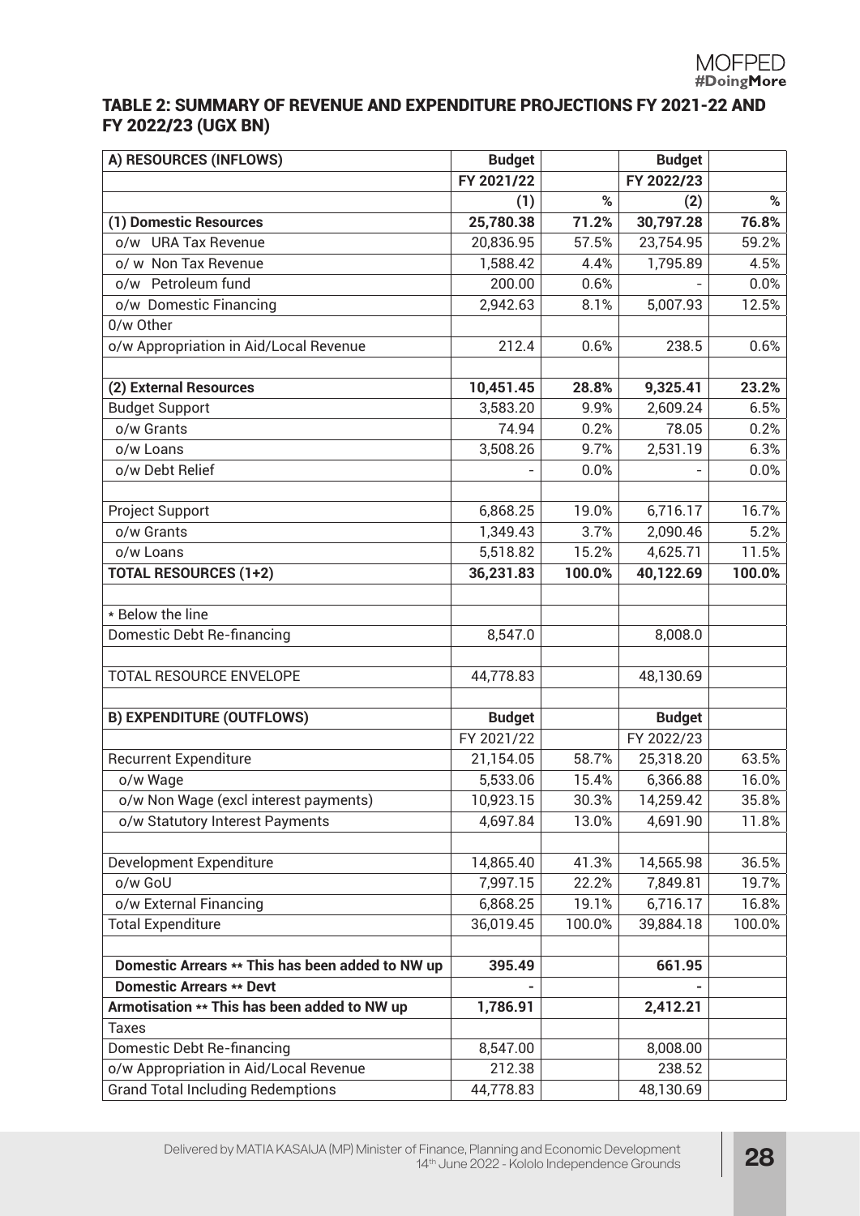## TABLE 2: SUMMARY OF REVENUE AND EXPENDITURE PROJECTIONS FY 2021-22 AND FY 2022/23 (UGX BN)

| A) RESOURCES (INFLOWS) | Budget | | Budget | |
|---|---|---|---|---|
| | FY 2021/22 | | FY 2022/23 | |
| | (1) | % | (2) | % |
| **(1) Domestic Resources** | **25,780.38** | **71.2%** | **30,797.28** | **76.8%** |
| o/w URA Tax Revenue | 20,836.95 | 57.5% | 23,754.95 | 59.2% |
| o/ w Non Tax Revenue | 1,588.42 | 4.4% | 1,795.89 | 4.5% |
| o/w Petroleum fund | 200.00 | 0.6% | - | 0.0% |
| o/w Domestic Financing | 2,942.63 | 8.1% | 5,007.93 | 12.5% |
| 0/w Other | | | | |
| o/w Appropriation in Aid/Local Revenue | 212.4 | 0.6% | 238.5 | 0.6% |
| | | | | |
| **(2) External Resources** | **10,451.45** | **28.8%** | **9,325.41** | **23.2%** |
| Budget Support | 3,583.20 | 9.9% | 2,609.24 | 6.5% |
| o/w Grants | 74.94 | 0.2% | 78.05 | 0.2% |
| o/w Loans | 3,508.26 | 9.7% | 2,531.19 | 6.3% |
| o/w Debt Relief | - | 0.0% | - | 0.0% |
| | | | | |
| Project Support | 6,868.25 | 19.0% | 6,716.17 | 16.7% |
| o/w Grants | 1,349.43 | 3.7% | 2,090.46 | 5.2% |
| o/w Loans | 5,518.82 | 15.2% | 4,625.71 | 11.5% |
| **TOTAL RESOURCES (1+2)** | **36,231.83** | **100.0%** | **40,122.69** | **100.0%** |
| | | | | |
| * Below the line | | | | |
| Domestic Debt Re-financing | 8,547.0 | | 8,008.0 | |
| | | | | |
| TOTAL RESOURCE ENVELOPE | 44,778.83 | | 48,130.69 | |
| | | | | |
| **B) EXPENDITURE (OUTFLOWS)** | **Budget** | | **Budget** | |
| | FY 2021/22 | | FY 2022/23 | |
| Recurrent Expenditure | 21,154.05 | 58.7% | 25,318.20 | 63.5% |
| o/w Wage | 5,533.06 | 15.4% | 6,366.88 | 16.0% |
| o/w Non Wage (excl interest payments) | 10,923.15 | 30.3% | 14,259.42 | 35.8% |
| o/w Statutory Interest Payments | 4,697.84 | 13.0% | 4,691.90 | 11.8% |
| | | | | |
| Development Expenditure | 14,865.40 | 41.3% | 14,565.98 | 36.5% |
| o/w GoU | 7,997.15 | 22.2% | 7,849.81 | 19.7% |
| o/w External Financing | 6,868.25 | 19.1% | 6,716.17 | 16.8% |
| Total Expenditure | 36,019.45 | 100.0% | 39,884.18 | 100.0% |
| | | | | |
| **Domestic Arrears ** This has been added to NW up** | **395.49** | | **661.95** | |
| **Domestic Arrears ** Devt** | **-** | | **-** | |
| **Armotisation ** This has been added to NW up** | **1,786.91** | | **2,412.21** | |
| Taxes | | | | |
| Domestic Debt Re-financing | 8,547.00 | | 8,008.00 | |
| o/w Appropriation in Aid/Local Revenue | 212.38 | | 238.52 | |
| Grand Total Including Redemptions | 44,778.83 | | 48,130.69 | |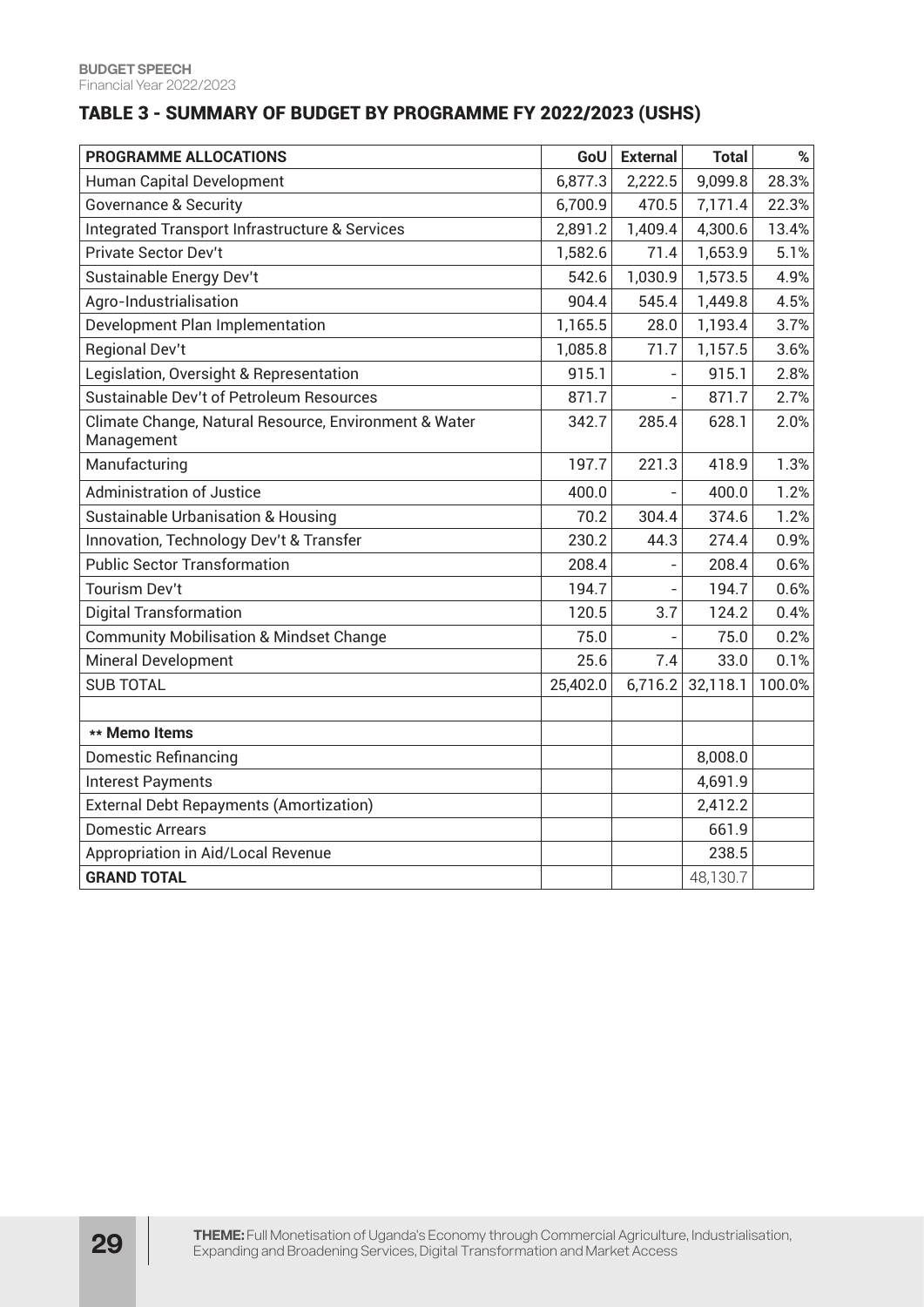## TABLE 3 - SUMMARY OF BUDGET BY PROGRAMME FY 2022/2023 (USHS)

| PROGRAMME ALLOCATIONS | GoU | External | Total | % |
|---|---|---|---|---|
| Human Capital Development | 6,877.3 | 2,222.5 | 9,099.8 | 28.3% |
| Governance & Security | 6,700.9 | 470.5 | 7,171.4 | 22.3% |
| Integrated Transport Infrastructure & Services | 2,891.2 | 1,409.4 | 4,300.6 | 13.4% |
| Private Sector Dev't | 1,582.6 | 71.4 | 1,653.9 | 5.1% |
| Sustainable Energy Dev't | 542.6 | 1,030.9 | 1,573.5 | 4.9% |
| Agro-Industrialisation | 904.4 | 545.4 | 1,449.8 | 4.5% |
| Development Plan Implementation | 1,165.5 | 28.0 | 1,193.4 | 3.7% |
| Regional Dev't | 1,085.8 | 71.7 | 1,157.5 | 3.6% |
| Legislation, Oversight & Representation | 915.1 | - | 915.1 | 2.8% |
| Sustainable Dev't of Petroleum Resources | 871.7 | - | 871.7 | 2.7% |
| Climate Change, Natural Resource, Environment & Water Management | 342.7 | 285.4 | 628.1 | 2.0% |
| Manufacturing | 197.7 | 221.3 | 418.9 | 1.3% |
| Administration of Justice | 400.0 | - | 400.0 | 1.2% |
| Sustainable Urbanisation & Housing | 70.2 | 304.4 | 374.6 | 1.2% |
| Innovation, Technology Dev't & Transfer | 230.2 | 44.3 | 274.4 | 0.9% |
| Public Sector Transformation | 208.4 | - | 208.4 | 0.6% |
| Tourism Dev't | 194.7 | - | 194.7 | 0.6% |
| Digital Transformation | 120.5 | 3.7 | 124.2 | 0.4% |
| Community Mobilisation & Mindset Change | 75.0 | - | 75.0 | 0.2% |
| Mineral Development | 25.6 | 7.4 | 33.0 | 0.1% |
| SUB TOTAL | 25,402.0 | 6,716.2 | 32,118.1 | 100.0% |
| | | | | |
| **\*\* Memo Items** | | | | |
| Domestic Refinancing | | | 8,008.0 | |
| Interest Payments | | | 4,691.9 | |
| External Debt Repayments (Amortization) | | | 2,412.2 | |
| Domestic Arrears | | | 661.9 | |
| Appropriation in Aid/Local Revenue | | | 238.5 | |
| **GRAND TOTAL** | | | 48,130.7 | |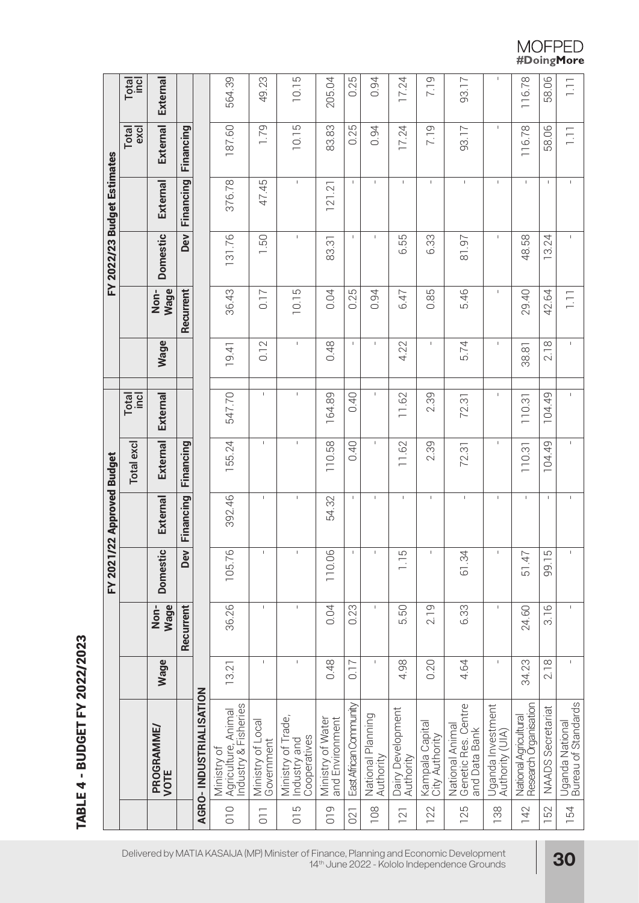# TABLE 4 - BUDGET FY 2022/2023

| | PROGRAMME/ VOTE | FY 2021/22 Approved Budget | | | | | | FY 2022/23 Budget Estimates | | | | | |
|---|---|---|---|---|---|---|---|---|---|---|---|---|---|
| | | Wage | Non-Wage | Domestic | External | Total excl | Total incl | Wage | Non-Wage | Domestic | External | Total excl | Total incl |
| | | | Recurrent | Dev | Financing | External Financing | External | | Recurrent | Dev | Financing | External Financing | External |
| **AGRO- INDUSTRIALISATION** | | | | | | | | | | | | | |
| 010 | Ministry of Agriculture, Animal Industry & Fisheries | 13.21 | 36.26 | 105.76 | 392.46 | 155.24 | 547.70 | 19.41 | 36.43 | 131.76 | 376.78 | 187.60 | 564.39 |
| 011 | Ministry of Local Government | - | - | - | - | - | - | 0.12 | 0.17 | 1.50 | 47.45 | 1.79 | 49.23 |
| 015 | Ministry of Trade, Industry and Cooperatives | - | - | - | - | - | - | - | 10.15 | - | - | 10.15 | 10.15 |
| 019 | Ministry of Water and Environment | 0.48 | 0.04 | 110.06 | 54.32 | 110.58 | 164.89 | 0.48 | 0.04 | 83.31 | 121.21 | 83.83 | 205.04 |
| 021 | East African Community | 0.17 | 0.23 | - | - | 0.40 | 0.40 | - | 0.25 | - | - | 0.25 | 0.25 |
| 108 | National Planning Authority | - | - | - | - | - | - | - | 0.94 | - | - | 0.94 | 0.94 |
| 121 | Dairy Development Authority | 4.98 | 5.50 | 1.15 | - | 11.62 | 11.62 | 4.22 | 6.47 | 6.55 | - | 17.24 | 17.24 |
| 122 | Kampala Capital City Authority | 0.20 | 2.19 | - | - | 2.39 | 2.39 | - | 0.85 | 6.33 | - | 7.19 | 7.19 |
| 125 | National Animal Genetic Res. Centre and Data Bank | 4.64 | 6.33 | 61.34 | - | 72.31 | 72.31 | 5.74 | 5.46 | 81.97 | - | 93.17 | 93.17 |
| 138 | Uganda Investment Authority (UIA) | - | - | - | - | - | - | - | - | - | - | - | - |
| 142 | National Agricultural Research Organisation | 34.23 | 24.60 | 51.47 | - | 110.31 | 110.31 | 38.81 | 29.40 | 48.58 | - | 116.78 | 116.78 |
| 152 | NAADS Secretariat | 2.18 | 3.16 | 99.15 | - | 104.49 | 104.49 | 2.18 | 42.64 | 13.24 | - | 58.06 | 58.06 |
| 154 | Uganda National Bureau of Standards | - | - | - | - | - | - | - | 1.11 | - | - | 1.11 | 1.11 |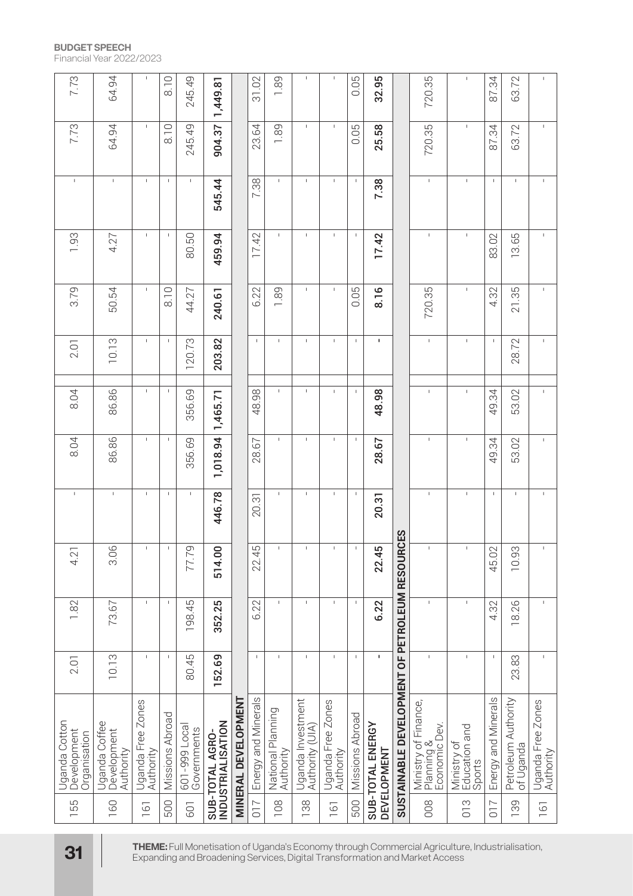| | | | | | | | | | | | | |
|---|---|---|---|---|---|---|---|---|---|---|---|---|
| 155 | Uganda Cotton Development Organisation | 2.01 | 1.82 | 4.21 | - | 8.04 | 8.04 | 2.01 | 3.79 | 1.93 | - | 7.73 | 7.73 |
| 160 | Uganda Coffee Development Authority | 10.13 | 73.67 | 3.06 | - | 86.86 | 86.86 | 10.13 | 50.54 | 4.27 | - | 64.94 | 64.94 |
| 161 | Uganda Free Zones Authority | - | - | - | - | - | - | - | - | - | - | - | - |
| 500 | Missions Abroad | | - | - | - | | - | - | 8.10 | - | - | 8.10 | 8.10 |
| 601 | 601-999 Local Governments | 80.45 | 198.45 | 77.79 | - | 356.69 | 356.69 | 120.73 | 44.27 | 80.50 | - | 245.49 | 245.49 |
| **SUB-TOTAL AGRO-INDUSTRIALISATION** | | **152.69** | **352.25** | **514.00** | **446.78** | **1,018.94** | **1,465.71** | **203.82** | **240.61** | **459.94** | **545.44** | **904.37** | **1,449.81** |
| **MINERAL DEVELOPMENT** | | | | | | | | | | | | | |
| 017 | Energy and Minerals | - | 6.22 | 22.45 | 20.31 | 28.67 | 48.98 | - | 6.22 | 17.42 | 7.38 | 23.64 | 31.02 |
| 108 | National Planning Authority | - | - | - | - | - | - | - | 1.89 | - | - | 1.89 | 1.89 |
| 138 | Uganda Investment Authority (UIA) | - | - | - | - | - | - | - | - | - | - | - | - |
| 161 | Uganda Free Zones Authority | - | - | - | - | - | - | - | - | - | - | - | - |
| 500 | Missions Abroad | - | - | - | - | - | - | - | 0.05 | - | - | 0.05 | 0.05 |
| **SUB-TOTAL ENERGY DEVELOPMENT** | | **-** | **6.22** | **22.45** | **20.31** | **28.67** | **48.98** | **-** | **8.16** | **17.42** | **7.38** | **25.58** | **32.95** |
| **SUSTAINABLE DEVELOPMENT OF PETROLEUM RESOURCES** | | | | | | | | | | | | | |
| 008 | Ministry of Finance, Planning & Economic Dev. | - | - | - | - | - | - | - | 720.35 | - | - | 720.35 | 720.35 |
| 013 | Ministry of Education and Sports | - | - | - | - | - | - | - | - | - | - | - | - |
| 017 | Energy and Minerals | - | 4.32 | 45.02 | - | 49.34 | 49.34 | - | 4.32 | 83.02 | - | 87.34 | 87.34 |
| 139 | Petroleum Authority of Uganda | 23.83 | 18.26 | 10.93 | - | 53.02 | 53.02 | 28.72 | 21.35 | 13.65 | - | 63.72 | 63.72 |
| 161 | Uganda Free Zones Authority | - | - | - | - | - | - | - | - | - | - | - | - |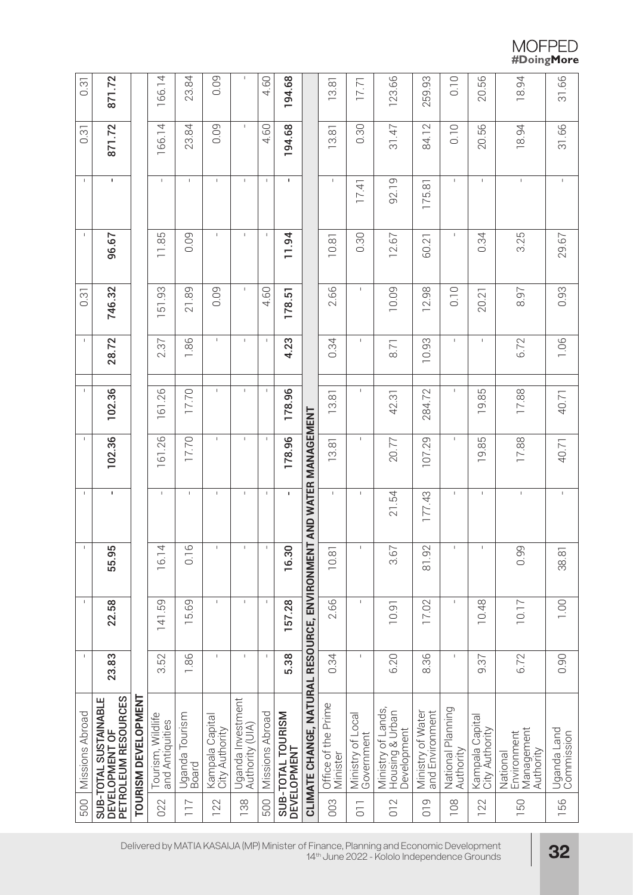| | | | | | | | | | | | | | |
|---|---|---|---|---|---|---|---|---|---|---|---|---|---|
| 500 | Missions Abroad | - | - | - | - | - | - | - | 0.31 | - | - | 0.31 | 0.31 |
| **SUB-TOTAL SUSTAINABLE DEVELOPMENT OF PETROLEUM RESOURCES** | | **23.83** | **22.58** | **55.95** | **-** | **102.36** | **102.36** | **28.72** | **746.32** | **96.67** | **-** | **871.72** | **871.72** |
| **TOURISM DEVELOPMENT** | | | | | | | | | | | | | |
| 022 | Tourism, Wildlife and Antiquities | 3.52 | 141.59 | 16.14 | - | 161.26 | 161.26 | 2.37 | 151.93 | 11.85 | - | 166.14 | 166.14 |
| 117 | Uganda Tourism Board | 1.86 | 15.69 | 0.16 | - | 17.70 | 17.70 | 1.86 | 21.89 | 0.09 | - | 23.84 | 23.84 |
| 122 | Kampala Capital City Authority | - | - | - | - | - | - | - | 0.09 | - | - | 0.09 | 0.09 |
| 138 | Uganda Investment Authority (UIA) | - | - | - | - | - | - | - | - | - | - | - | - |
| 500 | Missions Abroad | - | - | - | - | - | - | - | 4.60 | - | - | 4.60 | 4.60 |
| **SUB-TOTAL TOURISM DEVELOPMENT** | | **5.38** | **157.28** | **16.30** | **-** | **178.96** | **178.96** | **4.23** | **178.51** | **11.94** | **-** | **194.68** | **194.68** |
| **CLIMATE CHANGE, NATURAL RESOURCE, ENVIRONMENT AND WATER MANAGEMENT** | | | | | | | | | | | | | |
| 003 | Office of the Prime Minister | 0.34 | 2.66 | 10.81 | - | 13.81 | 13.81 | 0.34 | 2.66 | 10.81 | - | 13.81 | 13.81 |
| 011 | Ministry of Local Government | - | - | - | - | - | - | - | - | 0.30 | 17.41 | 0.30 | 17.71 |
| 012 | Ministry of Lands, Housing & Urban Development | 6.20 | 10.91 | 3.67 | 21.54 | 20.77 | 42.31 | 8.71 | 10.09 | 12.67 | 92.19 | 31.47 | 123.66 |
| 019 | Ministry of Water and Environment | 8.36 | 17.02 | 81.92 | 177.43 | 107.29 | 284.72 | 10.93 | 12.98 | 60.21 | 175.81 | 84.12 | 259.93 |
| 108 | National Planning Authority | - | - | - | - | - | - | - | 0.10 | - | - | 0.10 | 0.10 |
| 122 | Kampala Capital City Authority | 9.37 | 10.48 | - | - | 19.85 | 19.85 | - | 20.21 | 0.34 | - | 20.56 | 20.56 |
| 150 | National Environment Management Authority | 6.72 | 10.17 | 0.99 | - | 17.88 | 17.88 | 6.72 | 8.97 | 3.25 | - | 18.94 | 18.94 |
| 156 | Uganda Land Commission | 0.90 | 1.00 | 38.81 | - | 40.71 | 40.71 | 1.06 | 0.93 | 29.67 | - | 31.66 | 31.66 |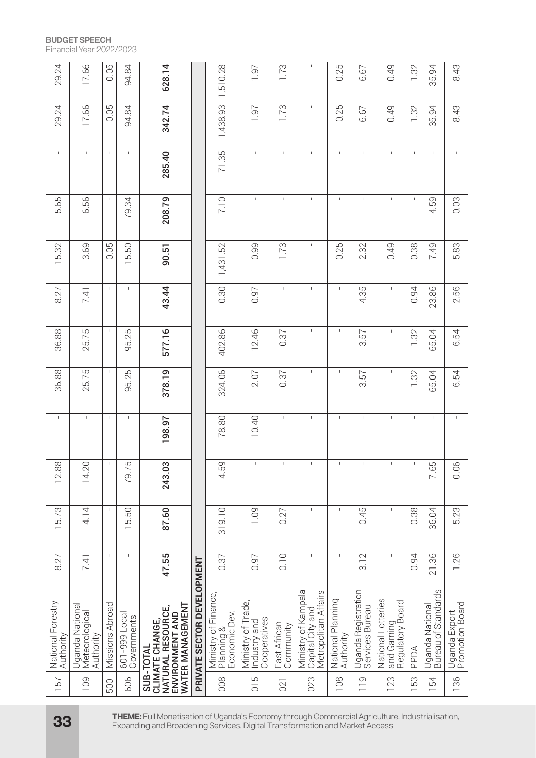| | | | | | | | | | | | | | |
|---|---|---|---|---|---|---|---|---|---|---|---|---|---|
| 157 | National Forestry Authority | 8.27 | 15.73 | 12.88 | - | 36.88 | 36.88 | 8.27 | 15.32 | 5.65 | - | 29.24 | 29.24 |
| 109 | Uganda National Meteorological Authority | 7.41 | 4.14 | 14.20 | - | 25.75 | 25.75 | 7.41 | 3.69 | 6.56 | - | 17.66 | 17.66 |
| 500 | Missions Abroad | - | - | - | - | - | - | - | 0.05 | - | - | 0.05 | 0.05 |
| 606 | 601-999 Local Governments | - | 15.50 | 79.75 | - | 95.25 | 95.25 | - | 15.50 | 79.34 | - | 94.84 | 94.84 |
| | **SUB-TOTAL CLIMATE CHANGE, NATURAL RESOURCE, ENVIRONMENT AND WATER MANAGEMENT** | **47.55** | **87.60** | **243.03** | **198.97** | **378.19** | **577.16** | **43.44** | **90.51** | **208.79** | **285.40** | **342.74** | **628.14** |
| | **PRIVATE SECTOR DEVELOPMENT** | | | | | | | | | | | | |
| 008 | Ministry of Finance, Planning & Economic Dev. | 0.37 | 319.10 | 4.59 | 78.80 | 324.06 | 402.86 | 0.30 | 1,431.52 | 7.10 | 71.35 | 1,438.93 | 1,510.28 |
| 015 | Ministry of Trade, Industry and Cooperatives | 0.97 | 1.09 | - | 10.40 | 2.07 | 12.46 | 0.97 | 0.99 | - | - | 1.97 | 1.97 |
| 021 | East African Community | 0.10 | 0.27 | - | - | 0.37 | 0.37 | - | 1.73 | - | - | 1.73 | 1.73 |
| 023 | Ministry of Kampala Capital City and Metropolitan Affairs | - | - | - | - | - | - | - | - | - | - | - | - |
| 108 | National Planning Authority | - | - | - | - | - | - | - | 0.25 | - | - | 0.25 | 0.25 |
| 119 | Uganda Registration Services Bureau | 3.12 | 0.45 | - | - | 3.57 | 3.57 | 4.35 | 2.32 | - | - | 6.67 | 6.67 |
| 123 | National Lotteries and Gaming Regulatory Board | - | - | - | - | - | - | - | 0.49 | - | - | 0.49 | 0.49 |
| 153 | PPDA | 0.94 | 0.38 | - | - | 1.32 | 1.32 | 0.94 | 0.38 | - | - | 1.32 | 1.32 |
| 154 | Uganda National Bureau of Standards | 21.36 | 36.04 | 7.65 | - | 65.04 | 65.04 | 23.86 | 7.49 | 4.59 | - | 35.94 | 35.94 |
| 136 | Uganda Export Promotion Board | 1.26 | 5.23 | 0.06 | - | 6.54 | 6.54 | 2.56 | 5.83 | 0.03 | - | 8.43 | 8.43 |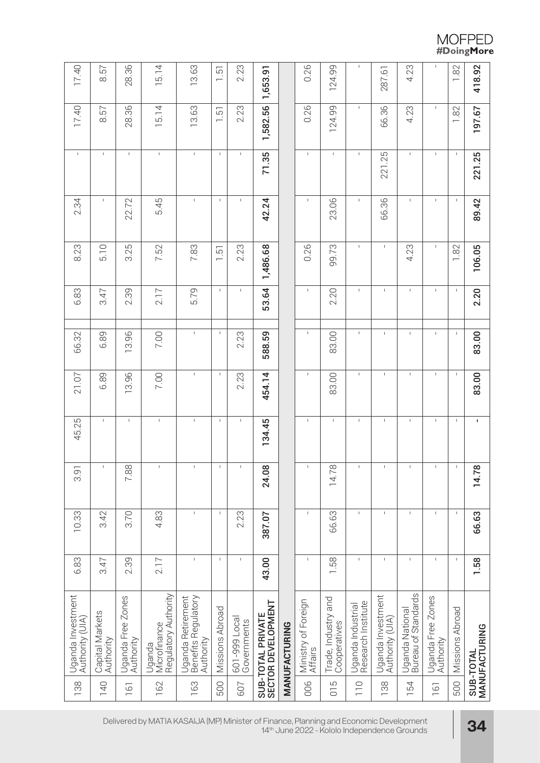| | | | | | | | | | | | | | |
|---|---|---|---|---|---|---|---|---|---|---|---|---|---|
| 138 | Uganda Investment Authority (UIA) | 6.83 | 10.33 | 3.91 | 45.25 | 21.07 | 66.32 | 6.83 | 8.23 | 2.34 | - | 17.40 | 17.40 |
| 140 | Capital Markets Authority | 3.47 | 3.42 | - | - | 6.89 | 6.89 | 3.47 | 5.10 | - | - | 8.57 | 8.57 |
| 161 | Uganda Free Zones Authority | 2.39 | 3.70 | 7.88 | - | 13.96 | 13.96 | 2.39 | 3.25 | 22.72 | - | 28.36 | 28.36 |
| 162 | Uganda Microfinance Regulatory Authority | 2.17 | 4.83 | - | - | 7.00 | 7.00 | 2.17 | 7.52 | 5.45 | - | 15.14 | 15.14 |
| 163 | Uganda Retirement Benefits Regulatory Authority | - | - | - | - | - | - | 5.79 | 7.83 | - | - | 13.63 | 13.63 |
| 500 | Missions Abroad | - | - | - | - | - | - | - | 1.51 | - | - | 1.51 | 1.51 |
| 607 | 601-999 Local Governments | - | 2.23 | - | - | 2.23 | 2.23 | - | 2.23 | - | - | 2.23 | 2.23 |
| **SUB-TOTAL PRIVATE SECTOR DEVELOPMENT** | | **43.00** | **387.07** | **24.08** | **134.45** | **454.14** | **588.59** | **53.64** | **1,486.68** | **42.24** | **71.35** | **1,582.56** | **1,653.91** |
| **MANUFACTURING** | | | | | | | | | | | | | |
| 006 | Ministry of Foreign Affairs | - | - | - | - | - | - | - | 0.26 | - | - | 0.26 | 0.26 |
| 015 | Trade, Industry and Cooperatives | 1.58 | 66.63 | 14.78 | - | 83.00 | 83.00 | 2.20 | 99.73 | 23.06 | - | 124.99 | 124.99 |
| 110 | Uganda Industrial Research Institute | - | - | - | - | - | - | - | - | - | - | - | - |
| 138 | Uganda Investment Authority (UIA) | - | - | - | - | - | - | - | - | 66.36 | 221.25 | 66.36 | 287.61 |
| 154 | Uganda National Bureau of Standards | - | - | - | - | - | - | - | 4.23 | - | - | 4.23 | 4.23 |
| 161 | Uganda Free Zones Authority | - | - | - | - | - | - | - | - | - | - | - | - |
| 500 | Missions Abroad | - | - | - | - | - | - | - | 1.82 | - | - | 1.82 | 1.82 |
| **SUB-TOTAL MANUFACTURING** | | **1.58** | **66.63** | **14.78** | **-** | **83.00** | **83.00** | **2.20** | **106.05** | **89.42** | **221.25** | **197.67** | **418.92** |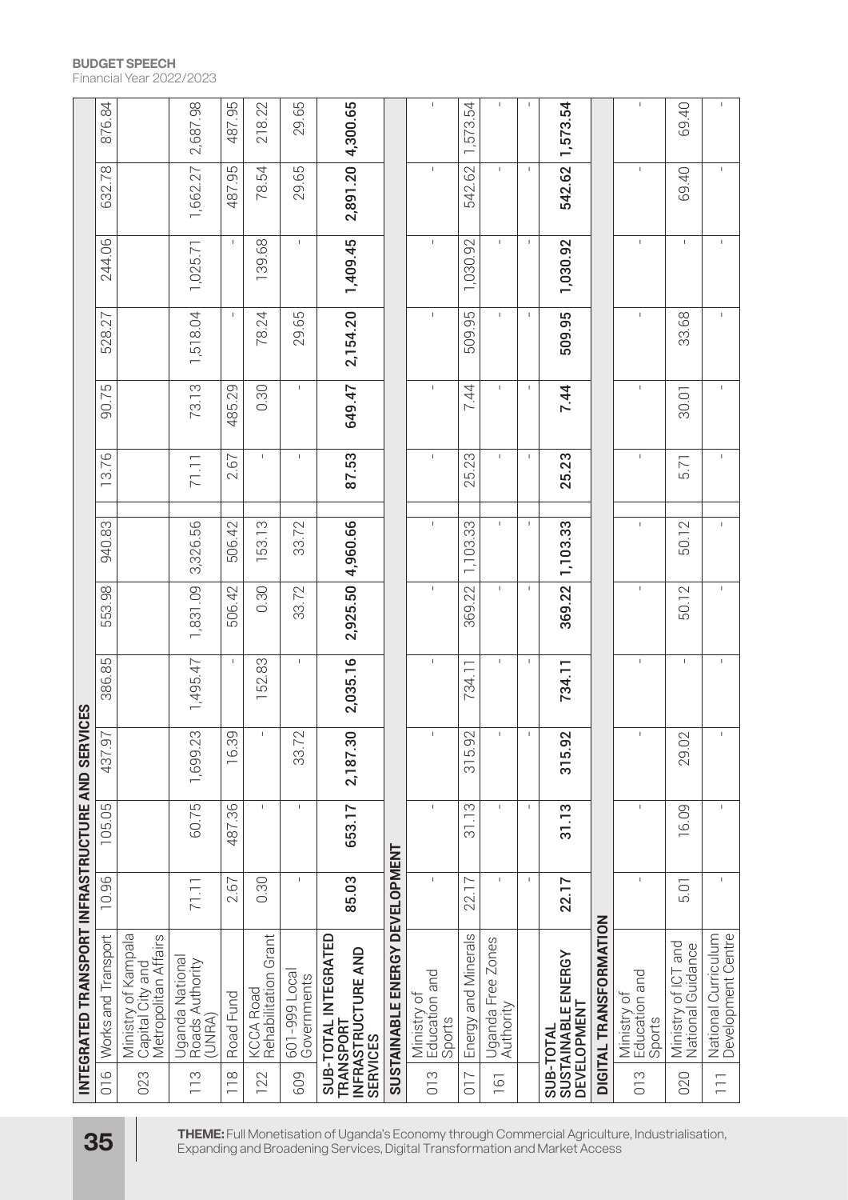| | | | | | | | | | | | | | |
|---|---|---|---|---|---|---|---|---|---|---|---|---|---|
| **INTEGRATED TRANSPORT INFRASTRUCTURE AND SERVICES** | | | | | | | | | | | | | |
| 016 | Works and Transport | 10.96 | 105.05 | 437.97 | 386.85 | 553.98 | 940.83 | 13.76 | 90.75 | 528.27 | 244.06 | 632.78 | 876.84 |
| 023 | Ministry of Kampala Capital City and Metropolitan Affairs | | | | | | | | | | | | |
| 113 | Uganda National Roads Authority (UNRA) | 71.11 | 60.75 | 1,699.23 | 1,495.47 | 1,831.09 | 3,326.56 | 71.11 | 73.13 | 1,518.04 | 1,025.71 | 1,662.27 | 2,687.98 |
| 118 | Road Fund | 2.67 | 487.36 | 16.39 | - | 506.42 | 506.42 | 2.67 | 485.29 | - | - | 487.95 | 487.95 |
| 122 | KCCA Road Rehabilitation Grant | 0.30 | - | - | 152.83 | 0.30 | 153.13 | - | 0.30 | 78.24 | 139.68 | 78.54 | 218.22 |
| 609 | 601-999 Local Governments | - | - | 33.72 | - | 33.72 | 33.72 | - | - | 29.65 | - | 29.65 | 29.65 |
| **SUB-TOTAL INTEGRATED TRANSPORT INFRASTRUCTURE AND SERVICES** | | **85.03** | **653.17** | **2,187.30** | **2,035.16** | **2,925.50** | **4,960.66** | **87.53** | **649.47** | **2,154.20** | **1,409.45** | **2,891.20** | **4,300.65** |
| **SUSTAINABLE ENERGY DEVELOPMENT** | | | | | | | | | | | | | |
| 013 | Ministry of Education and Sports | - | - | - | - | - | - | - | - | - | - | - | - |
| 017 | Energy and Minerals | 22.17 | 31.13 | 315.92 | 734.11 | 369.22 | 1,103.33 | 25.23 | 7.44 | 509.95 | 1,030.92 | 542.62 | 1,573.54 |
| 161 | Uganda Free Zones Authority | - | - | - | - | - | - | - | - | - | - | - | - |
| | | - | - | - | - | - | - | - | - | - | - | - | - |
| **SUB-TOTAL SUSTAINABLE ENERGY DEVELOPMENT** | | **22.17** | **31.13** | **315.92** | **734.11** | **369.22** | **1,103.33** | **25.23** | **7.44** | **509.95** | **1,030.92** | **542.62** | **1,573.54** |
| **DIGITAL TRANSFORMATION** | | | | | | | | | | | | | |
| 013 | Ministry of Education and Sports | - | - | - | - | - | - | - | - | - | - | - | - |
| 020 | Ministry of ICT and National Guidance | 5.01 | 16.09 | 29.02 | - | 50.12 | 50.12 | 5.71 | 30.01 | 33.68 | - | 69.40 | 69.40 |
| 111 | National Curriculum Development Centre | - | - | - | - | - | - | - | - | - | - | - | - |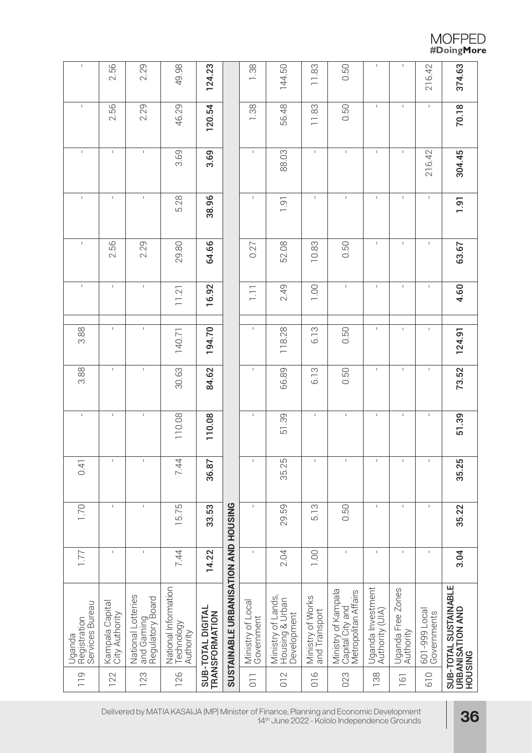| | | | | | | | | | | | | | |
|---|---|---|---|---|---|---|---|---|---|---|---|---|---|
| 119 | Uganda Registration Services Bureau | 1.77 | 1.70 | 0.41 | - | 3.88 | 3.88 | - | - | - | - | - | - |
| 122 | Kampala Capital City Authority | - | - | - | - | - | - | - | 2.56 | - | - | 2.56 | 2.56 |
| 123 | National Lotteries and Gaming Regulatory Board | - | - | - | - | - | - | - | 2.29 | - | - | 2.29 | 2.29 |
| 126 | National Information Technology Authority | 7.44 | 15.75 | 7.44 | 110.08 | 30.63 | 140.71 | 11.21 | 29.80 | 5.28 | 3.69 | 46.29 | 49.98 |
| **SUB-TOTAL DIGITAL TRANSFORMATION** | | **14.22** | **33.53** | **36.87** | **110.08** | **84.62** | **194.70** | **16.92** | **64.66** | **38.96** | **3.69** | **120.54** | **124.23** |
| **SUSTAINABLE URBANISATION AND HOUSING** | | | | | | | | | | | | | |
| 011 | Ministry of Local Government | - | - | - | - | - | - | 1.11 | 0.27 | - | - | 1.38 | 1.38 |
| 012 | Ministry of Lands, Housing & Urban Development | 2.04 | 29.59 | 35.25 | 51.39 | 66.89 | 118.28 | 2.49 | 52.08 | 1.91 | 88.03 | 56.48 | 144.50 |
| 016 | Ministry of Works and Transport | 1.00 | 5.13 | - | - | 6.13 | 6.13 | 1.00 | 10.83 | - | - | 11.83 | 11.83 |
| 023 | Ministry of Kampala Capital City and Metropolitan Affairs | - | 0.50 | - | - | 0.50 | 0.50 | - | 0.50 | - | - | 0.50 | 0.50 |
| 138 | Uganda Investment Authority (UIA) | - | - | - | - | - | - | - | - | - | - | - | - |
| 161 | Uganda Free Zones Authority | - | - | - | - | - | - | - | - | - | - | - | - |
| 610 | 601-999 Local Governments | - | - | - | - | - | - | - | - | - | 216.42 | - | 216.42 |
| **SUB-TOTAL SUSTAINABLE URBANISATION AND HOUSING** | | **3.04** | **35.22** | **35.25** | **51.39** | **73.52** | **124.91** | **4.60** | **63.67** | **1.91** | **304.45** | **70.18** | **374.63** |

Delivered by MATIA KASAIJA (MP) Minister of Finance, Planning and Economic Development
14th June 2022 - Kololo Independence Grounds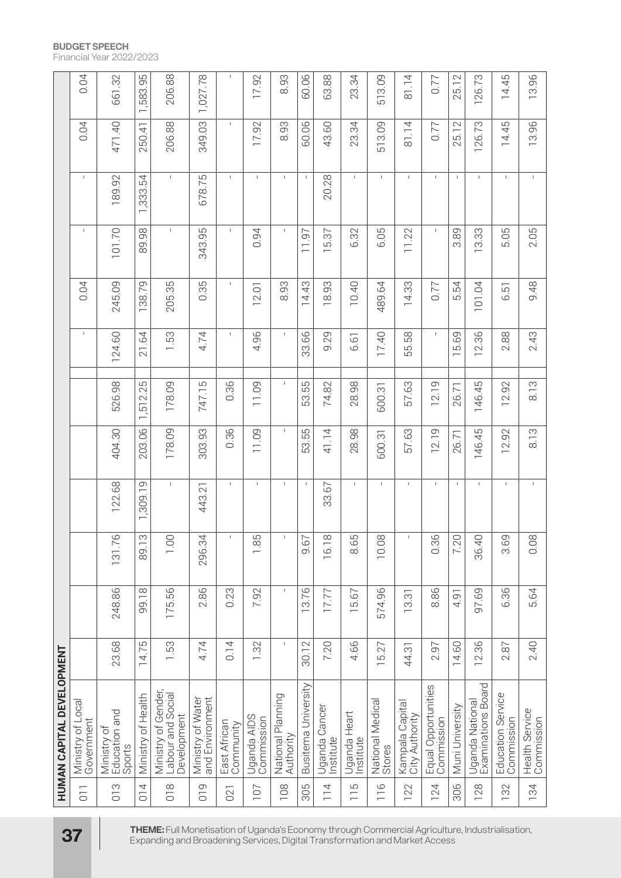| | | | | | | | | | | | | | |
|---|---|---|---|---|---|---|---|---|---|---|---|---|---|
| **HUMAN CAPITAL DEVELOPMENT** | | | | | | | | | | | | | |
| 011 | Ministry of Local Government | | | | | | | - | 0.04 | - | - | 0.04 | 0.04 |
| 013 | Ministry of Education and Sports | 23.68 | 248.86 | 131.76 | 122.68 | 404.30 | 526.98 | 124.60 | 245.09 | 101.70 | 189.92 | 471.40 | 661.32 |
| 014 | Ministry of Health | 14.75 | 99.18 | 89.13 | 1,309.19 | 203.06 | 1,512.25 | 21.64 | 138.79 | 89.98 | 1,333.54 | 250.41 | 1,583.95 |
| 018 | Ministry of Gender, Labour and Social Development | 1.53 | 175.56 | 1.00 | - | 178.09 | 178.09 | 1.53 | 205.35 | - | - | 206.88 | 206.88 |
| 019 | Ministry of Water and Environment | 4.74 | 2.86 | 296.34 | 443.21 | 303.93 | 747.15 | 4.74 | 0.35 | 343.95 | 678.75 | 349.03 | 1,027.78 |
| 021 | East African Community | 0.14 | 0.23 | - | - | 0.36 | 0.36 | - | - | - | - | - | - |
| 107 | Uganda AIDS Commission | 1.32 | 7.92 | 1.85 | - | 11.09 | 11.09 | 4.96 | 12.01 | 0.94 | - | 17.92 | 17.92 |
| 108 | National Planning Authority | - | - | - | - | - | - | - | 8.93 | - | - | 8.93 | 8.93 |
| 305 | Busitema University | 30.12 | 13.76 | 9.67 | - | 53.55 | 53.55 | 33.66 | 14.43 | 11.97 | - | 60.06 | 60.06 |
| 114 | Uganda Cancer Institute | 7.20 | 17.77 | 16.18 | 33.67 | 41.14 | 74.82 | 9.29 | 18.93 | 15.37 | 20.28 | 43.60 | 63.88 |
| 115 | Uganda Heart Institute | 4.66 | 15.67 | 8.65 | - | 28.98 | 28.98 | 6.61 | 10.40 | 6.32 | - | 23.34 | 23.34 |
| 116 | National Medical Stores | 15.27 | 574.96 | 10.08 | - | 600.31 | 600.31 | 17.40 | 489.64 | 6.05 | - | 513.09 | 513.09 |
| 122 | Kampala Capital City Authority | 44.31 | 13.31 | - | - | 57.63 | 57.63 | 55.58 | 14.33 | 11.22 | - | 81.14 | 81.14 |
| 124 | Equal Opportunities Commission | 2.97 | 8.86 | 0.36 | - | 12.19 | 12.19 | - | 0.77 | - | - | 0.77 | 0.77 |
| 306 | Muni University | 14.60 | 4.91 | 7.20 | - | 26.71 | 26.71 | 15.69 | 5.54 | 3.89 | - | 25.12 | 25.12 |
| 128 | Uganda National Examinations Board | 12.36 | 97.69 | 36.40 | - | 146.45 | 146.45 | 12.36 | 101.04 | 13.33 | - | 126.73 | 126.73 |
| 132 | Education Service Commission | 2.87 | 6.36 | 3.69 | - | 12.92 | 12.92 | 2.88 | 6.51 | 5.05 | - | 14.45 | 14.45 |
| 134 | Health Service Commission | 2.40 | 5.64 | 0.08 | - | 8.13 | 8.13 | 2.43 | 9.48 | 2.05 | - | 13.96 | 13.96 |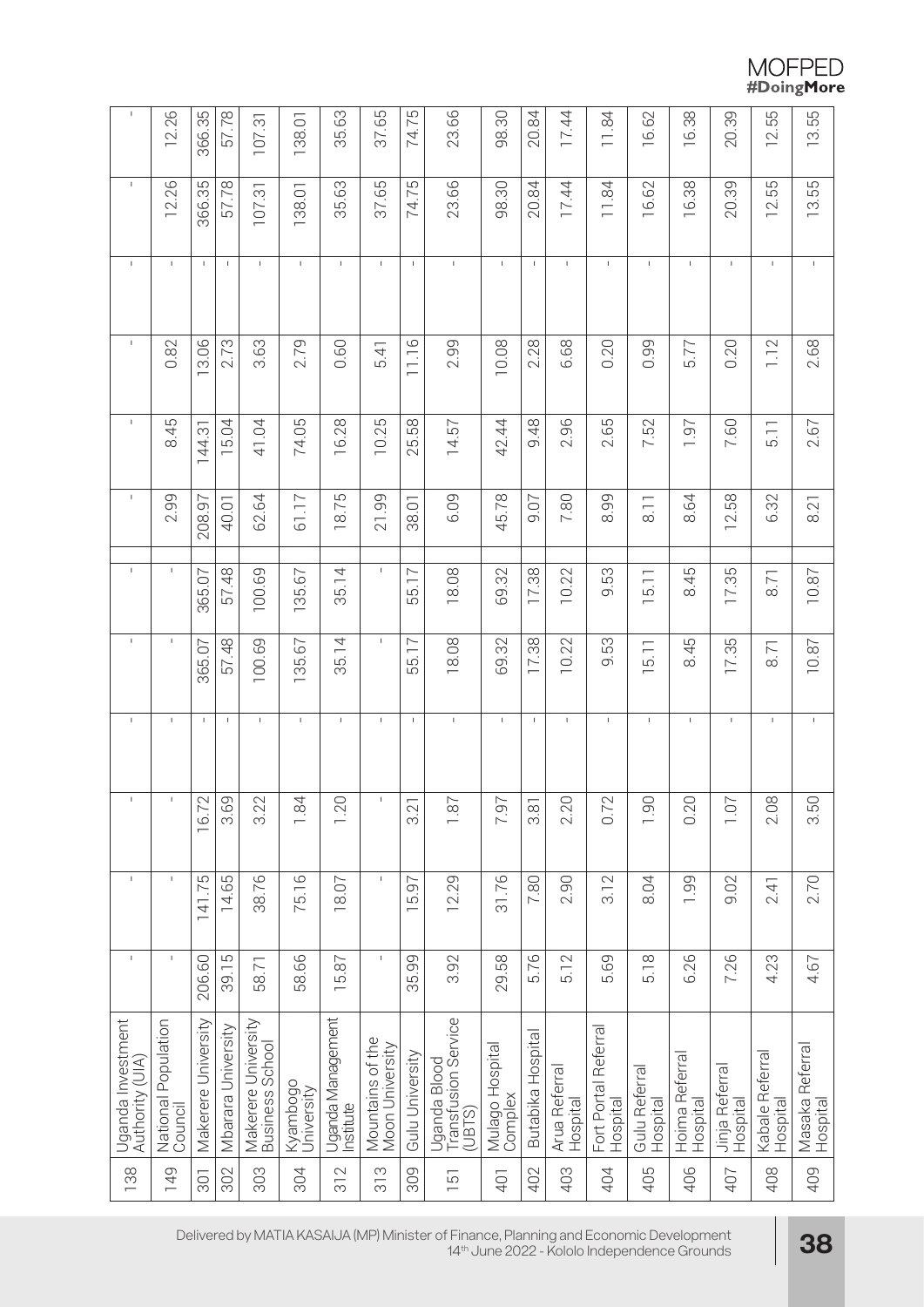| | | | | | | | | | | | | | |
|---|---|---|---|---|---|---|---|---|---|---|---|---|---|
| 138 | Uganda Investment Authority (UIA) | - | - | - | - | - | - | - | - | - | - | - | - |
| 149 | National Population Council | - | - | - | - | - | - | 2.99 | 8.45 | 0.82 | - | 12.26 | 12.26 |
| 301 | Makerere University | 206.60 | 141.75 | 16.72 | - | 365.07 | 365.07 | 208.97 | 144.31 | 13.06 | - | 366.35 | 366.35 |
| 302 | Mbarara University | 39.15 | 14.65 | 3.69 | - | 57.48 | 57.48 | 40.01 | 15.04 | 2.73 | - | 57.78 | 57.78 |
| 303 | Makerere University Business School | 58.71 | 38.76 | 3.22 | - | 100.69 | 100.69 | 62.64 | 41.04 | 3.63 | - | 107.31 | 107.31 |
| 304 | Kyambogo University | 58.66 | 75.16 | 1.84 | - | 135.67 | 135.67 | 61.17 | 74.05 | 2.79 | - | 138.01 | 138.01 |
| 312 | Uganda Management Institute | 15.87 | 18.07 | 1.20 | - | 35.14 | 35.14 | 18.75 | 16.28 | 0.60 | - | 35.63 | 35.63 |
| 313 | Mountains of the Moon University | - | - | - | - | - | - | 21.99 | 10.25 | 5.41 | - | 37.65 | 37.65 |
| 309 | Gulu University | 35.99 | 15.97 | 3.21 | - | 55.17 | 55.17 | 38.01 | 25.58 | 11.16 | - | 74.75 | 74.75 |
| 151 | Uganda Blood Transfusion Service (UBTS) | 3.92 | 12.29 | 1.87 | - | 18.08 | 18.08 | 6.09 | 14.57 | 2.99 | - | 23.66 | 23.66 |
| 401 | Mulago Hospital Complex | 29.58 | 31.76 | 7.97 | - | 69.32 | 69.32 | 45.78 | 42.44 | 10.08 | - | 98.30 | 98.30 |
| 402 | Butabika Hospital | 5.76 | 7.80 | 3.81 | - | 17.38 | 17.38 | 9.07 | 9.48 | 2.28 | - | 20.84 | 20.84 |
| 403 | Arua Referral Hospital | 5.12 | 2.90 | 2.20 | - | 10.22 | 10.22 | 7.80 | 2.96 | 6.68 | - | 17.44 | 17.44 |
| 404 | Fort Portal Referral Hospital | 5.69 | 3.12 | 0.72 | - | 9.53 | 9.53 | 8.99 | 2.65 | 0.20 | - | 11.84 | 11.84 |
| 405 | Gulu Referral Hospital | 5.18 | 8.04 | 1.90 | - | 15.11 | 15.11 | 8.11 | 7.52 | 0.99 | - | 16.62 | 16.62 |
| 406 | Hoima Referral Hospital | 6.26 | 1.99 | 0.20 | - | 8.45 | 8.45 | 8.64 | 1.97 | 5.77 | - | 16.38 | 16.38 |
| 407 | Jinja Referral Hospital | 7.26 | 9.02 | 1.07 | - | 17.35 | 17.35 | 12.58 | 7.60 | 0.20 | - | 20.39 | 20.39 |
| 408 | Kabale Referral Hospital | 4.23 | 2.41 | 2.08 | - | 8.71 | 8.71 | 6.32 | 5.11 | 1.12 | - | 12.55 | 12.55 |
| 409 | Masaka Referral Hospital | 4.67 | 2.70 | 3.50 | - | 10.87 | 10.87 | 8.21 | 2.67 | 2.68 | - | 13.55 | 13.55 |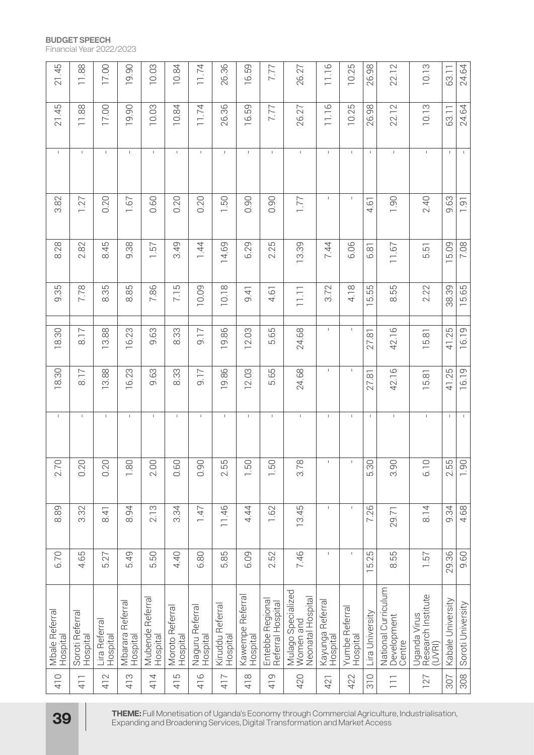| 410 | Mbale Referral Hospital | 6.70 | 8.89 | 2.70 | - | 18.30 | 18.30 | 9.35 | 8.28 | 3.82 | - | 21.45 | 21.45 |
|---|---|---|---|---|---|---|---|---|---|---|---|---|---|
| 411 | Soroti Referral Hospital | 4.65 | 3.32 | 0.20 | - | 8.17 | 8.17 | 7.78 | 2.82 | 1.27 | - | 11.88 | 11.88 |
| 412 | Lira Referral Hospital | 5.27 | 8.41 | 0.20 | - | 13.88 | 13.88 | 8.35 | 8.45 | 0.20 | - | 17.00 | 17.00 |
| 413 | Mbarara Referral Hospital | 5.49 | 8.94 | 1.80 | - | 16.23 | 16.23 | 8.85 | 9.38 | 1.67 | - | 19.90 | 19.90 |
| 414 | Mubende Referral Hospital | 5.50 | 2.13 | 2.00 | - | 9.63 | 9.63 | 7.86 | 1.57 | 0.60 | - | 10.03 | 10.03 |
| 415 | Moroto Referral Hospital | 4.40 | 3.34 | 0.60 | - | 8.33 | 8.33 | 7.15 | 3.49 | 0.20 | - | 10.84 | 10.84 |
| 416 | Naguru Referral Hospital | 6.80 | 1.47 | 0.90 | - | 9.17 | 9.17 | 10.09 | 1.44 | 0.20 | - | 11.74 | 11.74 |
| 417 | Kiruddu Referral Hospital | 5.85 | 11.46 | 2.55 | - | 19.86 | 19.86 | 10.18 | 14.69 | 1.50 | - | 26.36 | 26.36 |
| 418 | Kawempe Referral Hospital | 6.09 | 4.44 | 1.50 | - | 12.03 | 12.03 | 9.41 | 6.29 | 0.90 | - | 16.59 | 16.59 |
| 419 | Entebbe Regional Referral Hospital | 2.52 | 1.62 | 1.50 | - | 5.65 | 5.65 | 4.61 | 2.25 | 0.90 | - | 7.77 | 7.77 |
| 420 | Mulago Specialized Women and Neonatal Hospital | 7.46 | 13.45 | 3.78 | - | 24.68 | 24.68 | 11.11 | 13.39 | 1.77 | - | 26.27 | 26.27 |
| 421 | Kayunga Referral Hospital | - | - | - | - | - | - | 3.72 | 7.44 | - | - | 11.16 | 11.16 |
| 422 | Yumbe Referral Hospital | - | - | - | - | - | - | 4.18 | 6.06 | - | - | 10.25 | 10.25 |
| 310 | Lira University | 15.25 | 7.26 | 5.30 | - | 27.81 | 27.81 | 15.55 | 6.81 | 4.61 | - | 26.98 | 26.98 |
| 111 | National Curriculum Development Centre | 8.55 | 29.71 | 3.90 | - | 42.16 | 42.16 | 8.55 | 11.67 | 1.90 | - | 22.12 | 22.12 |
| 127 | Uganda Virus Research Institute (UVRI) | 1.57 | 8.14 | 6.10 | - | 15.81 | 15.81 | 2.22 | 5.51 | 2.40 | - | 10.13 | 10.13 |
| 307 | Kabale University | 29.36 | 9.34 | 2.55 | - | 41.25 | 41.25 | 38.39 | 15.09 | 9.63 | - | 63.11 | 63.11 |
| 308 | Soroti University | 9.60 | 4.68 | 1.90 | - | 16.19 | 16.19 | 15.65 | 7.08 | 1.91 | - | 24.64 | 24.64 |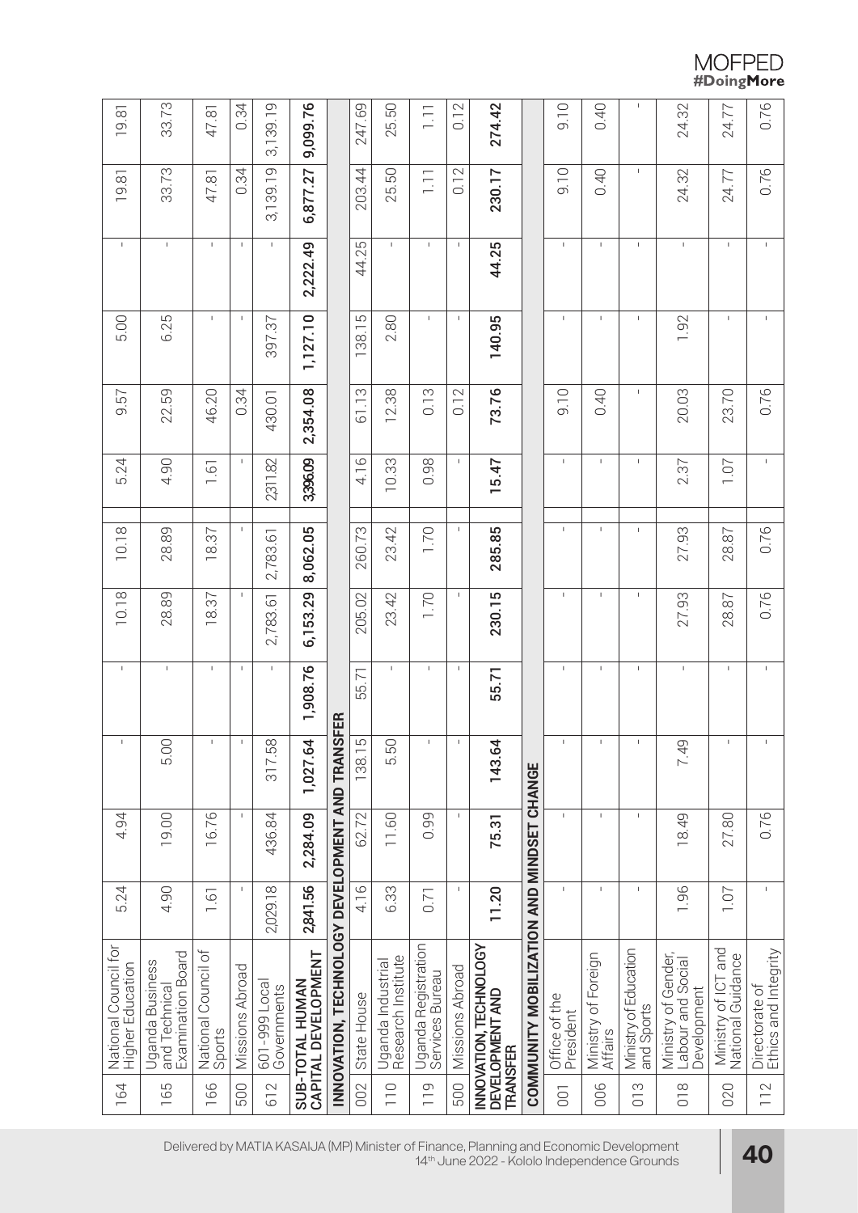| Vote | Vote Name | | | | | | | | | | | | |
|---|---|---|---|---|---|---|---|---|---|---|---|---|---|
| 164 | National Council for Higher Education | 5.24 | 4.94 | - | - | 10.18 | 10.18 | 5.24 | 9.57 | 5.00 | - | 19.81 | 19.81 |
| 165 | Uganda Business and Technical Examination Board | 4.90 | 19.00 | 5.00 | - | 28.89 | 28.89 | 4.90 | 22.59 | 6.25 | - | 33.73 | 33.73 |
| 166 | National Council of Sports | 1.61 | 16.76 | - | - | 18.37 | 18.37 | 1.61 | 46.20 | - | - | 47.81 | 47.81 |
| 500 | Missions Abroad | - | - | - | - | - | - | | 0.34 | - | - | 0.34 | 0.34 |
| 612 | 601-999 Local Governments | 2,029.18 | 436.84 | 317.58 | - | 2,783.61 | 2,783.61 | 2,311.82 | 430.01 | 397.37 | | 3,139.19 | 3,139.19 |
| **SUB-TOTAL HUMAN CAPITAL DEVELOPMENT** | | **2,841.56** | **2,284.09** | **1,027.64** | **1,908.76** | **6,153.29** | **8,062.05** | **3,396.09** | **2,354.08** | **1,127.10** | **2,222.49** | **6,877.27** | **9,099.76** |
| **INNOVATION, TECHNOLOGY DEVELOPMENT AND TRANSFER** | | | | | | | | | | | | | |
| 002 | State House | 4.16 | 62.72 | 138.15 | 55.71 | 205.02 | 260.73 | 4.16 | 61.13 | 138.15 | 44.25 | 203.44 | 247.69 |
| 110 | Uganda Industrial Research Institute | 6.33 | 11.60 | 5.50 | - | 23.42 | 23.42 | 10.33 | 12.38 | 2.80 | - | 25.50 | 25.50 |
| 119 | Uganda Registration Services Bureau | 0.71 | 0.99 | - | - | 1.70 | 1.70 | 0.98 | 0.13 | - | - | 1.11 | 1.11 |
| 500 | Missions Abroad | - | - | - | - | - | - | - | 0.12 | - | - | 0.12 | 0.12 |
| **INNOVATION, TECHNOLOGY DEVELOPMENT AND TRANSFER** | | **11.20** | **75.31** | **143.64** | **55.71** | **230.15** | **285.85** | **15.47** | **73.76** | **140.95** | **44.25** | **230.17** | **274.42** |
| **COMMUNITY MOBILIZATION AND MINDSET CHANGE** | | | | | | | | | | | | | |
| 001 | Office of the President | - | - | - | - | - | - | - | 9.10 | - | - | 9.10 | 9.10 |
| 006 | Ministry of Foreign Affairs | - | - | - | - | - | - | - | 0.40 | - | - | 0.40 | 0.40 |
| 013 | Ministry of Education and Sports | - | - | - | - | - | - | - | - | - | - | - | - |
| 018 | Ministry of Gender, Labour and Social Development | 1.96 | 18.49 | 7.49 | - | 27.93 | 27.93 | 2.37 | 20.03 | 1.92 | - | 24.32 | 24.32 |
| 020 | Ministry of ICT and National Guidance | 1.07 | 27.80 | - | - | 28.87 | 28.87 | 1.07 | 23.70 | - | - | 24.77 | 24.77 |
| 112 | Directorate of Ethics and Integrity | - | 0.76 | - | - | 0.76 | 0.76 | - | 0.76 | - | - | 0.76 | 0.76 |

Delivered by MATIA KASAIJA (MP) Minister of Finance, Planning and Economic Development
14th June 2022 - Kololo Independence Grounds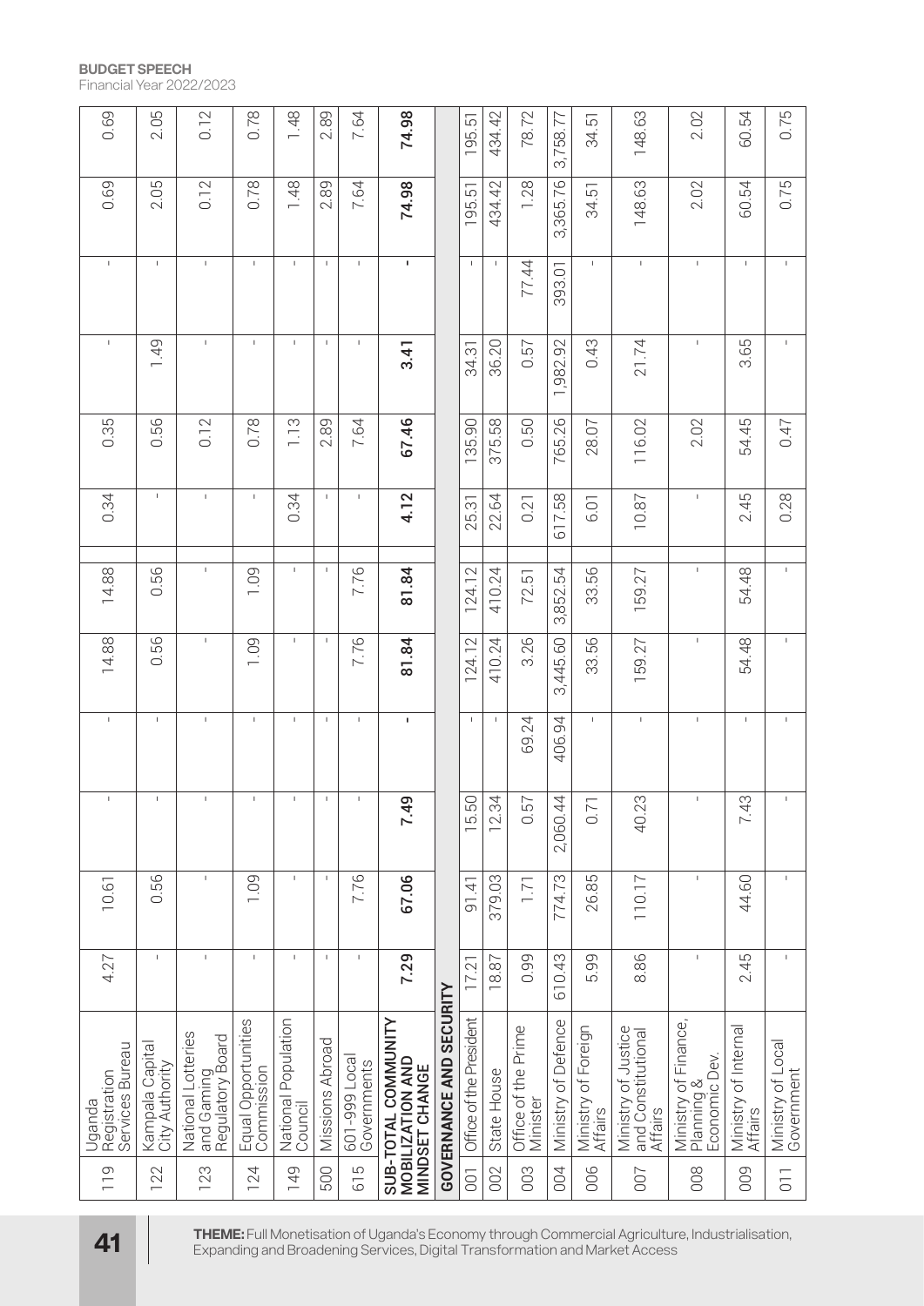| | | | | | | | | | | | | | |
|---|---|---|---|---|---|---|---|---|---|---|---|---|---|
| 119 | Uganda Registration Services Bureau | 4.27 | 10.61 | - | - | 14.88 | 14.88 | 0.34 | 0.35 | - | - | 0.69 | 0.69 |
| 122 | Kampala Capital City Authority | - | 0.56 | - | - | 0.56 | 0.56 | - | 0.56 | 1.49 | - | 2.05 | 2.05 |
| 123 | National Lotteries and Gaming Regulatory Board | - | - | - | - | - | - | - | 0.12 | - | - | 0.12 | 0.12 |
| 124 | Equal Opportunities Commission | - | 1.09 | - | - | 1.09 | 1.09 | - | 0.78 | - | - | 0.78 | 0.78 |
| 149 | National Population Council | - | - | - | - | - | - | 0.34 | 1.13 | - | - | 1.48 | 1.48 |
| 500 | Missions Abroad | - | - | - | - | - | - | - | 2.89 | - | - | 2.89 | 2.89 |
| 615 | 601-999 Local Governments | - | 7.76 | - | - | 7.76 | 7.76 | - | 7.64 | - | - | 7.64 | 7.64 |
| | **SUB-TOTAL COMMUNITY MOBILIZATION AND MINDSET CHANGE** | **7.29** | **67.06** | **7.49** | **-** | **81.84** | **81.84** | **4.12** | **67.46** | **3.41** | **-** | **74.98** | **74.98** |
| **GOVERNANCE AND SECURITY** | | | | | | | | | | | | | |
| 001 | Office of the President | 17.21 | 91.41 | 15.50 | - | 124.12 | 124.12 | 25.31 | 135.90 | 34.31 | - | 195.51 | 195.51 |
| 002 | State House | 18.87 | 379.03 | 12.34 | - | 410.24 | 410.24 | 22.64 | 375.58 | 36.20 | - | 434.42 | 434.42 |
| 003 | Office of the Prime Minister | 0.99 | 1.71 | 0.57 | 69.24 | 3.26 | 72.51 | 0.21 | 0.50 | 0.57 | 77.44 | 1.28 | 78.72 |
| 004 | Ministry of Defence | 610.43 | 774.73 | 2,060.44 | 406.94 | 3,445.60 | 3,852.54 | 617.58 | 765.26 | 1,982.92 | 393.01 | 3,365.76 | 3,758.77 |
| 006 | Ministry of Foreign Affairs | 5.99 | 26.85 | 0.71 | - | 33.56 | 33.56 | 6.01 | 28.07 | 0.43 | - | 34.51 | 34.51 |
| 007 | Ministry of Justice and Constitutional Affairs | 8.86 | 110.17 | 40.23 | - | 159.27 | 159.27 | 10.87 | 116.02 | 21.74 | - | 148.63 | 148.63 |
| 008 | Ministry of Finance, Planning & Economic Dev. | - | - | - | - | - | - | - | 2.02 | - | - | 2.02 | 2.02 |
| 009 | Ministry of Internal Affairs | 2.45 | 44.60 | 7.43 | - | 54.48 | 54.48 | 2.45 | 54.45 | 3.65 | - | 60.54 | 60.54 |
| 011 | Ministry of Local Government | - | - | - | - | - | - | 0.28 | 0.47 | - | - | 0.75 | 0.75 |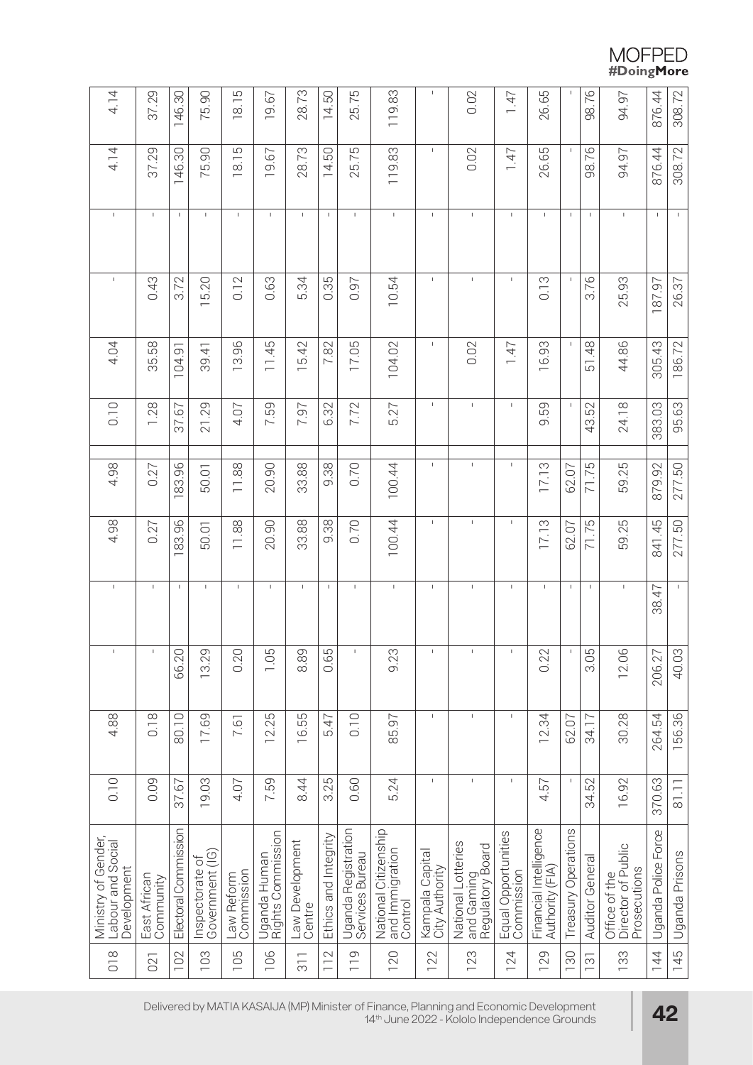| | | | | | | | | | | | | | |
|---|---|---|---|---|---|---|---|---|---|---|---|---|---|
| 018 | Ministry of Gender, Labour and Social Development | 0.10 | 4.88 | - | - | 4.98 | 4.98 | 0.10 | 4.04 | - | - | 4.14 | 4.14 |
| 021 | East African Community | 0.09 | 0.18 | - | - | 0.27 | 0.27 | 1.28 | 35.58 | 0.43 | - | 37.29 | 37.29 |
| 102 | Electoral Commission | 37.67 | 80.10 | 66.20 | - | 183.96 | 183.96 | 37.67 | 104.91 | 3.72 | - | 146.30 | 146.30 |
| 103 | Inspectorate of Government (IG) | 19.03 | 17.69 | 13.29 | - | 50.01 | 50.01 | 21.29 | 39.41 | 15.20 | - | 75.90 | 75.90 |
| 105 | Law Reform Commission | 4.07 | 7.61 | 0.20 | - | 11.88 | 11.88 | 4.07 | 13.96 | 0.12 | - | 18.15 | 18.15 |
| 106 | Uganda Human Rights Commission | 7.59 | 12.25 | 1.05 | - | 20.90 | 20.90 | 7.59 | 11.45 | 0.63 | - | 19.67 | 19.67 |
| 311 | Law Development Centre | 8.44 | 16.55 | 8.89 | - | 33.88 | 33.88 | 7.97 | 15.42 | 5.34 | - | 28.73 | 28.73 |
| 112 | Ethics and Integrity | 3.25 | 5.47 | 0.65 | - | 9.38 | 9.38 | 6.32 | 7.82 | 0.35 | - | 14.50 | 14.50 |
| 119 | Uganda Registration Services Bureau | 0.60 | 0.10 | - | - | 0.70 | 0.70 | 7.72 | 17.05 | 0.97 | - | 25.75 | 25.75 |
| 120 | National Citizenship and Immigration Control | 5.24 | 85.97 | 9.23 | - | 100.44 | 100.44 | 5.27 | 104.02 | 10.54 | - | 119.83 | 119.83 |
| 122 | Kampala Capital City Authority | - | - | - | - | - | - | - | - | - | - | - | - |
| 123 | National Lotteries and Gaming Regulatory Board | - | - | - | - | - | - | - | 0.02 | - | - | 0.02 | 0.02 |
| 124 | Equal Opportunities Commission | - | - | - | - | - | - | - | 1.47 | - | - | 1.47 | 1.47 |
| 129 | Financial Intelligence Authority (FIA) | 4.57 | 12.34 | 0.22 | - | 17.13 | 17.13 | 9.59 | 16.93 | 0.13 | - | 26.65 | 26.65 |
| 130 | Treasury Operations | - | 62.07 | - | - | 62.07 | 62.07 | - | - | - | - | - | - |
| 131 | Auditor General | 34.52 | 34.17 | 3.05 | - | 71.75 | 71.75 | 43.52 | 51.48 | 3.76 | - | 98.76 | 98.76 |
| 133 | Office of the Director of Public Prosecutions | 16.92 | 30.28 | 12.06 | - | 59.25 | 59.25 | 24.18 | 44.86 | 25.93 | - | 94.97 | 94.97 |
| 144 | Uganda Police Force | 370.63 | 264.54 | 206.27 | 38.47 | 841.45 | 879.92 | 383.03 | 305.43 | 187.97 | - | 876.44 | 876.44 |
| 145 | Uganda Prisons | 81.11 | 156.36 | 40.03 | - | 277.50 | 277.50 | 95.63 | 186.72 | 26.37 | - | 308.72 | 308.72 |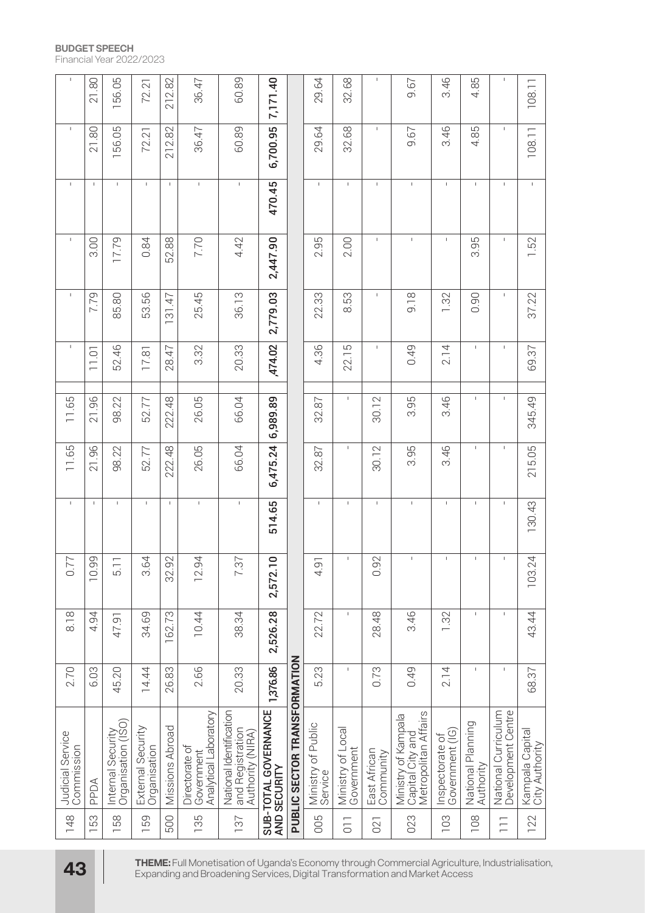| | | | | | | | | | | | | | |
|---|---|---|---|---|---|---|---|---|---|---|---|---|---|
| 148 | Judicial Service Commission | 2.70 | 8.18 | 0.77 | - | 11.65 | 11.65 | | - | - | - | - | - |
| 153 | PPDA | 6.03 | 4.94 | 10.99 | - | 21.96 | 21.96 | 11.01 | 7.79 | 3.00 | - | 21.80 | 21.80 |
| 158 | Internal Security Organisation (ISO) | 45.20 | 47.91 | 5.11 | - | 98.22 | 98.22 | 52.46 | 85.80 | 17.79 | - | 156.05 | 156.05 |
| 159 | External Security Organisation | 14.44 | 34.69 | 3.64 | - | 52.77 | 52.77 | 17.81 | 53.56 | 0.84 | - | 72.21 | 72.21 |
| 500 | Missions Abroad | 26.83 | 162.73 | 32.92 | - | 222.48 | 222.48 | 28.47 | 131.47 | 52.88 | - | 212.82 | 212.82 |
| 135 | Directorate of Government Analytical Laboratory | 2.66 | 10.44 | 12.94 | - | 26.05 | 26.05 | 3.32 | 25.45 | 7.70 | - | 36.47 | 36.47 |
| 137 | National Identification and Registration Authority (NIRA) | 20.33 | 38.34 | 7.37 | - | 66.04 | 66.04 | 20.33 | 36.13 | 4.42 | - | 60.89 | 60.89 |
| **SUB-TOTAL GOVERNANCE AND SECURITY** | | **1,376.86** | **2,526.28** | **2,572.10** | **514.65** | **6,475.24** | **6,989.89** | **,474.02** | **2,779.03** | **2,447.90** | **470.45** | **6,700.95** | **7,171.40** |
| **PUBLIC SECTOR TRANSFORMATION** | | | | | | | | | | | | | |
| 005 | Ministry of Public Service | 5.23 | 22.72 | 4.91 | - | 32.87 | 32.87 | 4.36 | 22.33 | 2.95 | - | 29.64 | 29.64 |
| 011 | Ministry of Local Government | - | - | - | - | - | - | 22.15 | 8.53 | 2.00 | - | 32.68 | 32.68 |
| 021 | East African Community | 0.73 | 28.48 | 0.92 | - | 30.12 | 30.12 | - | - | - | - | - | - |
| 023 | Ministry of Kampala Capital City and Metropolitan Affairs | 0.49 | 3.46 | - | - | 3.95 | 3.95 | 0.49 | 9.18 | - | - | 9.67 | 9.67 |
| 103 | Inspectorate of Government (IG) | 2.14 | 1.32 | - | - | 3.46 | 3.46 | 2.14 | 1.32 | - | - | 3.46 | 3.46 |
| 108 | National Planning Authority | - | - | - | - | - | - | - | 0.90 | 3.95 | - | 4.85 | 4.85 |
| 111 | National Curriculum Development Centre | - | - | - | - | - | - | - | - | - | - | - | - |
| 122 | Kampala Capital City Authority | 68.37 | 43.44 | 103.24 | 130.43 | 215.05 | 345.49 | 69.37 | 37.22 | 1.52 | - | 108.11 | 108.11 |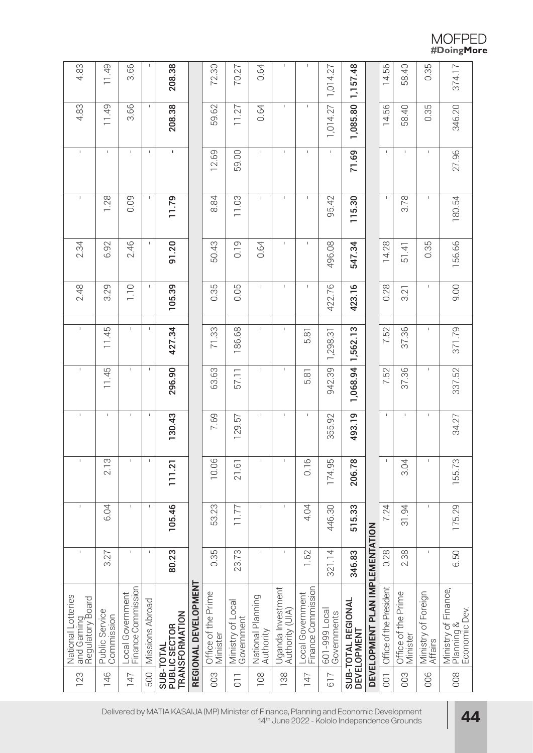| | | | | | | | | | | | | | |
|---|---|---|---|---|---|---|---|---|---|---|---|---|---|
| 123 | National Lotteries and Gaming Regulatory Board | - | - | - | - | - | - | 2.48 | 2.34 | - | - | 4.83 | 4.83 |
| 146 | Public Service Commission | 3.27 | 6.04 | 2.13 | - | 11.45 | 11.45 | 3.29 | 6.92 | 1.28 | - | 11.49 | 11.49 |
| 147 | Local Government Finance Commission | - | - | - | - | - | - | 1.10 | 2.46 | 0.09 | - | 3.66 | 3.66 |
| 500 | Missions Abroad | - | - | - | - | - | - | - | - | - | - | - | - |
| **SUB-TOTAL PUBLIC SECTOR TRANSFORMATION** | | **80.23** | **105.46** | **111.21** | **130.43** | **296.90** | **427.34** | **105.39** | **91.20** | **11.79** | **-** | **208.38** | **208.38** |
| **REGIONAL DEVELOPMENT** | | | | | | | | | | | | | |
| 003 | Office of the Prime Minister | 0.35 | 53.23 | 10.06 | 7.69 | 63.63 | 71.33 | 0.35 | 50.43 | 8.84 | 12.69 | 59.62 | 72.30 |
| 011 | Ministry of Local Government | 23.73 | 11.77 | 21.61 | 129.57 | 57.11 | 186.68 | 0.05 | 0.19 | 11.03 | 59.00 | 11.27 | 70.27 |
| 108 | National Planning Authority | - | - | - | - | - | - | - | 0.64 | - | - | 0.64 | 0.64 |
| 138 | Uganda Investment Authority (UIA) | - | - | - | - | - | - | - | - | - | - | - | - |
| 147 | Local Government Finance Commission | 1.62 | 4.04 | 0.16 | - | 5.81 | 5.81 | - | - | - | - | - | - |
| 617 | 601-999 Local Governments | 321.14 | 446.30 | 174.95 | 355.92 | 942.39 | 1,298.31 | 422.76 | 496.08 | 95.42 | - | 1,014.27 | 1,014.27 |
| **SUB-TOTAL REGIONAL DEVELOPMENT** | | **346.83** | **515.33** | **206.78** | **493.19** | **1,068.94** | **1,562.13** | **423.16** | **547.34** | **115.30** | **71.69** | **1,085.80** | **1,157.48** |
| **DEVELOPMENT PLAN IMPLEMENTATION** | | | | | | | | | | | | | |
| 001 | Office of the President | 0.28 | 7.24 | - | - | 7.52 | 7.52 | 0.28 | 14.28 | - | - | 14.56 | 14.56 |
| 003 | Office of the Prime Minister | 2.38 | 31.94 | 3.04 | - | 37.36 | 37.36 | 3.21 | 51.41 | 3.78 | - | 58.40 | 58.40 |
| 006 | Ministry of Foreign Affairs | - | - | - | - | - | - | - | 0.35 | - | - | 0.35 | 0.35 |
| 008 | Ministry of Finance, Planning & Economic Dev. | 6.50 | 175.29 | 155.73 | 34.27 | 337.52 | 371.79 | 9.00 | 156.66 | 180.54 | 27.96 | 346.20 | 374.17 |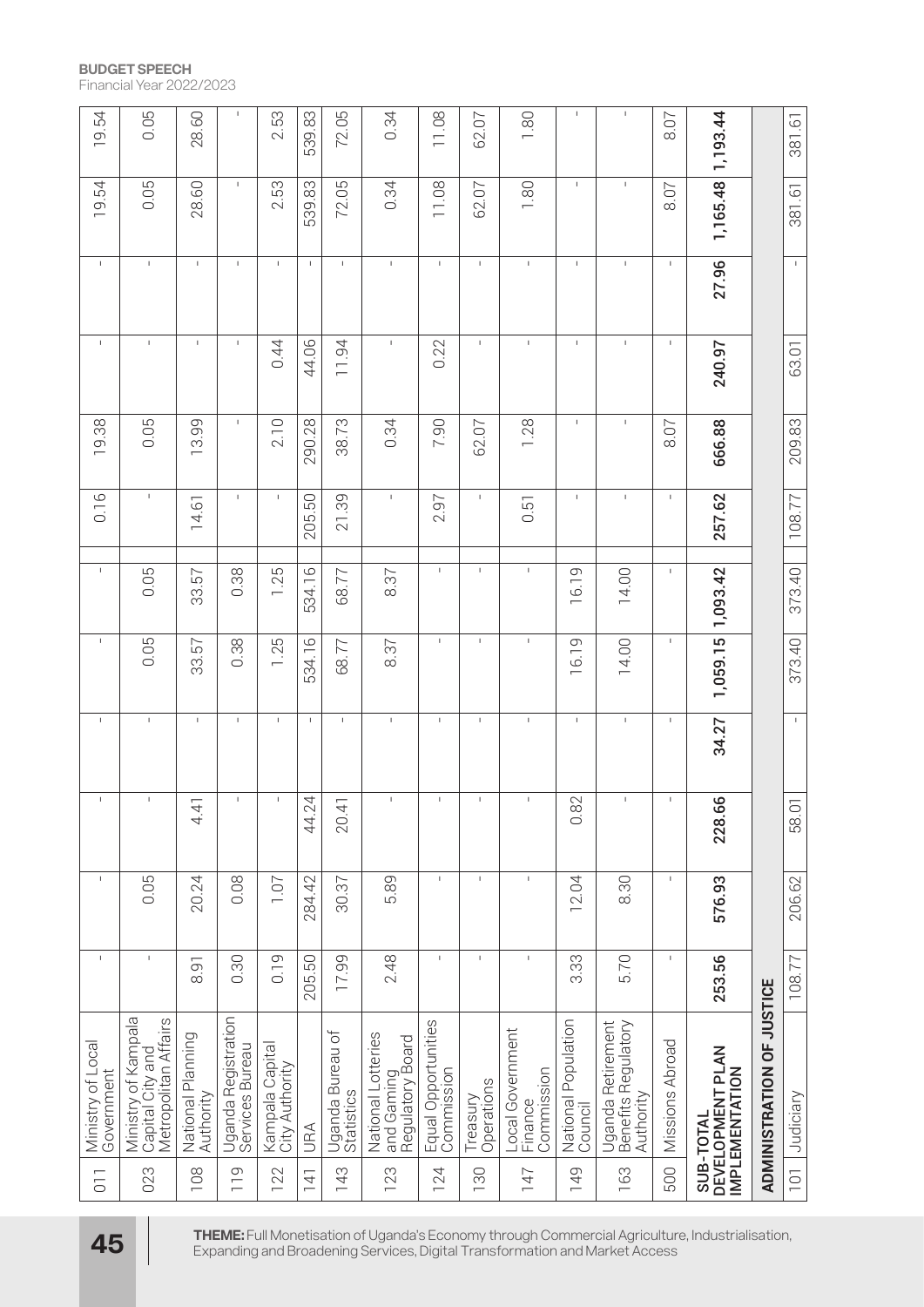| | | | | | | | | | | | | | |
|---|---|---|---|---|---|---|---|---|---|---|---|---|---|
| 011 | Ministry of Local Government | - | - | - | - | - | - | 0.16 | 19.38 | - | - | 19.54 | 19.54 |
| 023 | Ministry of Kampala Capital City and Metropolitan Affairs | - | 0.05 | - | - | 0.05 | 0.05 | - | 0.05 | - | - | 0.05 | 0.05 |
| 108 | National Planning Authority | 8.91 | 20.24 | 4.41 | - | 33.57 | 33.57 | 14.61 | 13.99 | - | - | 28.60 | 28.60 |
| 119 | Uganda Registration Services Bureau | 0.30 | 0.08 | - | - | 0.38 | 0.38 | - | - | - | - | - | - |
| 122 | Kampala Capital City Authority | 0.19 | 1.07 | - | - | 1.25 | 1.25 | - | 2.10 | 0.44 | - | 2.53 | 2.53 |
| 141 | URA | 205.50 | 284.42 | 44.24 | - | 534.16 | 534.16 | 205.50 | 290.28 | 44.06 | - | 539.83 | 539.83 |
| 143 | Uganda Bureau of Statistics | 17.99 | 30.37 | 20.41 | - | 68.77 | 68.77 | 21.39 | 38.73 | 11.94 | - | 72.05 | 72.05 |
| 123 | National Lotteries and Gaming Regulatory Board | 2.48 | 5.89 | - | - | 8.37 | 8.37 | - | 0.34 | - | - | 0.34 | 0.34 |
| 124 | Equal Opportunities Commission | - | - | - | - | - | - | 2.97 | 7.90 | 0.22 | - | 11.08 | 11.08 |
| 130 | Treasury Operations | - | - | - | - | - | - | - | 62.07 | - | - | 62.07 | 62.07 |
| 147 | Local Government Finance Commission | - | - | - | - | - | - | 0.51 | 1.28 | - | - | 1.80 | 1.80 |
| 149 | National Population Council | 3.33 | 12.04 | 0.82 | - | 16.19 | 16.19 | - | - | - | - | - | - |
| 163 | Uganda Retirement Benefits Regulatory Authority | 5.70 | 8.30 | - | - | 14.00 | 14.00 | - | - | - | - | - | - |
| 500 | Missions Abroad | - | - | - | - | - | - | - | 8.07 | - | - | 8.07 | 8.07 |
| **SUB-TOTAL DEVELOPMENT PLAN IMPLEMENTATION** | | **253.56** | **576.93** | **228.66** | **34.27** | **1,059.15** | **1,093.42** | **257.62** | **666.88** | **240.97** | **27.96** | **1,165.48** | **1,193.44** |
| **ADMINISTRATION OF JUSTICE** | | | | | | | | | | | | | |
| 101 | Judiciary | 108.77 | 206.62 | 58.01 | - | 373.40 | 373.40 | 108.77 | 209.83 | 63.01 | - | 381.61 | 381.61 |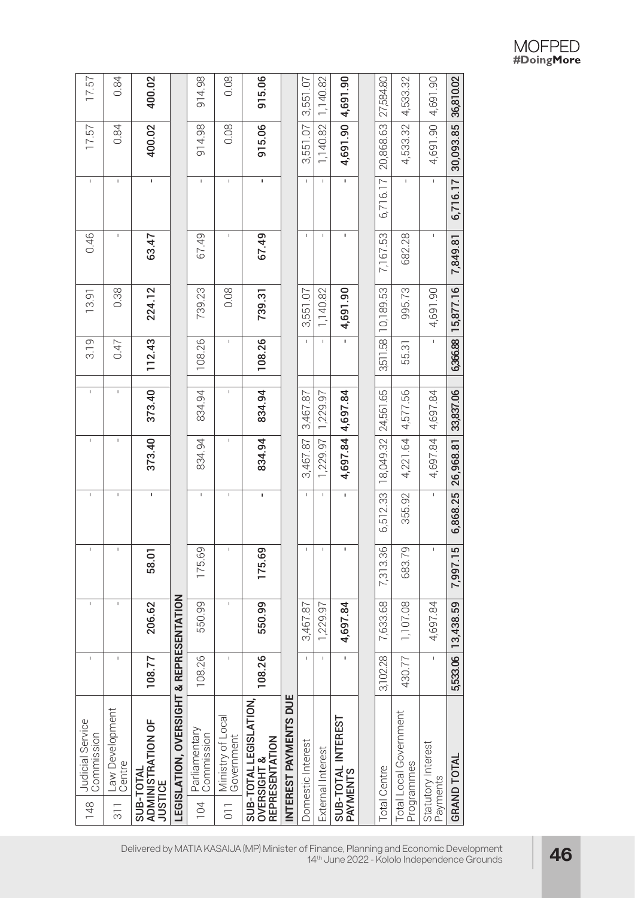| | | | | | | | | | | | | | |
|---|---|---|---|---|---|---|---|---|---|---|---|---|---|
| 148 | Judicial Service Commission | - | - | - | - | - | - | 3.19 | 13.91 | 0.46 | - | 17.57 | 17.57 |
| 311 | Law Development Centre | - | - | - | - | - | - | 0.47 | 0.38 | - | - | 0.84 | 0.84 |
| **SUB-TOTAL ADMINISTRATION OF JUSTICE** | | **108.77** | **206.62** | **58.01** | **-** | **373.40** | **373.40** | **112.43** | **224.12** | **63.47** | **-** | **400.02** | **400.02** |
| **LEGISLATION, OVERSIGHT & REPRESENTATION** | | | | | | | | | | | | | |
| 104 | Parliamentary Commission | 108.26 | 550.99 | 175.69 | - | 834.94 | 834.94 | 108.26 | 739.23 | 67.49 | - | 914.98 | 914.98 |
| 011 | Ministry of Local Government | - | - | - | - | - | - | - | 0.08 | - | - | 0.08 | 0.08 |
| **SUB-TOTAL LEGISLATION, OVERSIGHT & REPRESENTATION** | | **108.26** | **550.99** | **175.69** | **-** | **834.94** | **834.94** | **108.26** | **739.31** | **67.49** | **-** | **915.06** | **915.06** |
| **INTEREST PAYMENTS DUE** | | | | | | | | | | | | | |
| Domestic Interest | | - | 3,467.87 | - | - | 3,467.87 | 3,467.87 | - | 3,551.07 | - | - | 3,551.07 | 3,551.07 |
| External Interest | | - | 1,229.97 | - | - | 1,229.97 | 1,229.97 | - | 1,140.82 | - | - | 1,140.82 | 1,140.82 |
| **SUB-TOTAL INTEREST PAYMENTS** | | **-** | **4,697.84** | **-** | **-** | **4,697.84** | **4,697.84** | **-** | **4,691.90** | **-** | **-** | **4,691.90** | **4,691.90** |
| Total Centre | | 3,102.28 | 7,633.68 | 7,313.36 | 6,512.33 | 18,049.32 | 24,561.65 | 3,511.58 | 10,189.53 | 7,167.53 | 6,716.17 | 20,868.63 | 27,584.80 |
| Total Local Government Programmes | | 430.77 | 1,107.08 | 683.79 | 355.92 | 4,221.64 | 4,577.56 | 55.31 | 995.73 | 682.28 | - | 4,533.32 | 4,533.32 |
| Statutory Interest Payments | | - | 4,697.84 | - | - | 4,697.84 | 4,697.84 | - | 4,691.90 | - | - | 4,691.90 | 4,691.90 |
| **GRAND TOTAL** | | **5,533.06** | **13,438.59** | **7,997.15** | **6,868.25** | **26,968.81** | **33,837.06** | **6,366.88** | **15,877.16** | **7,849.81** | **6,716.17** | **30,093.85** | **36,810.02** |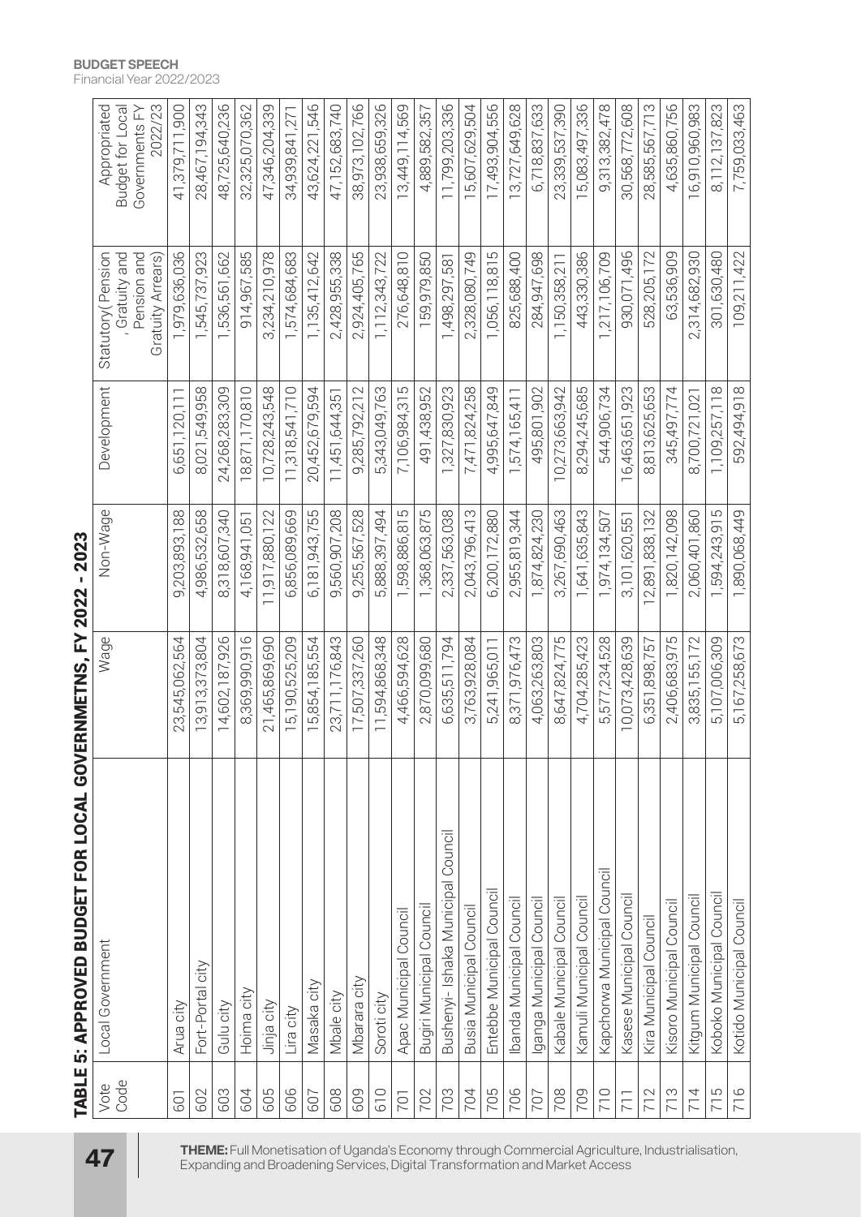## TABLE 5: APPROVED BUDGET FOR LOCAL GOVERNMETNS, FY 2022 - 2023

| Vote Code | Local Government | Wage | Non-Wage | Development | Statutory(Pension , Gratuity and Pension and Gratuity Arrears) | Appropriated Budget for Local Governments FY 2022/23 |
|---|---|---|---|---|---|---|
| 601 | Arua city | 23,545,062,564 | 9,203,893,188 | 6,651,120,111 | 1,979,636,036 | 41,379,711,900 |
| 602 | Fort-Portal city | 13,913,373,804 | 4,986,532,658 | 8,021,549,958 | 1,545,737,923 | 28,467,194,343 |
| 603 | Gulu city | 14,602,187,926 | 8,318,607,340 | 24,268,283,309 | 1,536,561,662 | 48,725,640,236 |
| 604 | Hoima city | 8,369,990,916 | 4,168,941,051 | 18,871,170,810 | 914,967,585 | 32,325,070,362 |
| 605 | Jinja city | 21,465,869,690 | 11,917,880,122 | 10,728,243,548 | 3,234,210,978 | 47,346,204,339 |
| 606 | Lira city | 15,190,525,209 | 6,856,089,669 | 11,318,541,710 | 1,574,684,683 | 34,939,841,271 |
| 607 | Masaka city | 15,854,185,554 | 6,181,943,755 | 20,452,679,594 | 1,135,412,642 | 43,624,221,546 |
| 608 | Mbale city | 23,711,176,843 | 9,560,907,208 | 11,451,644,351 | 2,428,955,338 | 47,152,683,740 |
| 609 | Mbarara city | 17,507,337,260 | 9,255,567,528 | 9,285,792,212 | 2,924,405,765 | 38,973,102,766 |
| 610 | Soroti city | 11,594,868,348 | 5,888,397,494 | 5,343,049,763 | 1,112,343,722 | 23,938,659,326 |
| 701 | Apac Municipal Council | 4,466,594,628 | 1,598,886,815 | 7,106,984,315 | 276,648,810 | 13,449,114,569 |
| 702 | Bugiri Municipal Council | 2,870,099,680 | 1,368,063,875 | 491,438,952 | 159,979,850 | 4,889,582,357 |
| 703 | Bushenyi- Ishaka Municipal Council | 6,635,511,794 | 2,337,563,038 | 1,327,830,923 | 1,498,297,581 | 11,799,203,336 |
| 704 | Busia Municipal Council | 3,763,928,084 | 2,043,796,413 | 7,471,824,258 | 2,328,080,749 | 15,607,629,504 |
| 705 | Entebbe Municipal Council | 5,241,965,011 | 6,200,172,880 | 4,995,647,849 | 1,056,118,815 | 17,493,904,556 |
| 706 | Ibanda Municipal Council | 8,371,976,473 | 2,955,819,344 | 1,574,165,411 | 825,688,400 | 13,727,649,628 |
| 707 | Iganga Municipal Council | 4,063,263,803 | 1,874,824,230 | 495,801,902 | 284,947,698 | 6,718,837,633 |
| 708 | Kabale Municipal Council | 8,647,824,775 | 3,267,690,463 | 10,273,663,942 | 1,150,358,211 | 23,339,537,390 |
| 709 | Kamuli Municipal Council | 4,704,285,423 | 1,641,635,843 | 8,294,245,685 | 443,330,386 | 15,083,497,336 |
| 710 | Kapchorwa Municipal Council | 5,577,234,528 | 1,974,134,507 | 544,906,734 | 1,217,106,709 | 9,313,382,478 |
| 711 | Kasese Municipal Council | 10,073,428,639 | 3,101,620,551 | 16,463,651,923 | 930,071,496 | 30,568,772,608 |
| 712 | Kira Municipal Council | 6,351,898,757 | 12,891,838,132 | 8,813,625,653 | 528,205,172 | 28,585,567,713 |
| 713 | Kisoro Municipal Council | 2,406,683,975 | 1,820,142,098 | 345,497,774 | 63,536,909 | 4,635,860,756 |
| 714 | Kitgum Municipal Council | 3,835,155,172 | 2,060,401,860 | 8,700,721,021 | 2,314,682,930 | 16,910,960,983 |
| 715 | Koboko Municipal Council | 5,107,006,309 | 1,594,243,915 | 1,109,257,118 | 301,630,480 | 8,112,137,823 |
| 716 | Kotido Municipal Council | 5,167,258,673 | 1,890,068,449 | 592,494,918 | 109,211,422 | 7,759,033,463 |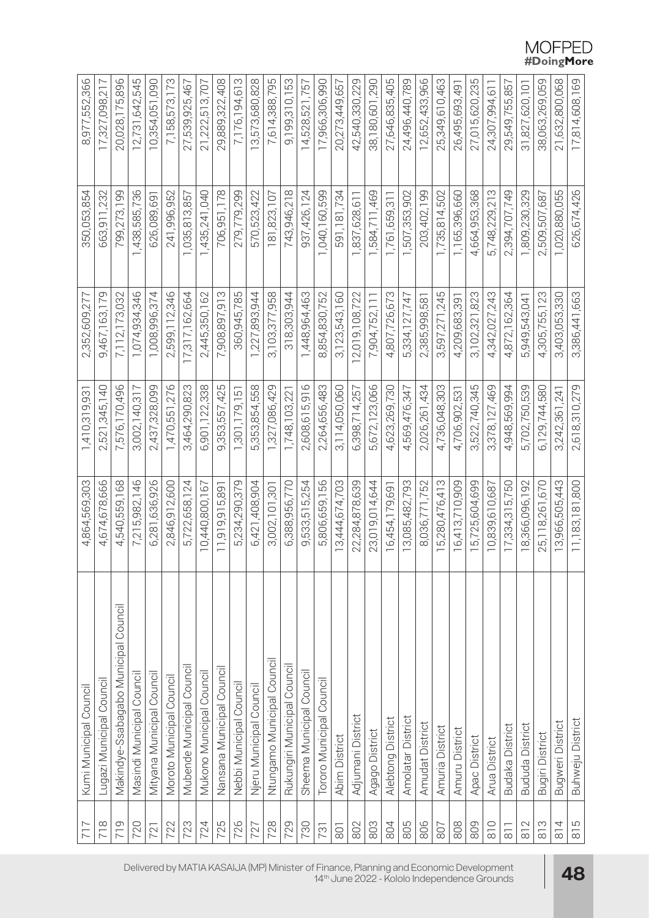| | | | | | | |
|---|---|---|---|---|---|---|
| 717 | Kumi Municipal Council | 4,864,569,303 | 1,410,319,931 | 2,352,609,277 | 350,053,854 | 8,977,552,366 |
| 718 | Lugazi Municipal Council | 4,674,678,666 | 2,521,345,140 | 9,467,163,179 | 663,911,232 | 17,327,098,217 |
| 719 | Makindye-Ssabagabo Municipal Council | 4,540,559,168 | 7,576,170,496 | 7,112,173,032 | 799,273,199 | 20,028,175,896 |
| 720 | Masindi Municipal Council | 7,215,982,146 | 3,002,140,317 | 1,074,934,346 | 1,438,585,736 | 12,731,642,545 |
| 721 | Mityana Municipal Council | 6,281,636,926 | 2,437,328,099 | 1,008,996,374 | 626,089,691 | 10,354,051,090 |
| 722 | Moroto Municipal Council | 2,846,912,600 | 1,470,551,276 | 2,599,112,346 | 241,996,952 | 7,158,573,173 |
| 723 | Mubende Municipal Council | 5,722,658,124 | 3,464,290,823 | 17,317,162,664 | 1,035,813,857 | 27,539,925,467 |
| 724 | Mukono Municipal Council | 10,440,800,167 | 6,901,122,338 | 2,445,350,162 | 1,435,241,040 | 21,222,513,707 |
| 725 | Nansana Municipal Council | 11,919,915,891 | 9,353,557,425 | 7,908,897,913 | 706,951,178 | 29,889,322,408 |
| 726 | Nebbi Municipal Council | 5,234,290,379 | 1,301,179,151 | 360,945,785 | 279,779,299 | 7,176,194,613 |
| 727 | Njeru Municipal Council | 6,421,408,904 | 5,353,854,558 | 1,227,893,944 | 570,523,422 | 13,573,680,828 |
| 728 | Ntungamo Municipal Council | 3,002,101,301 | 1,327,086,429 | 3,103,377,958 | 181,823,107 | 7,614,388,795 |
| 729 | Rukungiri Municipal Council | 6,388,956,770 | 1,748,103,221 | 318,303,944 | 743,946,218 | 9,199,310,153 |
| 730 | Sheema Municipal Council | 9,533,515,254 | 2,608,615,916 | 1,448,964,463 | 937,426,124 | 14,528,521,757 |
| 731 | Tororo Municipal Council | 5,806,659,156 | 2,264,656,483 | 8,854,830,752 | 1,040,160,599 | 17,966,306,990 |
| 801 | Abim District | 13,444,674,703 | 3,114,050,060 | 3,123,543,160 | 591,181,734 | 20,273,449,657 |
| 802 | Adjumani District | 22,284,878,639 | 6,398,714,257 | 12,019,108,722 | 1,837,628,611 | 42,540,330,229 |
| 803 | Agago District | 23,019,014,644 | 5,672,123,066 | 7,904,752,111 | 1,584,711,469 | 38,180,601,290 |
| 804 | Alebtong District | 16,454,179,691 | 4,623,269,730 | 4,807,726,673 | 1,761,659,311 | 27,646,835,405 |
| 805 | Amolatar District | 13,085,482,793 | 4,569,476,347 | 5,334,127,747 | 1,507,353,902 | 24,496,440,789 |
| 806 | Amudat District | 8,036,771,752 | 2,026,261,434 | 2,385,998,581 | 203,402,199 | 12,652,433,966 |
| 807 | Amuria District | 15,280,476,413 | 4,736,048,303 | 3,597,271,245 | 1,735,814,502 | 25,349,610,463 |
| 808 | Amuru District | 16,413,710,909 | 4,706,902,531 | 4,209,683,391 | 1,165,396,660 | 26,495,693,491 |
| 809 | Apac District | 15,725,604,699 | 3,522,740,345 | 3,102,321,823 | 4,664,953,368 | 27,015,620,235 |
| 810 | Arua District | 10,839,610,687 | 3,378,127,469 | 4,342,027,243 | 5,748,229,213 | 24,307,994,611 |
| 811 | Budaka District | 17,334,315,750 | 4,948,569,994 | 4,872,162,364 | 2,394,707,749 | 29,549,755,857 |
| 812 | Bududa District | 18,366,096,192 | 5,702,750,539 | 5,949,543,041 | 1,809,230,329 | 31,827,620,101 |
| 813 | Bugiri District | 25,118,261,670 | 6,129,744,580 | 4,305,755,123 | 2,509,507,687 | 38,063,269,059 |
| 814 | Bugweri District | 13,966,505,443 | 3,242,361,241 | 3,403,053,330 | 1,020,880,055 | 21,632,800,068 |
| 815 | Buhweju District | 11,183,181,800 | 2,618,310,279 | 3,386,441,663 | 626,674,426 | 17,814,608,169 |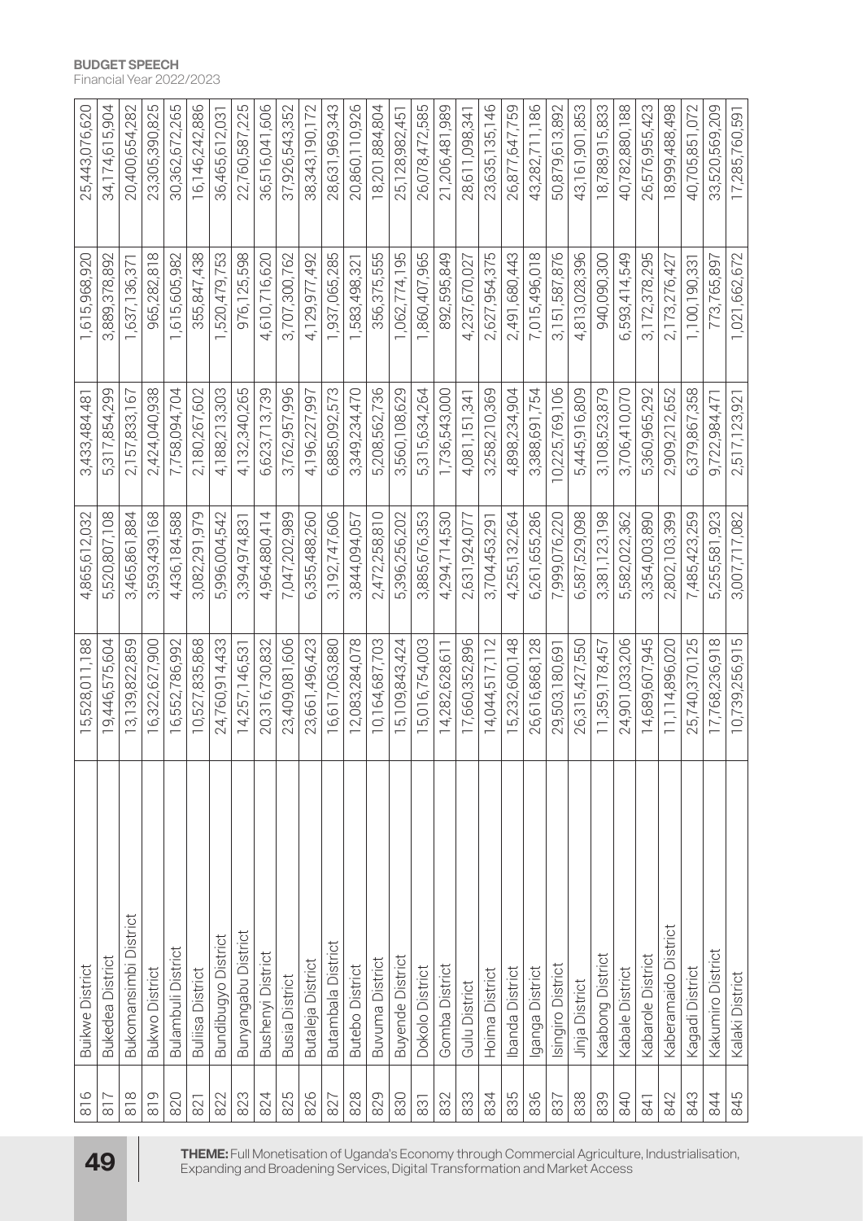| | | | | | | |
|---|---|---|---|---|---|---|
| 816 | Buikwe District | 15,528,011,188 | 4,865,612,032 | 3,433,484,481 | 1,615,968,920 | 25,443,076,620 |
| 817 | Bukedea District | 19,446,575,604 | 5,520,807,108 | 5,317,854,299 | 3,889,378,892 | 34,174,615,904 |
| 818 | Bukomansimbi District | 13,139,822,859 | 3,465,861,884 | 2,157,833,167 | 1,637,136,371 | 20,400,654,282 |
| 819 | Bukwo District | 16,322,627,900 | 3,593,439,168 | 2,424,040,938 | 965,282,818 | 23,305,390,825 |
| 820 | Bulambuli District | 16,552,786,992 | 4,436,184,588 | 7,758,094,704 | 1,615,605,982 | 30,362,672,265 |
| 821 | Buliisa District | 10,527,835,868 | 3,082,291,979 | 2,180,267,602 | 355,847,438 | 16,146,242,886 |
| 822 | Bundibugyo District | 24,760,914,433 | 5,996,004,542 | 4,188,213,303 | 1,520,479,753 | 36,465,612,031 |
| 823 | Bunyangabu District | 14,257,146,531 | 3,394,974,831 | 4,132,340,265 | 976,125,598 | 22,760,587,225 |
| 824 | Bushenyi District | 20,316,730,832 | 4,964,880,414 | 6,623,713,739 | 4,610,716,620 | 36,516,041,606 |
| 825 | Busia District | 23,409,081,606 | 7,047,202,989 | 3,762,957,996 | 3,707,300,762 | 37,926,543,352 |
| 826 | Butaleja District | 23,661,496,423 | 6,355,488,260 | 4,196,227,997 | 4,129,977,492 | 38,343,190,172 |
| 827 | Butambala District | 16,617,063,880 | 3,192,747,606 | 6,885,092,573 | 1,937,065,285 | 28,631,969,343 |
| 828 | Butebo District | 12,083,284,078 | 3,844,094,057 | 3,349,234,470 | 1,583,498,321 | 20,860,110,926 |
| 829 | Buvuma District | 10,164,687,703 | 2,472,258,810 | 5,208,562,736 | 356,375,555 | 18,201,884,804 |
| 830 | Buyende District | 15,109,843,424 | 5,396,256,202 | 3,560,108,629 | 1,062,774,195 | 25,128,982,451 |
| 831 | Dokolo District | 15,016,754,003 | 3,885,676,353 | 5,315,634,264 | 1,860,407,965 | 26,078,472,585 |
| 832 | Gomba District | 14,282,628,611 | 4,294,714,530 | 1,736,543,000 | 892,595,849 | 21,206,481,989 |
| 833 | Gulu District | 17,660,352,896 | 2,631,924,077 | 4,081,151,341 | 4,237,670,027 | 28,611,098,341 |
| 834 | Hoima District | 14,044,517,112 | 3,704,453,291 | 3,258,210,369 | 2,627,954,375 | 23,635,135,146 |
| 835 | Ibanda District | 15,232,600,148 | 4,255,132,264 | 4,898,234,904 | 2,491,680,443 | 26,877,647,759 |
| 836 | Iganga District | 26,616,868,128 | 6,261,655,286 | 3,388,691,754 | 7,015,496,018 | 43,282,711,186 |
| 837 | Isingiro District | 29,503,180,691 | 7,999,076,220 | 10,225,769,106 | 3,151,587,876 | 50,879,613,892 |
| 838 | Jinja District | 26,315,427,550 | 6,587,529,098 | 5,445,916,809 | 4,813,028,396 | 43,161,901,853 |
| 839 | Kaabong District | 11,359,178,457 | 3,381,123,198 | 3,108,523,879 | 940,090,300 | 18,788,915,833 |
| 840 | Kabale District | 24,901,033,206 | 5,582,022,362 | 3,706,410,070 | 6,593,414,549 | 40,782,880,188 |
| 841 | Kabarole District | 14,689,607,945 | 3,354,003,890 | 5,360,965,292 | 3,172,378,295 | 26,576,955,423 |
| 842 | Kaberamaido District | 11,114,896,020 | 2,802,103,399 | 2,909,212,652 | 2,173,276,427 | 18,999,488,498 |
| 843 | Kagadi District | 25,740,370,125 | 7,485,423,259 | 6,379,867,358 | 1,100,190,331 | 40,705,851,072 |
| 844 | Kakumiro District | 17,768,236,918 | 5,255,581,923 | 9,722,984,471 | 773,765,897 | 33,520,569,209 |
| 845 | Kalaki District | 10,739,256,915 | 3,007,717,082 | 2,517,123,921 | 1,021,662,672 | 17,285,760,591 |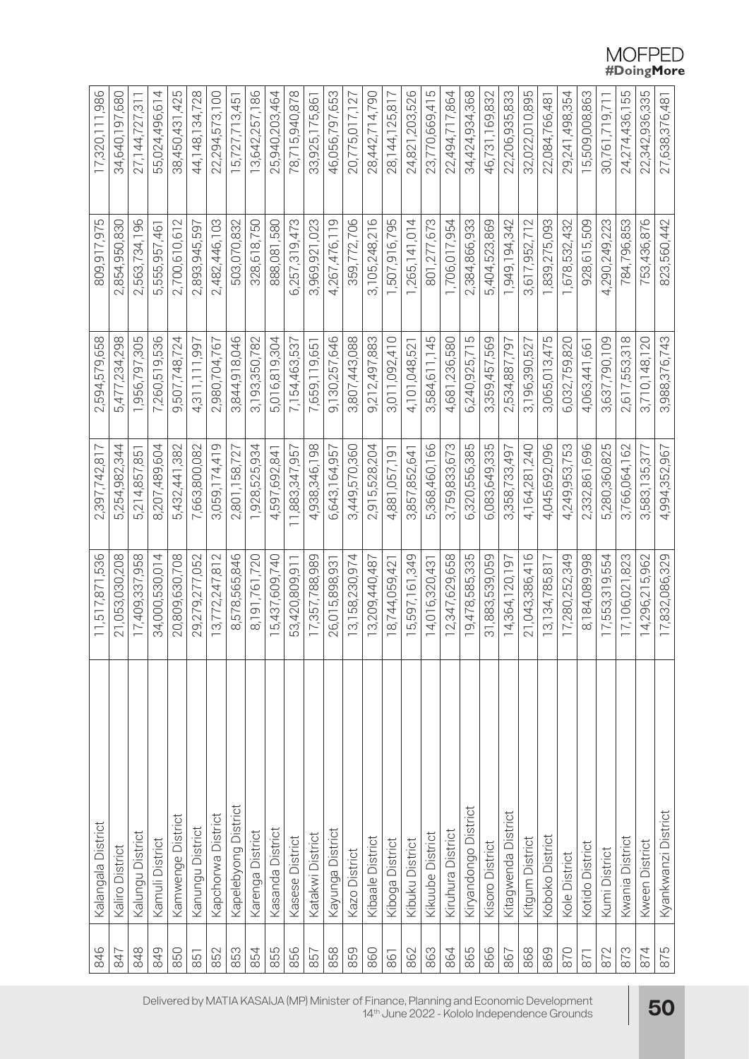| | | | | | | |
|---|---|---|---|---|---|---|
| 846 | Kalangala District | 11,517,871,536 | 2,397,742,817 | 2,594,579,658 | 809,917,975 | 17,320,111,986 |
| 847 | Kaliro District | 21,053,030,208 | 5,254,982,344 | 5,477,234,298 | 2,854,950,830 | 34,640,197,680 |
| 848 | Kalungu District | 17,409,337,958 | 5,214,857,851 | 1,956,797,305 | 2,563,734,196 | 27,144,727,311 |
| 849 | Kamuli District | 34,000,530,014 | 8,207,489,604 | 7,260,519,536 | 5,555,957,461 | 55,024,496,614 |
| 850 | Kamwenge District | 20,809,630,708 | 5,432,441,382 | 9,507,748,724 | 2,700,610,612 | 38,450,431,425 |
| 851 | Kanungu District | 29,279,277,052 | 7,663,800,082 | 4,311,111,997 | 2,893,945,597 | 44,148,134,728 |
| 852 | Kapchorwa District | 13,772,247,812 | 3,059,174,419 | 2,980,704,767 | 2,482,446,103 | 22,294,573,100 |
| 853 | Kapelebyong District | 8,578,565,846 | 2,801,158,727 | 3,844,918,046 | 503,070,832 | 15,727,713,451 |
| 854 | Karenga District | 8,191,761,720 | 1,928,525,934 | 3,193,350,782 | 328,618,750 | 13,642,257,186 |
| 855 | Kasanda District | 15,437,609,740 | 4,597,692,841 | 5,016,819,304 | 888,081,580 | 25,940,203,464 |
| 856 | Kasese District | 53,420,809,911 | 11,883,347,957 | 7,154,463,537 | 6,257,319,473 | 78,715,940,878 |
| 857 | Katakwi District | 17,357,788,989 | 4,938,346,198 | 7,659,119,651 | 3,969,921,023 | 33,925,175,861 |
| 858 | Kayunga District | 26,015,898,931 | 6,643,164,957 | 9,130,257,646 | 4,267,476,119 | 46,056,797,653 |
| 859 | Kazo District | 13,158,230,974 | 3,449,570,360 | 3,807,443,088 | 359,772,706 | 20,775,017,127 |
| 860 | Kibaale District | 13,209,440,487 | 2,915,528,204 | 9,212,497,883 | 3,105,248,216 | 28,442,714,790 |
| 861 | Kiboga District | 18,744,059,421 | 4,881,057,191 | 3,011,092,410 | 1,507,916,795 | 28,144,125,817 |
| 862 | Kibuku District | 15,597,161,349 | 3,857,852,641 | 4,101,048,521 | 1,265,141,014 | 24,821,203,526 |
| 863 | Kikuube District | 14,016,320,431 | 5,368,460,166 | 3,584,611,145 | 801,277,673 | 23,770,669,415 |
| 864 | Kiruhura District | 12,347,629,658 | 3,759,833,673 | 4,681,236,580 | 1,706,017,954 | 22,494,717,864 |
| 865 | Kiryandongo District | 19,478,585,335 | 6,320,556,385 | 6,240,925,715 | 2,384,866,933 | 34,424,934,368 |
| 866 | Kisoro District | 31,883,539,059 | 6,083,649,335 | 3,359,457,569 | 5,404,523,869 | 46,731,169,832 |
| 867 | Kitagwenda District | 14,364,120,197 | 3,358,733,497 | 2,534,887,797 | 1,949,194,342 | 22,206,935,833 |
| 868 | Kitgum District | 21,043,386,416 | 4,164,281,240 | 3,196,390,527 | 3,617,952,712 | 32,022,010,895 |
| 869 | Koboko District | 13,134,785,817 | 4,045,692,096 | 3,065,013,475 | 1,839,275,093 | 22,084,766,481 |
| 870 | Kole District | 17,280,252,349 | 4,249,953,753 | 6,032,759,820 | 1,678,532,432 | 29,241,498,354 |
| 871 | Kotido District | 8,184,089,998 | 2,332,861,696 | 4,063,441,661 | 928,615,509 | 15,509,008,863 |
| 872 | Kumi District | 17,553,319,554 | 5,280,360,825 | 3,637,790,109 | 4,290,249,223 | 30,761,719,711 |
| 873 | Kwania District | 17,106,021,823 | 3,766,064,162 | 2,617,553,318 | 784,796,853 | 24,274,436,155 |
| 874 | Kween District | 14,296,215,962 | 3,583,135,377 | 3,710,148,120 | 753,436,876 | 22,342,936,335 |
| 875 | Kyankwanzi District | 17,832,086,329 | 4,994,352,967 | 3,988,376,743 | 823,560,442 | 27,638,376,481 |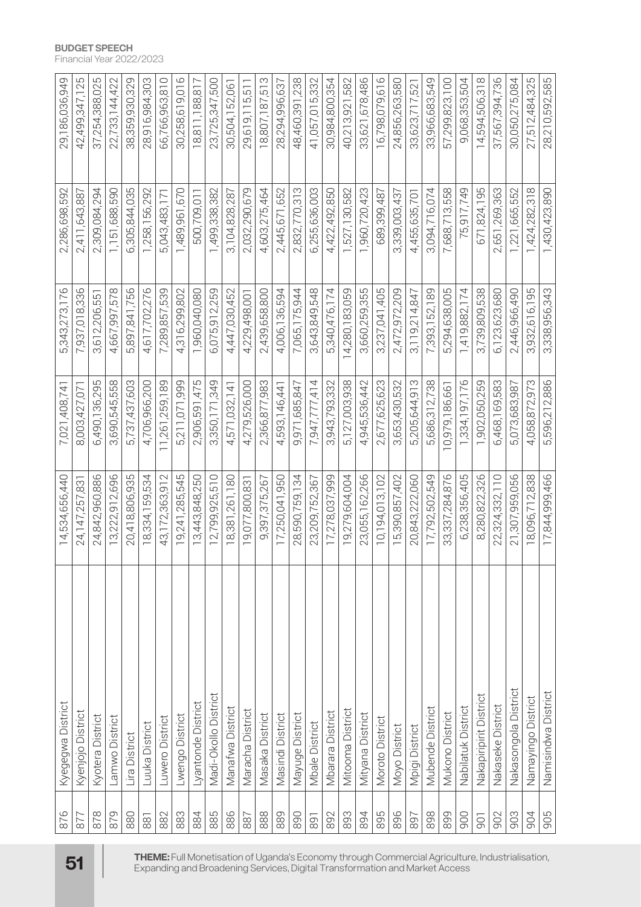| 876 | Kyegegwa District | 14,534,656,440 | 7,021,408,741 | 5,343,273,176 | 2,286,698,592 | 29,186,036,949 |
|---|---|---|---|---|---|---|
| 877 | Kyenjojo District | 24,147,257,831 | 8,003,427,071 | 7,937,018,336 | 2,411,643,887 | 42,499,347,125 |
| 878 | Kyotera District | 24,842,960,886 | 6,490,136,295 | 3,612,206,551 | 2,309,084,294 | 37,254,388,025 |
| 879 | Lamwo District | 13,222,912,696 | 3,690,545,558 | 4,667,997,578 | 1,151,688,590 | 22,733,144,422 |
| 880 | Lira District | 20,418,806,935 | 5,737,437,603 | 5,897,841,756 | 6,305,844,035 | 38,359,930,329 |
| 881 | Luuka District | 18,334,159,534 | 4,706,966,200 | 4,617,702,276 | 1,258,156,292 | 28,916,984,303 |
| 882 | Luwero District | 43,172,363,912 | 11,261,259,189 | 7,289,857,539 | 5,043,483,171 | 66,766,963,810 |
| 883 | Lwengo District | 19,241,285,545 | 5,211,071,999 | 4,316,299,802 | 1,489,961,670 | 30,258,619,016 |
| 884 | Lyantonde District | 13,443,848,250 | 2,906,591,475 | 1,960,040,080 | 500,709,011 | 18,811,188,817 |
| 885 | Madi-Okollo District | 12,799,925,510 | 3,350,171,349 | 6,075,912,259 | 1,499,338,382 | 23,725,347,500 |
| 886 | Manafwa District | 18,381,261,180 | 4,571,032,141 | 4,447,030,452 | 3,104,828,287 | 30,504,152,061 |
| 887 | Maracha District | 19,077,800,831 | 4,279,526,000 | 4,229,498,001 | 2,032,290,679 | 29,619,115,511 |
| 888 | Masaka District | 9,397,375,267 | 2,366,877,983 | 2,439,658,800 | 4,603,275,464 | 18,807,187,513 |
| 889 | Masindi District | 17,250,041,950 | 4,593,146,441 | 4,006,136,594 | 2,445,671,652 | 28,294,996,637 |
| 890 | Mayuge District | 28,590,759,134 | 9,971,685,847 | 7,065,175,944 | 2,832,770,313 | 48,460,391,238 |
| 891 | Mbale District | 23,209,752,367 | 7,947,777,414 | 3,643,849,548 | 6,255,636,003 | 41,057,015,332 |
| 892 | Mbarara District | 17,278,037,999 | 3,943,793,332 | 5,340,476,174 | 4,422,492,850 | 30,984,800,354 |
| 893 | Mitooma District | 19,279,604,004 | 5,127,003,938 | 14,280,183,059 | 1,527,130,582 | 40,213,921,582 |
| 894 | Mityana District | 23,055,162,266 | 4,945,536,442 | 3,660,259,355 | 1,960,720,423 | 33,621,678,486 |
| 895 | Moroto District | 10,194,013,102 | 2,677,625,623 | 3,237,041,405 | 689,399,487 | 16,798,079,616 |
| 896 | Moyo District | 15,390,857,402 | 3,653,430,532 | 2,472,972,209 | 3,339,003,437 | 24,856,263,580 |
| 897 | Mpigi District | 20,843,222,060 | 5,205,644,913 | 3,119,214,847 | 4,455,635,701 | 33,623,717,521 |
| 898 | Mubende District | 17,792,502,549 | 5,686,312,738 | 7,393,152,189 | 3,094,716,074 | 33,966,683,549 |
| 899 | Mukono District | 33,337,284,876 | 10,979,186,661 | 5,294,638,005 | 7,688,713,558 | 57,299,823,100 |
| 900 | Nabilatuk District | 6,238,356,405 | 1,334,197,176 | 1,419,882,174 | 75,917,749 | 9,068,353,504 |
| 901 | Nakapiripirit District | 8,280,822,326 | 1,902,050,259 | 3,739,809,538 | 671,824,195 | 14,594,506,318 |
| 902 | Nakaseke District | 22,324,332,110 | 6,468,169,583 | 6,123,623,680 | 2,651,269,363 | 37,567,394,736 |
| 903 | Nakasongola District | 21,307,959,056 | 5,073,683,987 | 2,446,966,490 | 1,221,665,552 | 30,050,275,084 |
| 904 | Namayingo District | 18,096,712,838 | 4,058,872,973 | 3,932,616,195 | 1,424,282,318 | 27,512,484,325 |
| 905 | Namisindwa District | 17,844,999,466 | 5,596,212,886 | 3,338,956,343 | 1,430,423,890 | 28,210,592,585 |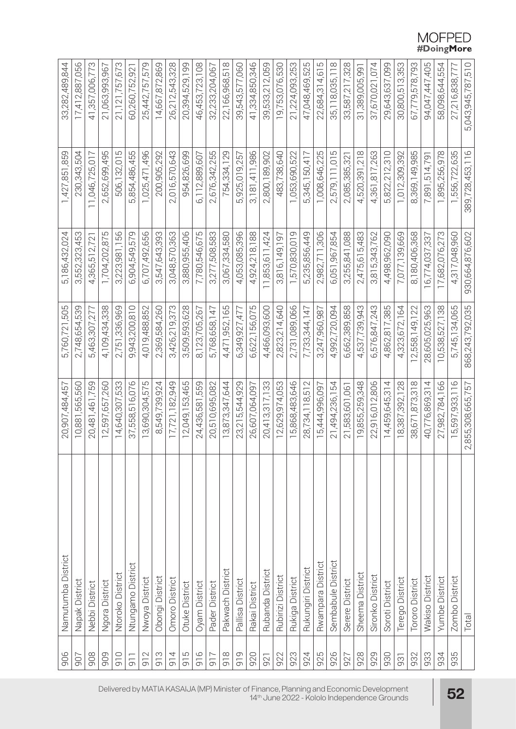| | | | | | | |
|---|---|---|---|---|---|---|
| 906 | Namutumba District | 20,907,484,457 | 5,760,721,505 | 5,186,432,024 | 1,427,851,859 | 33,282,489,844 |
| 907 | Napak District | 10,881,565,560 | 2,748,654,539 | 3,552,323,453 | 230,343,504 | 17,412,887,056 |
| 908 | Nebbi District | 20,481,461,759 | 5,463,307,277 | 4,365,512,721 | 11,046,725,017 | 41,357,006,773 |
| 909 | Ngora District | 12,597,657,260 | 4,109,434,338 | 1,704,202,875 | 2,652,699,495 | 21,063,993,967 |
| 910 | Ntoroko District | 14,640,307,533 | 2,751,336,969 | 3,223,981,156 | 506,132,015 | 21,121,757,673 |
| 911 | Ntungamo District | 37,558,516,076 | 9,943,200,810 | 6,904,549,579 | 5,854,486,455 | 60,260,752,921 |
| 912 | Nwoya District | 13,690,304,575 | 4,019,488,852 | 6,707,492,656 | 1,025,471,496 | 25,442,757,579 |
| 913 | Obongi District | 8,549,739,924 | 2,369,584,260 | 3,547,643,393 | 200,905,292 | 14,667,872,869 |
| 914 | Omoro District | 17,721,182,949 | 3,426,219,373 | 3,048,570,363 | 2,016,570,643 | 26,212,543,328 |
| 915 | Otuke District | 12,049,153,465 | 3,509,593,628 | 3,880,955,406 | 954,826,699 | 20,394,529,199 |
| 916 | Oyam District | 24,436,581,559 | 8,123,705,267 | 7,780,546,675 | 6,112,889,607 | 46,453,723,108 |
| 917 | Pader District | 20,510,695,082 | 5,768,658,147 | 3,277,508,583 | 2,676,342,255 | 32,233,204,067 |
| 918 | Pakwach District | 13,873,347,644 | 4,471,952,165 | 3,067,334,580 | 754,334,129 | 22,166,968,518 |
| 919 | Pallisa District | 23,215,544,929 | 6,349,927,477 | 4,053,085,396 | 5,925,019,257 | 39,543,577,060 |
| 920 | Rakai District | 26,607,064,097 | 6,622,156,075 | 4,924,218,188 | 3,181,411,986 | 41,334,850,346 |
| 921 | Rubanda District | 20,413,317,133 | 4,466,093,600 | 11,853,611,424 | 2,800,189,902 | 39,533,212,059 |
| 922 | Rubirizi District | 12,629,974,053 | 2,823,214,640 | 3,816,149,197 | 483,738,640 | 19,753,076,530 |
| 923 | Rukiga District | 15,868,483,646 | 2,731,089,066 | 1,570,830,019 | 1,053,690,522 | 21,224,093,253 |
| 924 | Rukungiri District | 28,734,118,512 | 7,733,344,147 | 5,235,856,449 | 5,345,150,417 | 47,048,469,525 |
| 925 | Rwampara District | 15,444,996,097 | 3,247,960,987 | 2,982,711,306 | 1,008,646,225 | 22,684,314,615 |
| 926 | Sembabule District | 21,494,236,154 | 4,992,720,094 | 6,051,967,854 | 2,579,111,015 | 35,118,035,118 |
| 927 | Serere District | 21,583,601,061 | 6,662,389,858 | 3,255,841,088 | 2,085,385,321 | 33,587,217,328 |
| 928 | Sheema District | 19,855,259,348 | 4,537,739,943 | 2,475,615,483 | 4,520,391,218 | 31,389,005,991 |
| 929 | Sironko District | 22,916,012,806 | 6,576,847,243 | 3,815,343,762 | 4,361,817,263 | 37,670,021,074 |
| 930 | Soroti District | 14,459,645,314 | 4,862,817,385 | 4,498,962,090 | 5,822,212,310 | 29,643,637,099 |
| 931 | Terego District | 18,387,392,128 | 4,323,672,164 | 7,077,139,669 | 1,012,309,392 | 30,800,513,353 |
| 932 | Tororo District | 38,671,873,318 | 12,558,149,122 | 8,180,406,368 | 8,369,149,985 | 67,779,578,793 |
| 933 | Wakiso District | 40,776,869,314 | 28,605,025,963 | 16,774,037,337 | 7,891,514,791 | 94,047,447,405 |
| 934 | Yumbe District | 27,982,784,166 | 10,538,527,138 | 17,682,076,273 | 1,895,256,978 | 58,098,644,554 |
| 935 | Zombo District | 15,597,933,116 | 5,745,134,065 | 4,317,048,960 | 1,556,722,635 | 27,216,838,777 |
| | Total | 2,855,308,665,757 | 868,243,792,035 | 930,664,876,602 | 389,728,453,116 | 5,043,945,787,510 |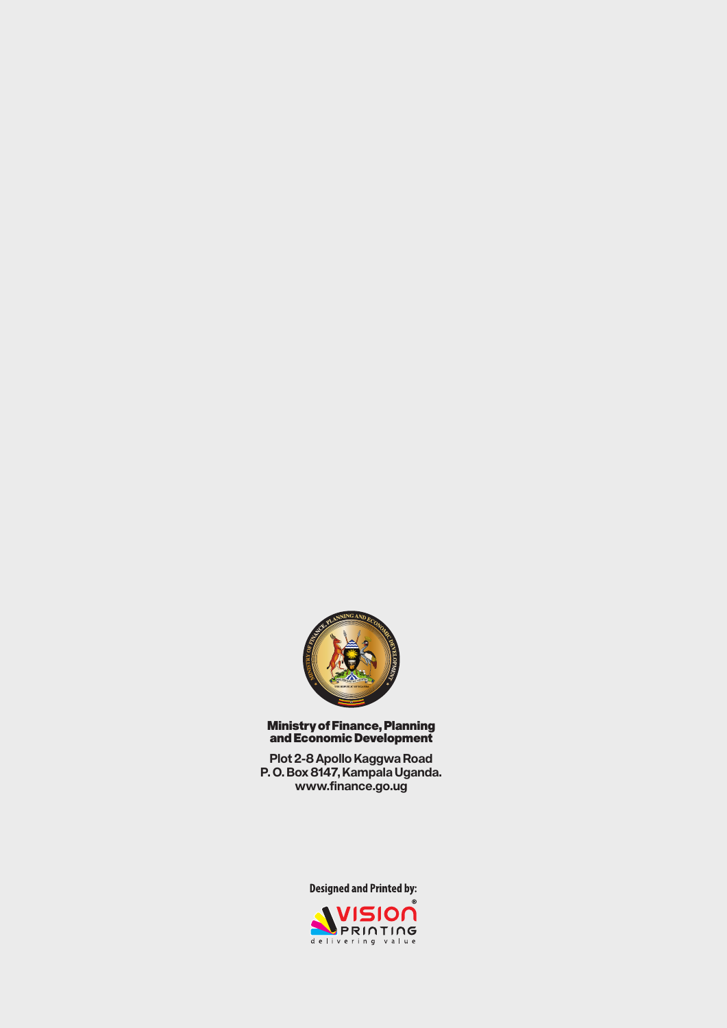**Ministry of Finance, Planning and Economic Development**

Plot 2-8 Apollo Kaggwa Road
P. O. Box 8147, Kampala Uganda.
www.finance.go.ug

**Designed and Printed by:**